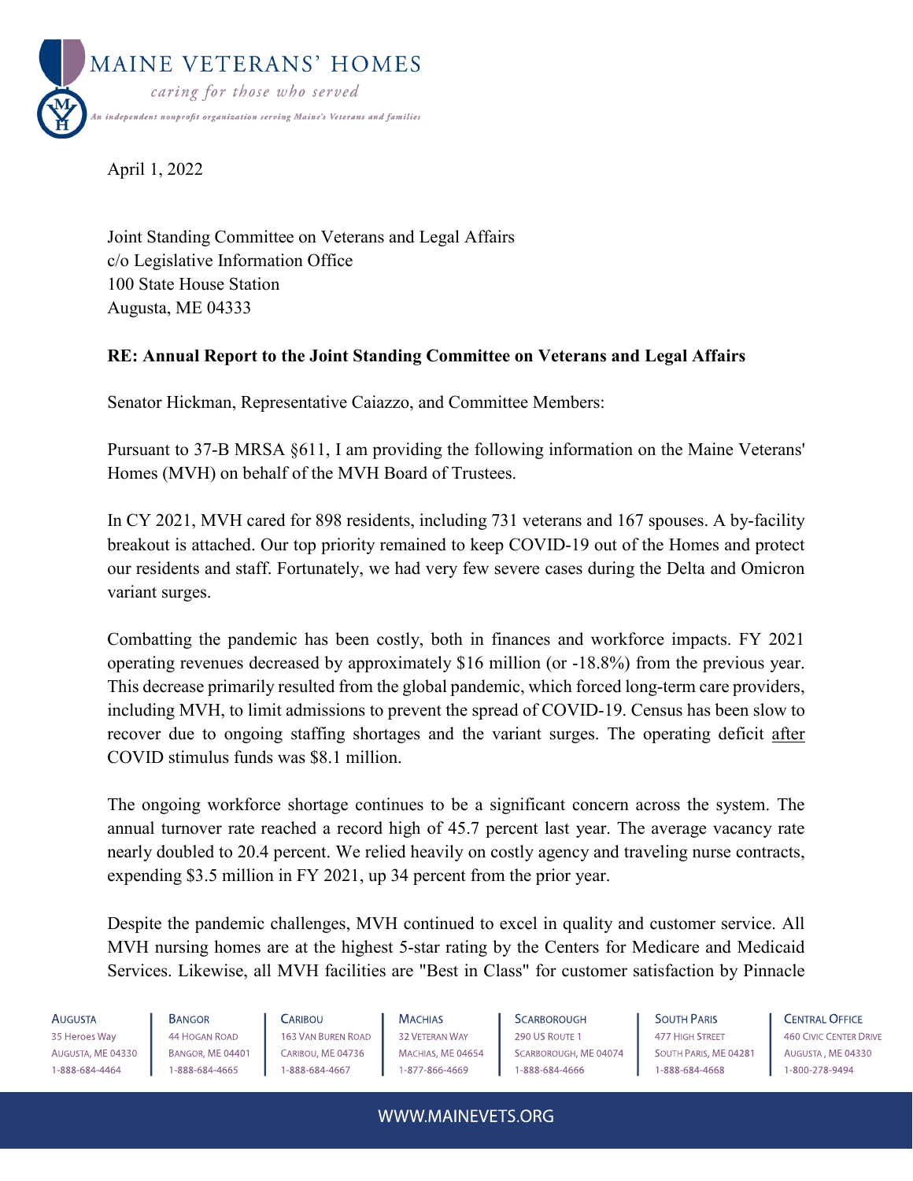MAINE VETERANS' HOMES

*caring for those who served*

*An independent nonprofit organization serving Maine's Veterans and families*

April 1, 2022

Joint Standing Committee on Veterans and Legal Affairs
c/o Legislative Information Office
100 State House Station
Augusta, ME 04333

**RE: Annual Report to the Joint Standing Committee on Veterans and Legal Affairs**

Senator Hickman, Representative Caiazzo, and Committee Members:

Pursuant to 37-B MRSA §611, I am providing the following information on the Maine Veterans' Homes (MVH) on behalf of the MVH Board of Trustees.

In CY 2021, MVH cared for 898 residents, including 731 veterans and 167 spouses. A by-facility breakout is attached. Our top priority remained to keep COVID-19 out of the Homes and protect our residents and staff. Fortunately, we had very few severe cases during the Delta and Omicron variant surges.

Combatting the pandemic has been costly, both in finances and workforce impacts. FY 2021 operating revenues decreased by approximately $16 million (or -18.8%) from the previous year. This decrease primarily resulted from the global pandemic, which forced long-term care providers, including MVH, to limit admissions to prevent the spread of COVID-19. Census has been slow to recover due to ongoing staffing shortages and the variant surges. The operating deficit after COVID stimulus funds was $8.1 million.

The ongoing workforce shortage continues to be a significant concern across the system. The annual turnover rate reached a record high of 45.7 percent last year. The average vacancy rate nearly doubled to 20.4 percent. We relied heavily on costly agency and traveling nurse contracts, expending $3.5 million in FY 2021, up 34 percent from the prior year.

Despite the pandemic challenges, MVH continued to excel in quality and customer service. All MVH nursing homes are at the highest 5-star rating by the Centers for Medicare and Medicaid Services. Likewise, all MVH facilities are "Best in Class" for customer satisfaction by Pinnacle

| Augusta | Bangor | Caribou | Machias | Scarborough | South Paris | Central Office |
|---|---|---|---|---|---|---|
| 35 Heroes Way | 44 Hogan Road | 163 Van Buren Road | 32 Veteran Way | 290 US Route 1 | 477 High Street | 460 Civic Center Drive |
| Augusta, ME 04330 | Bangor, ME 04401 | Caribou, ME 04736 | Machias, ME 04654 | Scarborough, ME 04074 | South Paris, ME 04281 | Augusta, ME 04330 |
| 1-888-684-4464 | 1-888-684-4665 | 1-888-684-4667 | 1-877-866-4669 | 1-888-684-4666 | 1-888-684-4668 | 1-800-278-9494 |

WWW.MAINEVETS.ORG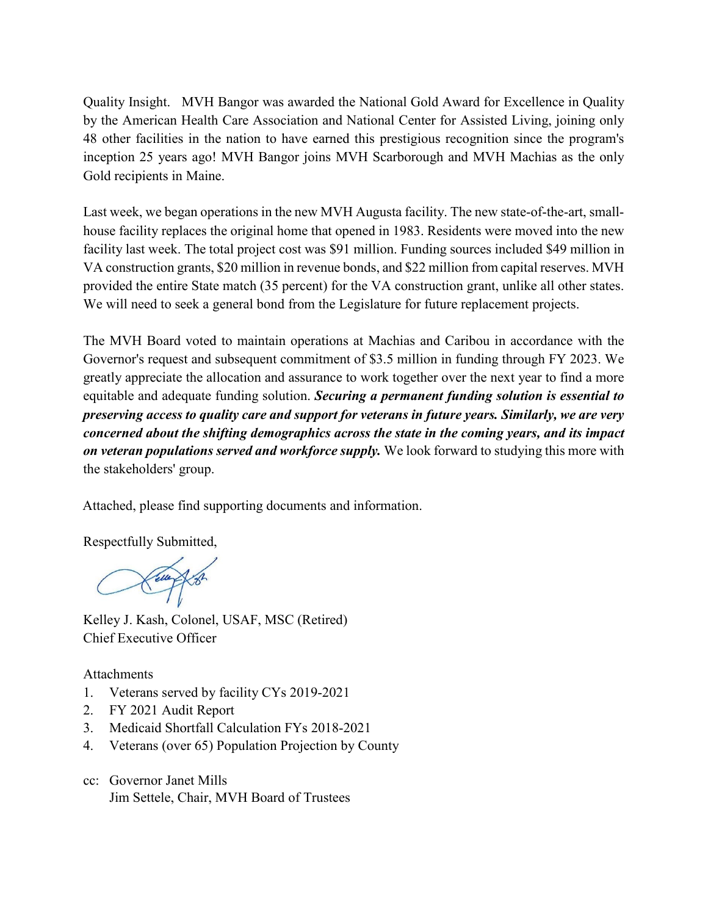Quality Insight. MVH Bangor was awarded the National Gold Award for Excellence in Quality by the American Health Care Association and National Center for Assisted Living, joining only 48 other facilities in the nation to have earned this prestigious recognition since the program's inception 25 years ago! MVH Bangor joins MVH Scarborough and MVH Machias as the only Gold recipients in Maine.

Last week, we began operations in the new MVH Augusta facility. The new state-of-the-art, small-house facility replaces the original home that opened in 1983. Residents were moved into the new facility last week. The total project cost was $91 million. Funding sources included $49 million in VA construction grants, $20 million in revenue bonds, and $22 million from capital reserves. MVH provided the entire State match (35 percent) for the VA construction grant, unlike all other states. We will need to seek a general bond from the Legislature for future replacement projects.

The MVH Board voted to maintain operations at Machias and Caribou in accordance with the Governor's request and subsequent commitment of $3.5 million in funding through FY 2023. We greatly appreciate the allocation and assurance to work together over the next year to find a more equitable and adequate funding solution. ***Securing a permanent funding solution is essential to preserving access to quality care and support for veterans in future years. Similarly, we are very concerned about the shifting demographics across the state in the coming years, and its impact on veteran populations served and workforce supply.*** We look forward to studying this more with the stakeholders' group.

Attached, please find supporting documents and information.

Respectfully Submitted,

Kelley J. Kash, Colonel, USAF, MSC (Retired)
Chief Executive Officer

Attachments

1. Veterans served by facility CYs 2019-2021
2. FY 2021 Audit Report
3. Medicaid Shortfall Calculation FYs 2018-2021
4. Veterans (over 65) Population Projection by County

cc: Governor Janet Mills
Jim Settele, Chair, MVH Board of Trustees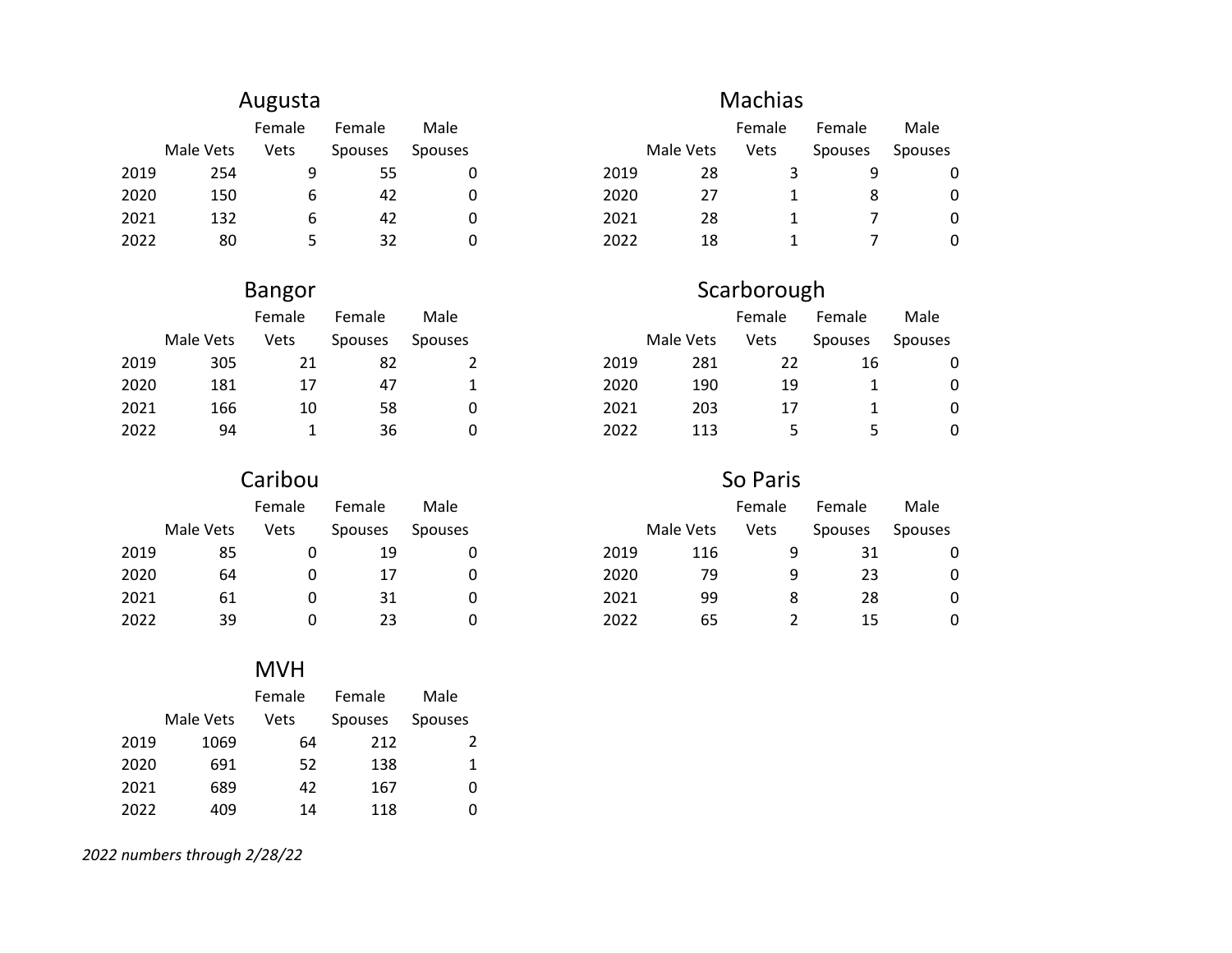## Augusta

| | Male Vets | Female Vets | Female Spouses | Male Spouses |
|---|---|---|---|---|
| 2019 | 254 | 9 | 55 | 0 |
| 2020 | 150 | 6 | 42 | 0 |
| 2021 | 132 | 6 | 42 | 0 |
| 2022 | 80 | 5 | 32 | 0 |

## Bangor

| | Male Vets | Female Vets | Female Spouses | Male Spouses |
|---|---|---|---|---|
| 2019 | 305 | 21 | 82 | 2 |
| 2020 | 181 | 17 | 47 | 1 |
| 2021 | 166 | 10 | 58 | 0 |
| 2022 | 94 | 1 | 36 | 0 |

## Caribou

| | Male Vets | Female Vets | Female Spouses | Male Spouses |
|---|---|---|---|---|
| 2019 | 85 | 0 | 19 | 0 |
| 2020 | 64 | 0 | 17 | 0 |
| 2021 | 61 | 0 | 31 | 0 |
| 2022 | 39 | 0 | 23 | 0 |

## MVH

| | Male Vets | Female Vets | Female Spouses | Male Spouses |
|---|---|---|---|---|
| 2019 | 1069 | 64 | 212 | 2 |
| 2020 | 691 | 52 | 138 | 1 |
| 2021 | 689 | 42 | 167 | 0 |
| 2022 | 409 | 14 | 118 | 0 |

## Machias

| | Male Vets | Female Vets | Female Spouses | Male Spouses |
|---|---|---|---|---|
| 2019 | 28 | 3 | 9 | 0 |
| 2020 | 27 | 1 | 8 | 0 |
| 2021 | 28 | 1 | 7 | 0 |
| 2022 | 18 | 1 | 7 | 0 |

## Scarborough

| | Male Vets | Female Vets | Female Spouses | Male Spouses |
|---|---|---|---|---|
| 2019 | 281 | 22 | 16 | 0 |
| 2020 | 190 | 19 | 1 | 0 |
| 2021 | 203 | 17 | 1 | 0 |
| 2022 | 113 | 5 | 5 | 0 |

## So Paris

| | Male Vets | Female Vets | Female Spouses | Male Spouses |
|---|---|---|---|---|
| 2019 | 116 | 9 | 31 | 0 |
| 2020 | 79 | 9 | 23 | 0 |
| 2021 | 99 | 8 | 28 | 0 |
| 2022 | 65 | 2 | 15 | 0 |

*2022 numbers through 2/28/22*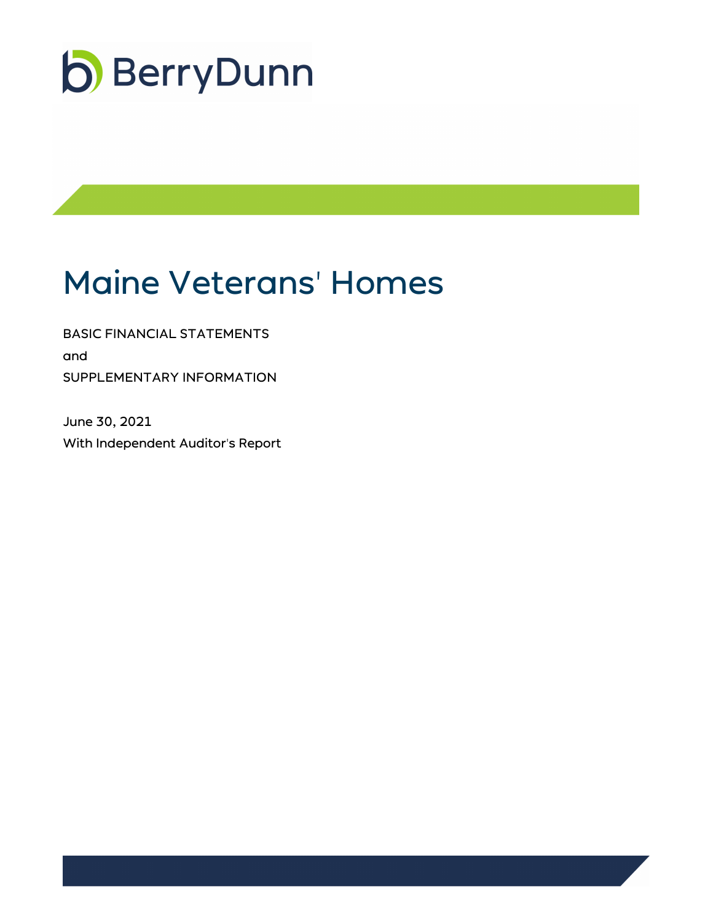BerryDunn

# Maine Veterans' Homes

BASIC FINANCIAL STATEMENTS

and

SUPPLEMENTARY INFORMATION

June 30, 2021

With Independent Auditor's Report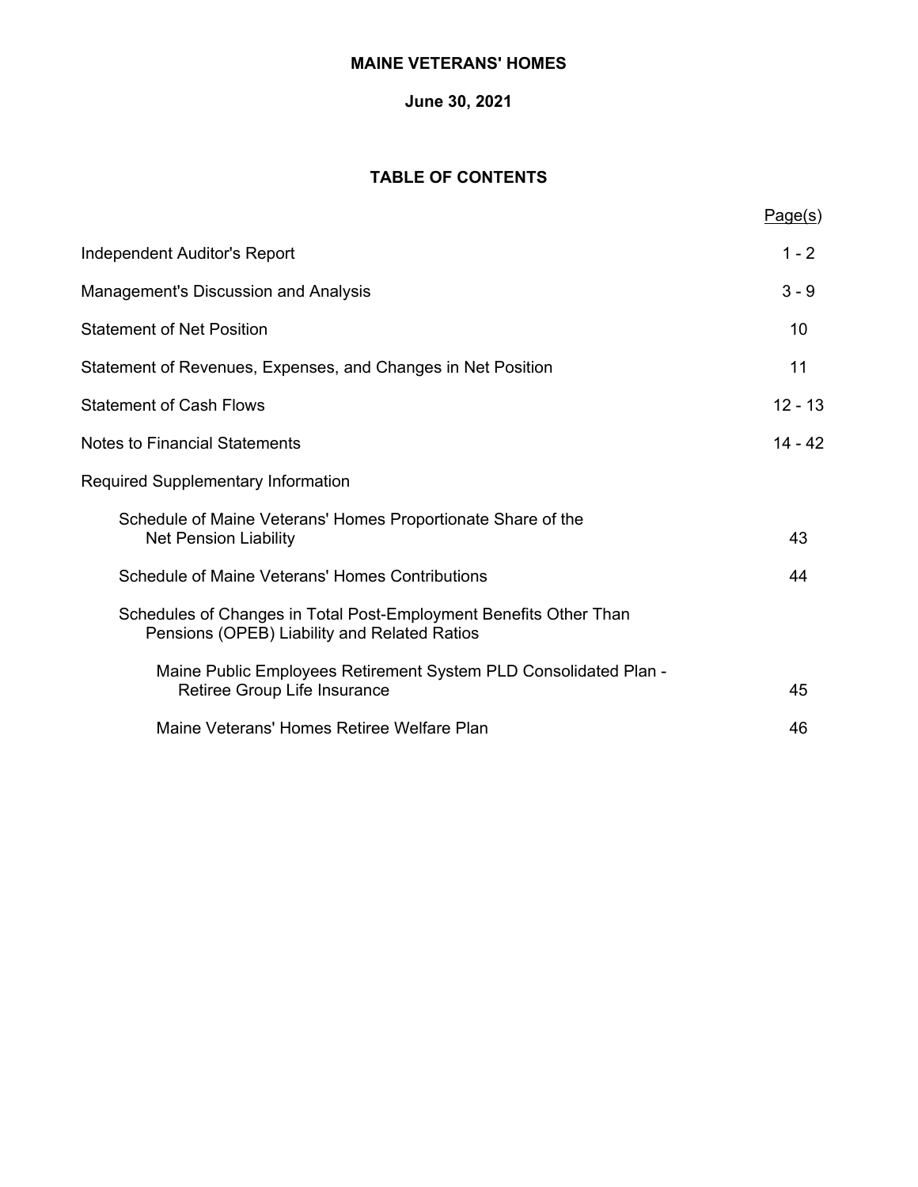# MAINE VETERANS' HOMES

## June 30, 2021

## TABLE OF CONTENTS

| | Page(s) |
|---|---|
| Independent Auditor's Report | 1 - 2 |
| Management's Discussion and Analysis | 3 - 9 |
| Statement of Net Position | 10 |
| Statement of Revenues, Expenses, and Changes in Net Position | 11 |
| Statement of Cash Flows | 12 - 13 |
| Notes to Financial Statements | 14 - 42 |
| Required Supplementary Information | |
| Schedule of Maine Veterans' Homes Proportionate Share of the Net Pension Liability | 43 |
| Schedule of Maine Veterans' Homes Contributions | 44 |
| Schedules of Changes in Total Post-Employment Benefits Other Than Pensions (OPEB) Liability and Related Ratios | |
| Maine Public Employees Retirement System PLD Consolidated Plan - Retiree Group Life Insurance | 45 |
| Maine Veterans' Homes Retiree Welfare Plan | 46 |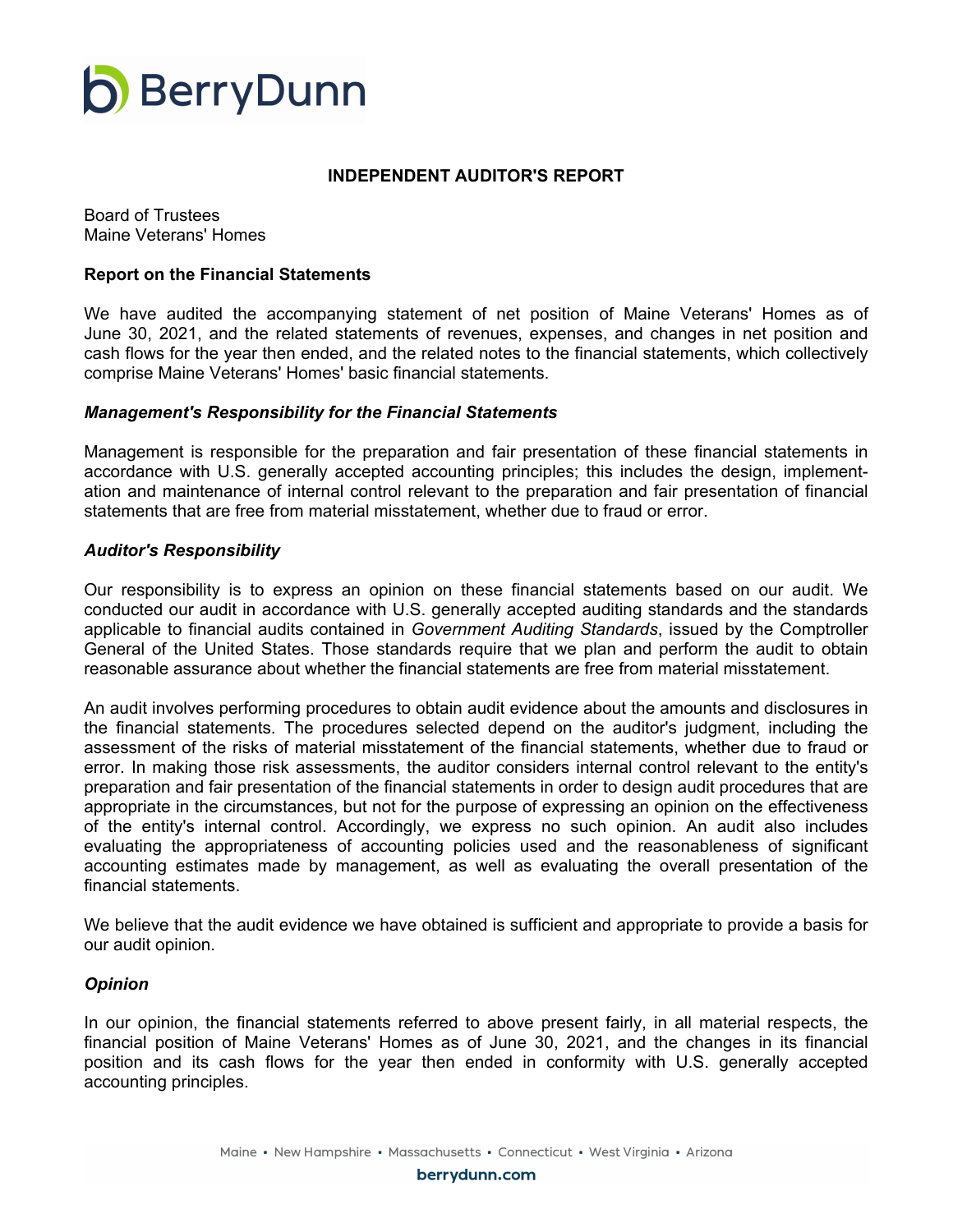BerryDunn

## INDEPENDENT AUDITOR'S REPORT

Board of Trustees
Maine Veterans' Homes

### Report on the Financial Statements

We have audited the accompanying statement of net position of Maine Veterans' Homes as of June 30, 2021, and the related statements of revenues, expenses, and changes in net position and cash flows for the year then ended, and the related notes to the financial statements, which collectively comprise Maine Veterans' Homes' basic financial statements.

#### *Management's Responsibility for the Financial Statements*

Management is responsible for the preparation and fair presentation of these financial statements in accordance with U.S. generally accepted accounting principles; this includes the design, implementation and maintenance of internal control relevant to the preparation and fair presentation of financial statements that are free from material misstatement, whether due to fraud or error.

#### *Auditor's Responsibility*

Our responsibility is to express an opinion on these financial statements based on our audit. We conducted our audit in accordance with U.S. generally accepted auditing standards and the standards applicable to financial audits contained in *Government Auditing Standards*, issued by the Comptroller General of the United States. Those standards require that we plan and perform the audit to obtain reasonable assurance about whether the financial statements are free from material misstatement.

An audit involves performing procedures to obtain audit evidence about the amounts and disclosures in the financial statements. The procedures selected depend on the auditor's judgment, including the assessment of the risks of material misstatement of the financial statements, whether due to fraud or error. In making those risk assessments, the auditor considers internal control relevant to the entity's preparation and fair presentation of the financial statements in order to design audit procedures that are appropriate in the circumstances, but not for the purpose of expressing an opinion on the effectiveness of the entity's internal control. Accordingly, we express no such opinion. An audit also includes evaluating the appropriateness of accounting policies used and the reasonableness of significant accounting estimates made by management, as well as evaluating the overall presentation of the financial statements.

We believe that the audit evidence we have obtained is sufficient and appropriate to provide a basis for our audit opinion.

#### *Opinion*

In our opinion, the financial statements referred to above present fairly, in all material respects, the financial position of Maine Veterans' Homes as of June 30, 2021, and the changes in its financial position and its cash flows for the year then ended in conformity with U.S. generally accepted accounting principles.

Maine ▪ New Hampshire ▪ Massachusetts ▪ Connecticut ▪ West Virginia ▪ Arizona

berrydunn.com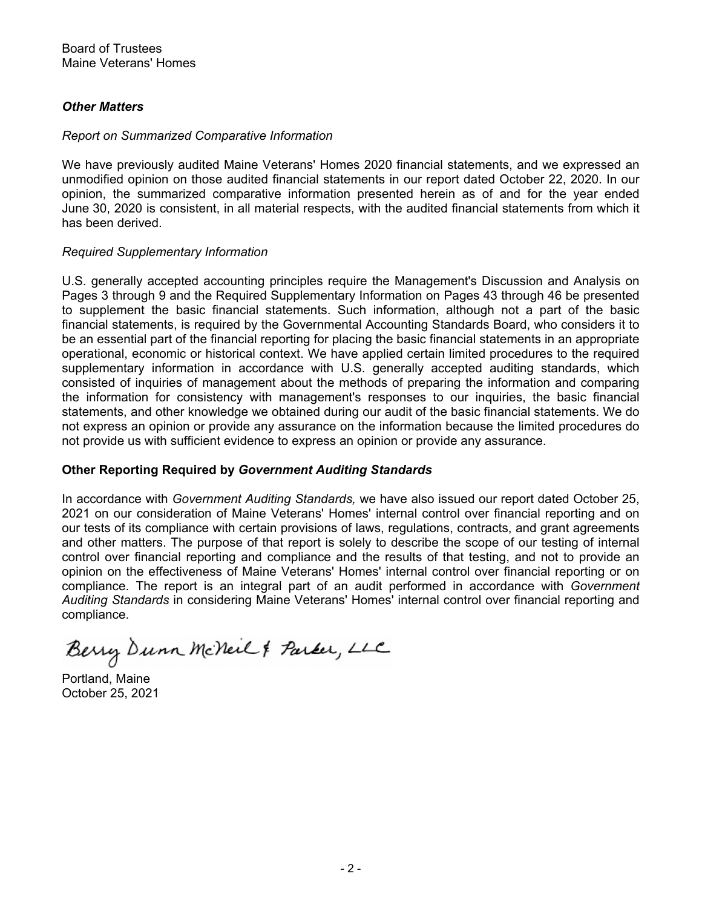Board of Trustees
Maine Veterans' Homes

***Other Matters***

*Report on Summarized Comparative Information*

We have previously audited Maine Veterans' Homes 2020 financial statements, and we expressed an unmodified opinion on those audited financial statements in our report dated October 22, 2020. In our opinion, the summarized comparative information presented herein as of and for the year ended June 30, 2020 is consistent, in all material respects, with the audited financial statements from which it has been derived.

*Required Supplementary Information*

U.S. generally accepted accounting principles require the Management's Discussion and Analysis on Pages 3 through 9 and the Required Supplementary Information on Pages 43 through 46 be presented to supplement the basic financial statements. Such information, although not a part of the basic financial statements, is required by the Governmental Accounting Standards Board, who considers it to be an essential part of the financial reporting for placing the basic financial statements in an appropriate operational, economic or historical context. We have applied certain limited procedures to the required supplementary information in accordance with U.S. generally accepted auditing standards, which consisted of inquiries of management about the methods of preparing the information and comparing the information for consistency with management's responses to our inquiries, the basic financial statements, and other knowledge we obtained during our audit of the basic financial statements. We do not express an opinion or provide any assurance on the information because the limited procedures do not provide us with sufficient evidence to express an opinion or provide any assurance.

**Other Reporting Required by *Government Auditing Standards***

In accordance with *Government Auditing Standards,* we have also issued our report dated October 25, 2021 on our consideration of Maine Veterans' Homes' internal control over financial reporting and on our tests of its compliance with certain provisions of laws, regulations, contracts, and grant agreements and other matters. The purpose of that report is solely to describe the scope of our testing of internal control over financial reporting and compliance and the results of that testing, and not to provide an opinion on the effectiveness of Maine Veterans' Homes' internal control over financial reporting or on compliance. The report is an integral part of an audit performed in accordance with *Government Auditing Standards* in considering Maine Veterans' Homes' internal control over financial reporting and compliance.

Berry Dunn McNeil & Parker, LLC

Portland, Maine
October 25, 2021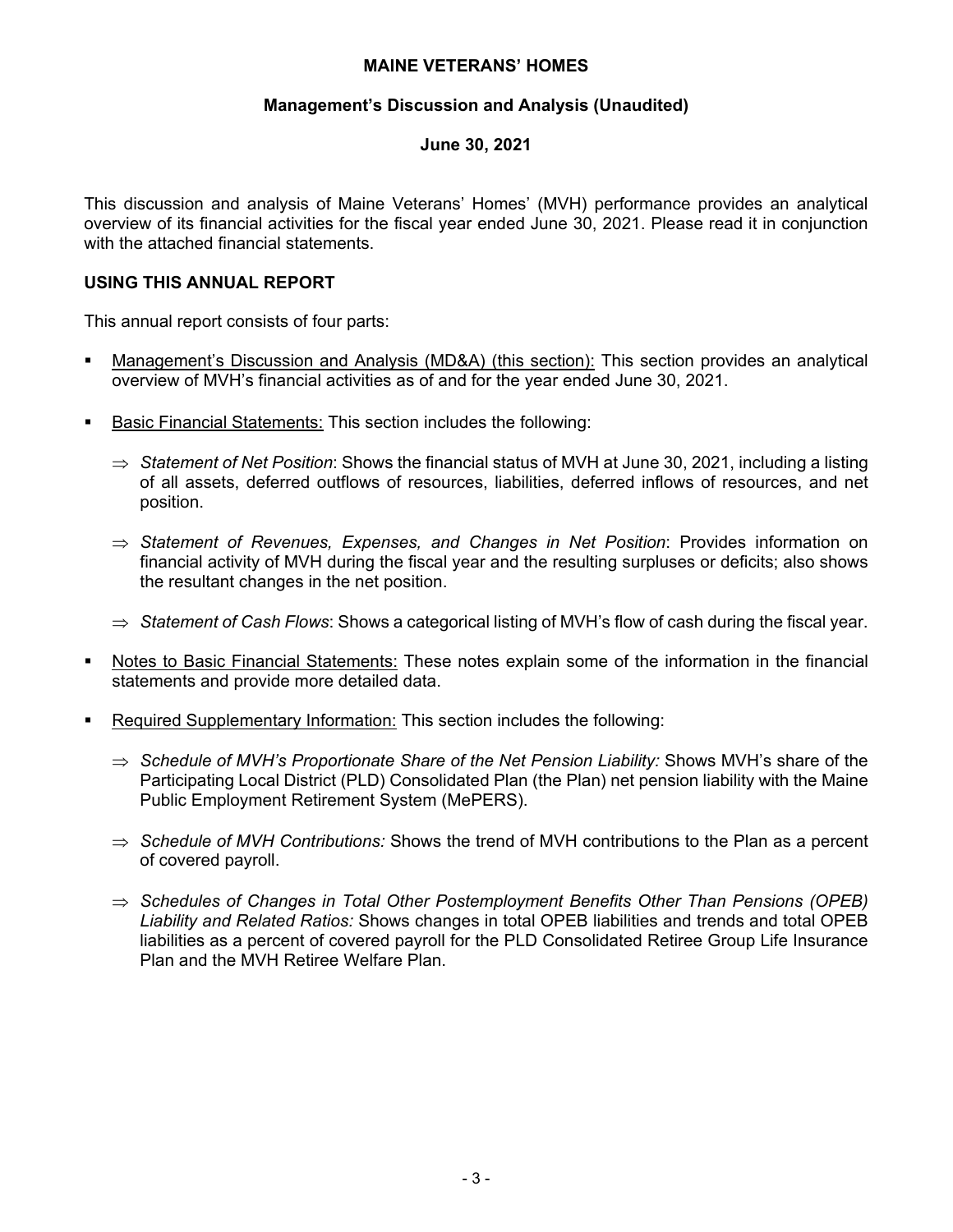# MAINE VETERANS' HOMES

## Management's Discussion and Analysis (Unaudited)

### June 30, 2021

This discussion and analysis of Maine Veterans' Homes' (MVH) performance provides an analytical overview of its financial activities for the fiscal year ended June 30, 2021. Please read it in conjunction with the attached financial statements.

## USING THIS ANNUAL REPORT

This annual report consists of four parts:

- Management's Discussion and Analysis (MD&A) (this section): This section provides an analytical overview of MVH's financial activities as of and for the year ended June 30, 2021.
- Basic Financial Statements: This section includes the following:
  - ⇒ *Statement of Net Position*: Shows the financial status of MVH at June 30, 2021, including a listing of all assets, deferred outflows of resources, liabilities, deferred inflows of resources, and net position.
  - ⇒ *Statement of Revenues, Expenses, and Changes in Net Position*: Provides information on financial activity of MVH during the fiscal year and the resulting surpluses or deficits; also shows the resultant changes in the net position.
  - ⇒ *Statement of Cash Flows*: Shows a categorical listing of MVH's flow of cash during the fiscal year.
- Notes to Basic Financial Statements: These notes explain some of the information in the financial statements and provide more detailed data.
- Required Supplementary Information: This section includes the following:
  - ⇒ *Schedule of MVH's Proportionate Share of the Net Pension Liability:* Shows MVH's share of the Participating Local District (PLD) Consolidated Plan (the Plan) net pension liability with the Maine Public Employment Retirement System (MePERS).
  - ⇒ *Schedule of MVH Contributions:* Shows the trend of MVH contributions to the Plan as a percent of covered payroll.
  - ⇒ *Schedules of Changes in Total Other Postemployment Benefits Other Than Pensions (OPEB) Liability and Related Ratios:* Shows changes in total OPEB liabilities and trends and total OPEB liabilities as a percent of covered payroll for the PLD Consolidated Retiree Group Life Insurance Plan and the MVH Retiree Welfare Plan.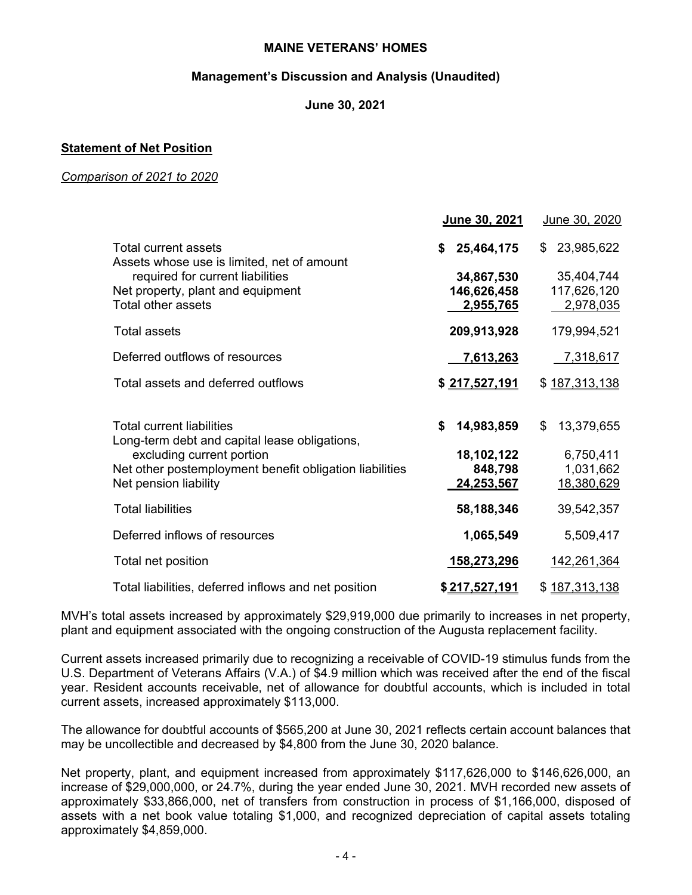**MAINE VETERANS' HOMES**

**Management's Discussion and Analysis (Unaudited)**

**June 30, 2021**

**Statement of Net Position**

*Comparison of 2021 to 2020*

| | **June 30, 2021** | June 30, 2020 |
|---|---|---|
| Total current assets | **$ 25,464,175** | $ 23,985,622 |
| Assets whose use is limited, net of amount required for current liabilities | **34,867,530** | 35,404,744 |
| Net property, plant and equipment | **146,626,458** | 117,626,120 |
| Total other assets | **2,955,765** | 2,978,035 |
| Total assets | **209,913,928** | 179,994,521 |
| Deferred outflows of resources | **7,613,263** | 7,318,617 |
| Total assets and deferred outflows | **$ 217,527,191** | $ 187,313,138 |
| | | |
| Total current liabilities | **$ 14,983,859** | $ 13,379,655 |
| Long-term debt and capital lease obligations, excluding current portion | **18,102,122** | 6,750,411 |
| Net other postemployment benefit obligation liabilities | **848,798** | 1,031,662 |
| Net pension liability | **24,253,567** | 18,380,629 |
| Total liabilities | **58,188,346** | 39,542,357 |
| Deferred inflows of resources | **1,065,549** | 5,509,417 |
| Total net position | **158,273,296** | 142,261,364 |
| Total liabilities, deferred inflows and net position | **$ 217,527,191** | $ 187,313,138 |

MVH's total assets increased by approximately $29,919,000 due primarily to increases in net property, plant and equipment associated with the ongoing construction of the Augusta replacement facility.

Current assets increased primarily due to recognizing a receivable of COVID-19 stimulus funds from the U.S. Department of Veterans Affairs (V.A.) of $4.9 million which was received after the end of the fiscal year. Resident accounts receivable, net of allowance for doubtful accounts, which is included in total current assets, increased approximately $113,000.

The allowance for doubtful accounts of $565,200 at June 30, 2021 reflects certain account balances that may be uncollectible and decreased by $4,800 from the June 30, 2020 balance.

Net property, plant, and equipment increased from approximately $117,626,000 to $146,626,000, an increase of $29,000,000, or 24.7%, during the year ended June 30, 2021. MVH recorded new assets of approximately $33,866,000, net of transfers from construction in process of $1,166,000, disposed of assets with a net book value totaling $1,000, and recognized depreciation of capital assets totaling approximately $4,859,000.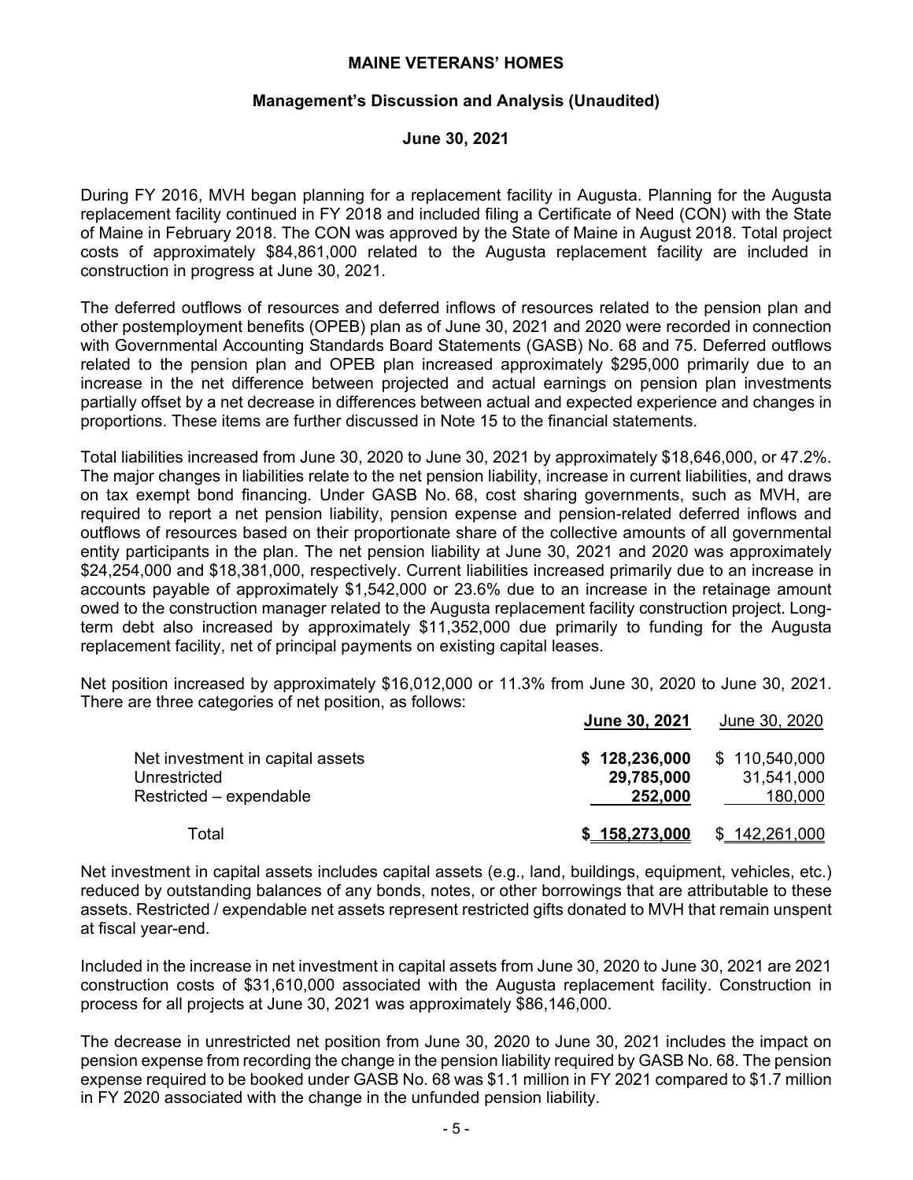During FY 2016, MVH began planning for a replacement facility in Augusta. Planning for the Augusta replacement facility continued in FY 2018 and included filing a Certificate of Need (CON) with the State of Maine in February 2018. The CON was approved by the State of Maine in August 2018. Total project costs of approximately $84,861,000 related to the Augusta replacement facility are included in construction in progress at June 30, 2021.

The deferred outflows of resources and deferred inflows of resources related to the pension plan and other postemployment benefits (OPEB) plan as of June 30, 2021 and 2020 were recorded in connection with Governmental Accounting Standards Board Statements (GASB) No. 68 and 75. Deferred outflows related to the pension plan and OPEB plan increased approximately $295,000 primarily due to an increase in the net difference between projected and actual earnings on pension plan investments partially offset by a net decrease in differences between actual and expected experience and changes in proportions. These items are further discussed in Note 15 to the financial statements.

Total liabilities increased from June 30, 2020 to June 30, 2021 by approximately $18,646,000, or 47.2%. The major changes in liabilities relate to the net pension liability, increase in current liabilities, and draws on tax exempt bond financing. Under GASB No. 68, cost sharing governments, such as MVH, are required to report a net pension liability, pension expense and pension-related deferred inflows and outflows of resources based on their proportionate share of the collective amounts of all governmental entity participants in the plan. The net pension liability at June 30, 2021 and 2020 was approximately $24,254,000 and $18,381,000, respectively. Current liabilities increased primarily due to an increase in accounts payable of approximately $1,542,000 or 23.6% due to an increase in the retainage amount owed to the construction manager related to the Augusta replacement facility construction project. Long-term debt also increased by approximately $11,352,000 due primarily to funding for the Augusta replacement facility, net of principal payments on existing capital leases.

Net position increased by approximately $16,012,000 or 11.3% from June 30, 2020 to June 30, 2021. There are three categories of net position, as follows:

| | **June 30, 2021** | June 30, 2020 |
|---|---|---|
| Net investment in capital assets | **$ 128,236,000** | $ 110,540,000 |
| Unrestricted | **29,785,000** | 31,541,000 |
| Restricted – expendable | **252,000** | 180,000 |
| Total | **$ 158,273,000** | $ 142,261,000 |

Net investment in capital assets includes capital assets (e.g., land, buildings, equipment, vehicles, etc.) reduced by outstanding balances of any bonds, notes, or other borrowings that are attributable to these assets. Restricted / expendable net assets represent restricted gifts donated to MVH that remain unspent at fiscal year-end.

Included in the increase in net investment in capital assets from June 30, 2020 to June 30, 2021 are 2021 construction costs of $31,610,000 associated with the Augusta replacement facility. Construction in process for all projects at June 30, 2021 was approximately $86,146,000.

The decrease in unrestricted net position from June 30, 2020 to June 30, 2021 includes the impact on pension expense from recording the change in the pension liability required by GASB No. 68. The pension expense required to be booked under GASB No. 68 was $1.1 million in FY 2021 compared to $1.7 million in FY 2020 associated with the change in the unfunded pension liability.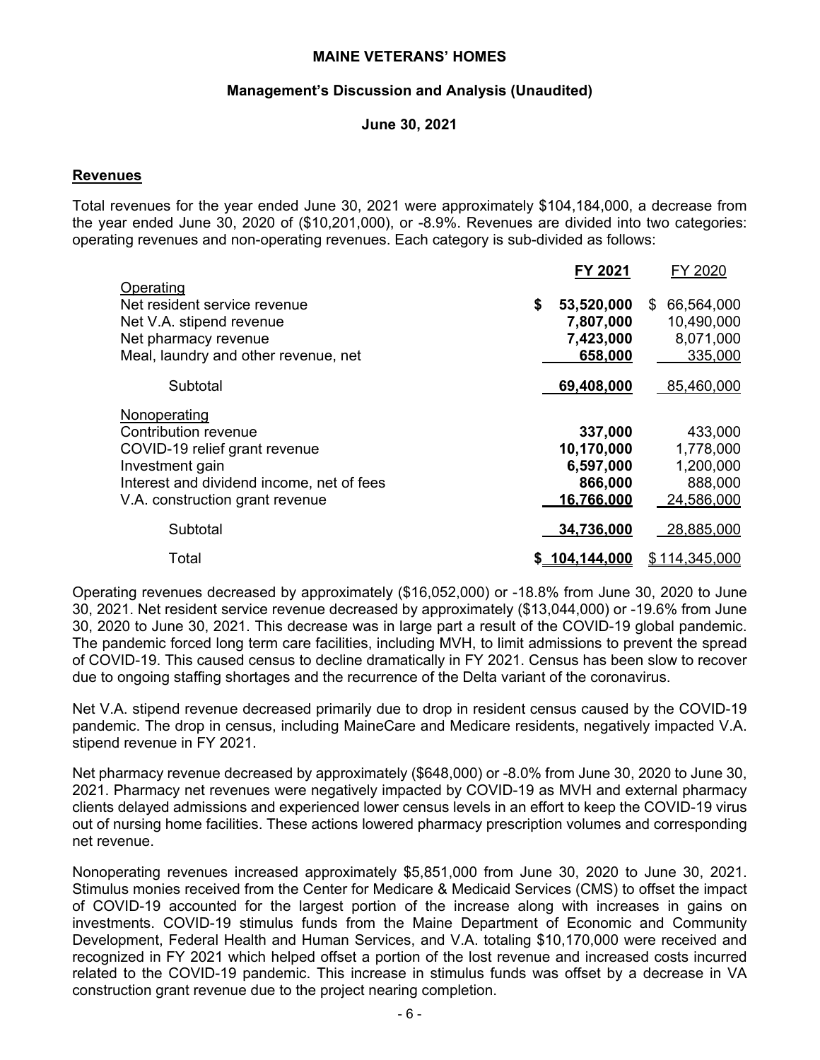## Revenues

Total revenues for the year ended June 30, 2021 were approximately $104,184,000, a decrease from the year ended June 30, 2020 of ($10,201,000), or -8.9%. Revenues are divided into two categories: operating revenues and non-operating revenues. Each category is sub-divided as follows:

| | **FY 2021** | FY 2020 |
|---|---|---|
| Operating | | |
| Net resident service revenue | **$ 53,520,000** | $ 66,564,000 |
| Net V.A. stipend revenue | **7,807,000** | 10,490,000 |
| Net pharmacy revenue | **7,423,000** | 8,071,000 |
| Meal, laundry and other revenue, net | **658,000** | 335,000 |
| Subtotal | **69,408,000** | 85,460,000 |
| Nonoperating | | |
| Contribution revenue | **337,000** | 433,000 |
| COVID-19 relief grant revenue | **10,170,000** | 1,778,000 |
| Investment gain | **6,597,000** | 1,200,000 |
| Interest and dividend income, net of fees | **866,000** | 888,000 |
| V.A. construction grant revenue | **16,766,000** | 24,586,000 |
| Subtotal | **34,736,000** | 28,885,000 |
| Total | **$ 104,144,000** | $ 114,345,000 |

Operating revenues decreased by approximately ($16,052,000) or -18.8% from June 30, 2020 to June 30, 2021. Net resident service revenue decreased by approximately ($13,044,000) or -19.6% from June 30, 2020 to June 30, 2021. This decrease was in large part a result of the COVID-19 global pandemic. The pandemic forced long term care facilities, including MVH, to limit admissions to prevent the spread of COVID-19. This caused census to decline dramatically in FY 2021. Census has been slow to recover due to ongoing staffing shortages and the recurrence of the Delta variant of the coronavirus.

Net V.A. stipend revenue decreased primarily due to drop in resident census caused by the COVID-19 pandemic. The drop in census, including MaineCare and Medicare residents, negatively impacted V.A. stipend revenue in FY 2021.

Net pharmacy revenue decreased by approximately ($648,000) or -8.0% from June 30, 2020 to June 30, 2021. Pharmacy net revenues were negatively impacted by COVID-19 as MVH and external pharmacy clients delayed admissions and experienced lower census levels in an effort to keep the COVID-19 virus out of nursing home facilities. These actions lowered pharmacy prescription volumes and corresponding net revenue.

Nonoperating revenues increased approximately $5,851,000 from June 30, 2020 to June 30, 2021. Stimulus monies received from the Center for Medicare & Medicaid Services (CMS) to offset the impact of COVID-19 accounted for the largest portion of the increase along with increases in gains on investments. COVID-19 stimulus funds from the Maine Department of Economic and Community Development, Federal Health and Human Services, and V.A. totaling $10,170,000 were received and recognized in FY 2021 which helped offset a portion of the lost revenue and increased costs incurred related to the COVID-19 pandemic. This increase in stimulus funds was offset by a decrease in VA construction grant revenue due to the project nearing completion.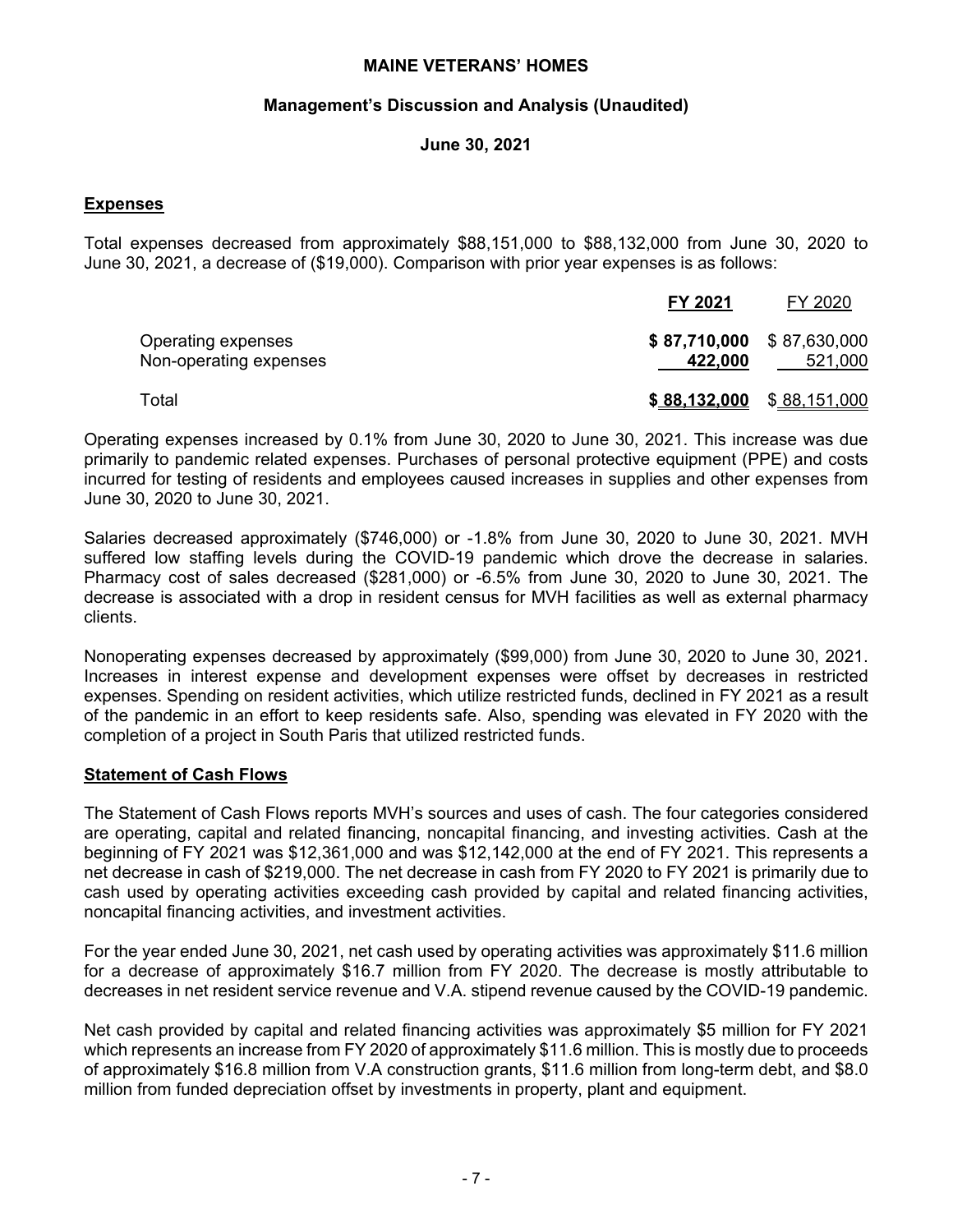## Expenses

Total expenses decreased from approximately $88,151,000 to $88,132,000 from June 30, 2020 to June 30, 2021, a decrease of ($19,000). Comparison with prior year expenses is as follows:

| | **FY 2021** | FY 2020 |
|---|---|---|
| Operating expenses | **$ 87,710,000** | $ 87,630,000 |
| Non-operating expenses | **422,000** | 521,000 |
| Total | **$ 88,132,000** | $ 88,151,000 |

Operating expenses increased by 0.1% from June 30, 2020 to June 30, 2021. This increase was due primarily to pandemic related expenses. Purchases of personal protective equipment (PPE) and costs incurred for testing of residents and employees caused increases in supplies and other expenses from June 30, 2020 to June 30, 2021.

Salaries decreased approximately ($746,000) or -1.8% from June 30, 2020 to June 30, 2021. MVH suffered low staffing levels during the COVID-19 pandemic which drove the decrease in salaries. Pharmacy cost of sales decreased ($281,000) or -6.5% from June 30, 2020 to June 30, 2021. The decrease is associated with a drop in resident census for MVH facilities as well as external pharmacy clients.

Nonoperating expenses decreased by approximately ($99,000) from June 30, 2020 to June 30, 2021. Increases in interest expense and development expenses were offset by decreases in restricted expenses. Spending on resident activities, which utilize restricted funds, declined in FY 2021 as a result of the pandemic in an effort to keep residents safe. Also, spending was elevated in FY 2020 with the completion of a project in South Paris that utilized restricted funds.

## Statement of Cash Flows

The Statement of Cash Flows reports MVH's sources and uses of cash. The four categories considered are operating, capital and related financing, noncapital financing, and investing activities. Cash at the beginning of FY 2021 was $12,361,000 and was $12,142,000 at the end of FY 2021. This represents a net decrease in cash of $219,000. The net decrease in cash from FY 2020 to FY 2021 is primarily due to cash used by operating activities exceeding cash provided by capital and related financing activities, noncapital financing activities, and investment activities.

For the year ended June 30, 2021, net cash used by operating activities was approximately $11.6 million for a decrease of approximately $16.7 million from FY 2020. The decrease is mostly attributable to decreases in net resident service revenue and V.A. stipend revenue caused by the COVID-19 pandemic.

Net cash provided by capital and related financing activities was approximately $5 million for FY 2021 which represents an increase from FY 2020 of approximately $11.6 million. This is mostly due to proceeds of approximately $16.8 million from V.A construction grants, $11.6 million from long-term debt, and $8.0 million from funded depreciation offset by investments in property, plant and equipment.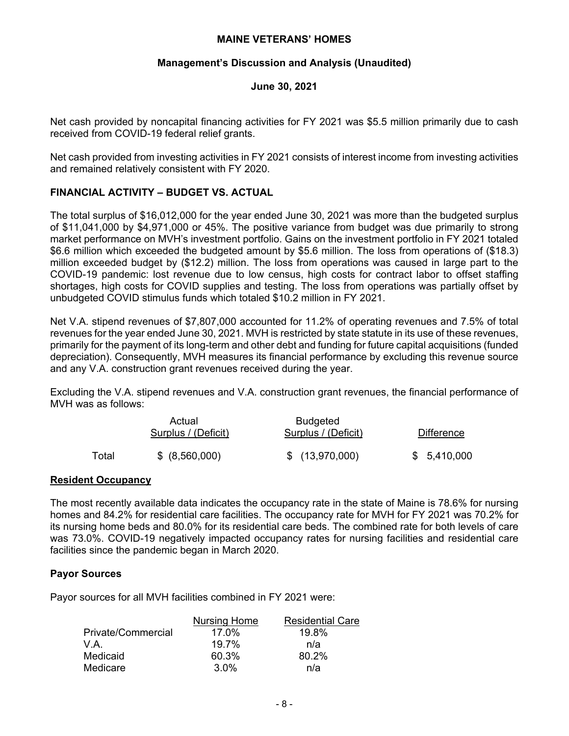Net cash provided by noncapital financing activities for FY 2021 was $5.5 million primarily due to cash received from COVID-19 federal relief grants.

Net cash provided from investing activities in FY 2021 consists of interest income from investing activities and remained relatively consistent with FY 2020.

## FINANCIAL ACTIVITY – BUDGET VS. ACTUAL

The total surplus of $16,012,000 for the year ended June 30, 2021 was more than the budgeted surplus of $11,041,000 by $4,971,000 or 45%. The positive variance from budget was due primarily to strong market performance on MVH's investment portfolio. Gains on the investment portfolio in FY 2021 totaled $6.6 million which exceeded the budgeted amount by $5.6 million. The loss from operations of ($18.3) million exceeded budget by ($12.2) million. The loss from operations was caused in large part to the COVID-19 pandemic: lost revenue due to low census, high costs for contract labor to offset staffing shortages, high costs for COVID supplies and testing. The loss from operations was partially offset by unbudgeted COVID stimulus funds which totaled $10.2 million in FY 2021.

Net V.A. stipend revenues of $7,807,000 accounted for 11.2% of operating revenues and 7.5% of total revenues for the year ended June 30, 2021. MVH is restricted by state statute in its use of these revenues, primarily for the payment of its long-term and other debt and funding for future capital acquisitions (funded depreciation). Consequently, MVH measures its financial performance by excluding this revenue source and any V.A. construction grant revenues received during the year.

Excluding the V.A. stipend revenues and V.A. construction grant revenues, the financial performance of MVH was as follows:

| | Actual Surplus / (Deficit) | Budgeted Surplus / (Deficit) | Difference |
|---|---|---|---|
| Total | $ (8,560,000) | $ (13,970,000) | $ 5,410,000 |

### Resident Occupancy

The most recently available data indicates the occupancy rate in the state of Maine is 78.6% for nursing homes and 84.2% for residential care facilities. The occupancy rate for MVH for FY 2021 was 70.2% for its nursing home beds and 80.0% for its residential care beds. The combined rate for both levels of care was 73.0%. COVID-19 negatively impacted occupancy rates for nursing facilities and residential care facilities since the pandemic began in March 2020.

### Payor Sources

Payor sources for all MVH facilities combined in FY 2021 were:

| | Nursing Home | Residential Care |
|---|---|---|
| Private/Commercial | 17.0% | 19.8% |
| V.A. | 19.7% | n/a |
| Medicaid | 60.3% | 80.2% |
| Medicare | 3.0% | n/a |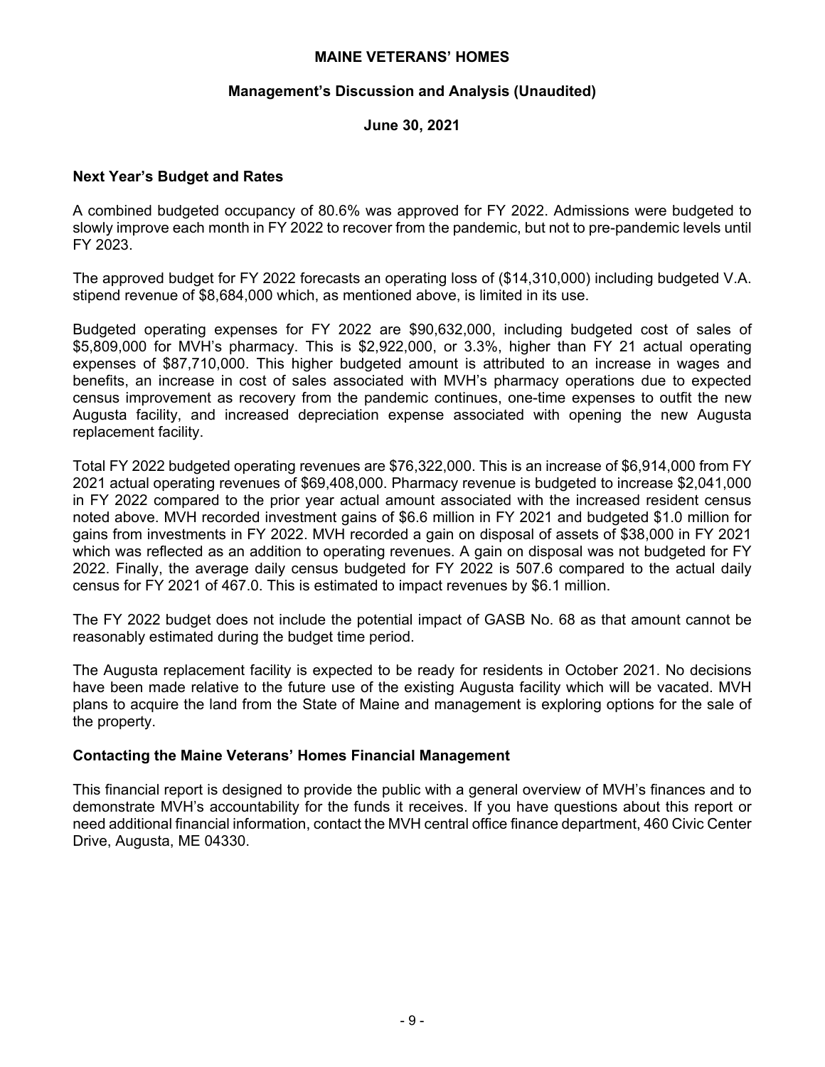## Next Year's Budget and Rates

A combined budgeted occupancy of 80.6% was approved for FY 2022. Admissions were budgeted to slowly improve each month in FY 2022 to recover from the pandemic, but not to pre-pandemic levels until FY 2023.

The approved budget for FY 2022 forecasts an operating loss of ($14,310,000) including budgeted V.A. stipend revenue of $8,684,000 which, as mentioned above, is limited in its use.

Budgeted operating expenses for FY 2022 are $90,632,000, including budgeted cost of sales of $5,809,000 for MVH's pharmacy. This is $2,922,000, or 3.3%, higher than FY 21 actual operating expenses of $87,710,000. This higher budgeted amount is attributed to an increase in wages and benefits, an increase in cost of sales associated with MVH's pharmacy operations due to expected census improvement as recovery from the pandemic continues, one-time expenses to outfit the new Augusta facility, and increased depreciation expense associated with opening the new Augusta replacement facility.

Total FY 2022 budgeted operating revenues are $76,322,000. This is an increase of $6,914,000 from FY 2021 actual operating revenues of $69,408,000. Pharmacy revenue is budgeted to increase $2,041,000 in FY 2022 compared to the prior year actual amount associated with the increased resident census noted above. MVH recorded investment gains of $6.6 million in FY 2021 and budgeted $1.0 million for gains from investments in FY 2022. MVH recorded a gain on disposal of assets of $38,000 in FY 2021 which was reflected as an addition to operating revenues. A gain on disposal was not budgeted for FY 2022. Finally, the average daily census budgeted for FY 2022 is 507.6 compared to the actual daily census for FY 2021 of 467.0. This is estimated to impact revenues by $6.1 million.

The FY 2022 budget does not include the potential impact of GASB No. 68 as that amount cannot be reasonably estimated during the budget time period.

The Augusta replacement facility is expected to be ready for residents in October 2021. No decisions have been made relative to the future use of the existing Augusta facility which will be vacated. MVH plans to acquire the land from the State of Maine and management is exploring options for the sale of the property.

## Contacting the Maine Veterans' Homes Financial Management

This financial report is designed to provide the public with a general overview of MVH's finances and to demonstrate MVH's accountability for the funds it receives. If you have questions about this report or need additional financial information, contact the MVH central office finance department, 460 Civic Center Drive, Augusta, ME 04330.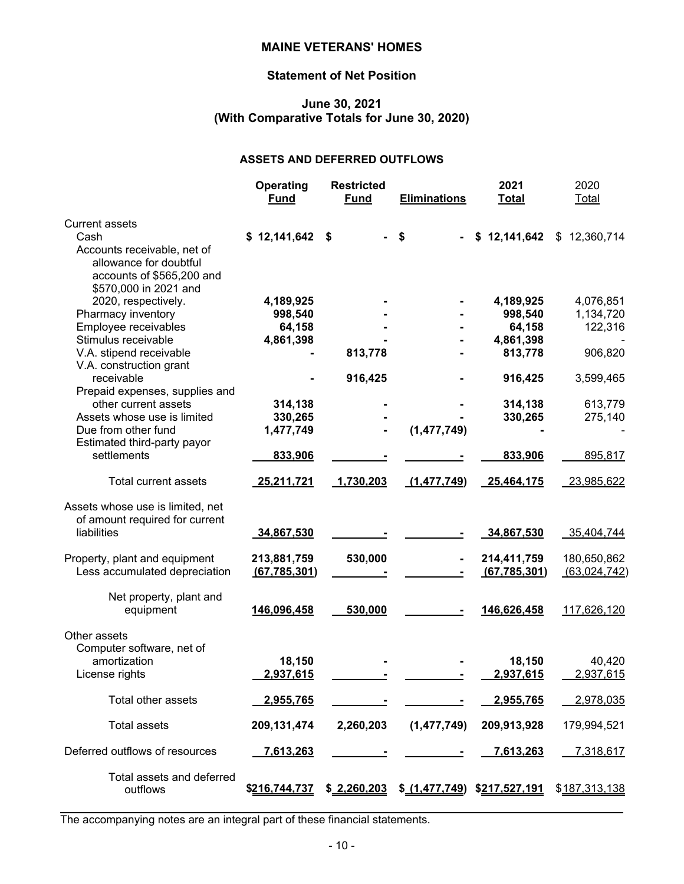# MAINE VETERANS' HOMES

## Statement of Net Position

### June 30, 2021
### (With Comparative Totals for June 30, 2020)

#### ASSETS AND DEFERRED OUTFLOWS

| | Operating Fund | Restricted Fund | Eliminations | 2021 Total | 2020 Total |
|---|---|---|---|---|---|
| Current assets | | | | | |
| Cash | $ 12,141,642 | $ - | $ - | $ 12,141,642 | $ 12,360,714 |
| Accounts receivable, net of allowance for doubtful accounts of $565,200 and $570,000 in 2021 and 2020, respectively. | 4,189,925 | - | - | 4,189,925 | 4,076,851 |
| Pharmacy inventory | 998,540 | - | - | 998,540 | 1,134,720 |
| Employee receivables | 64,158 | - | - | 64,158 | 122,316 |
| Stimulus receivable | 4,861,398 | - | - | 4,861,398 | - |
| V.A. stipend receivable | - | 813,778 | - | 813,778 | 906,820 |
| V.A. construction grant receivable | - | 916,425 | - | 916,425 | 3,599,465 |
| Prepaid expenses, supplies and other current assets | 314,138 | - | - | 314,138 | 613,779 |
| Assets whose use is limited | 330,265 | - | - | 330,265 | 275,140 |
| Due from other fund | 1,477,749 | - | (1,477,749) | - | - |
| Estimated third-party payor settlements | 833,906 | - | - | 833,906 | 895,817 |
| Total current assets | 25,211,721 | 1,730,203 | (1,477,749) | 25,464,175 | 23,985,622 |
| Assets whose use is limited, net of amount required for current liabilities | 34,867,530 | - | - | 34,867,530 | 35,404,744 |
| Property, plant and equipment | 213,881,759 | 530,000 | - | 214,411,759 | 180,650,862 |
| Less accumulated depreciation | (67,785,301) | - | - | (67,785,301) | (63,024,742) |
| Net property, plant and equipment | 146,096,458 | 530,000 | - | 146,626,458 | 117,626,120 |
| Other assets | | | | | |
| Computer software, net of amortization | 18,150 | - | - | 18,150 | 40,420 |
| License rights | 2,937,615 | - | - | 2,937,615 | 2,937,615 |
| Total other assets | 2,955,765 | - | - | 2,955,765 | 2,978,035 |
| Total assets | 209,131,474 | 2,260,203 | (1,477,749) | 209,913,928 | 179,994,521 |
| Deferred outflows of resources | 7,613,263 | - | - | 7,613,263 | 7,318,617 |
| Total assets and deferred outflows | $216,744,737 | $ 2,260,203 | $ (1,477,749) | $217,527,191 | $187,313,138 |

The accompanying notes are an integral part of these financial statements.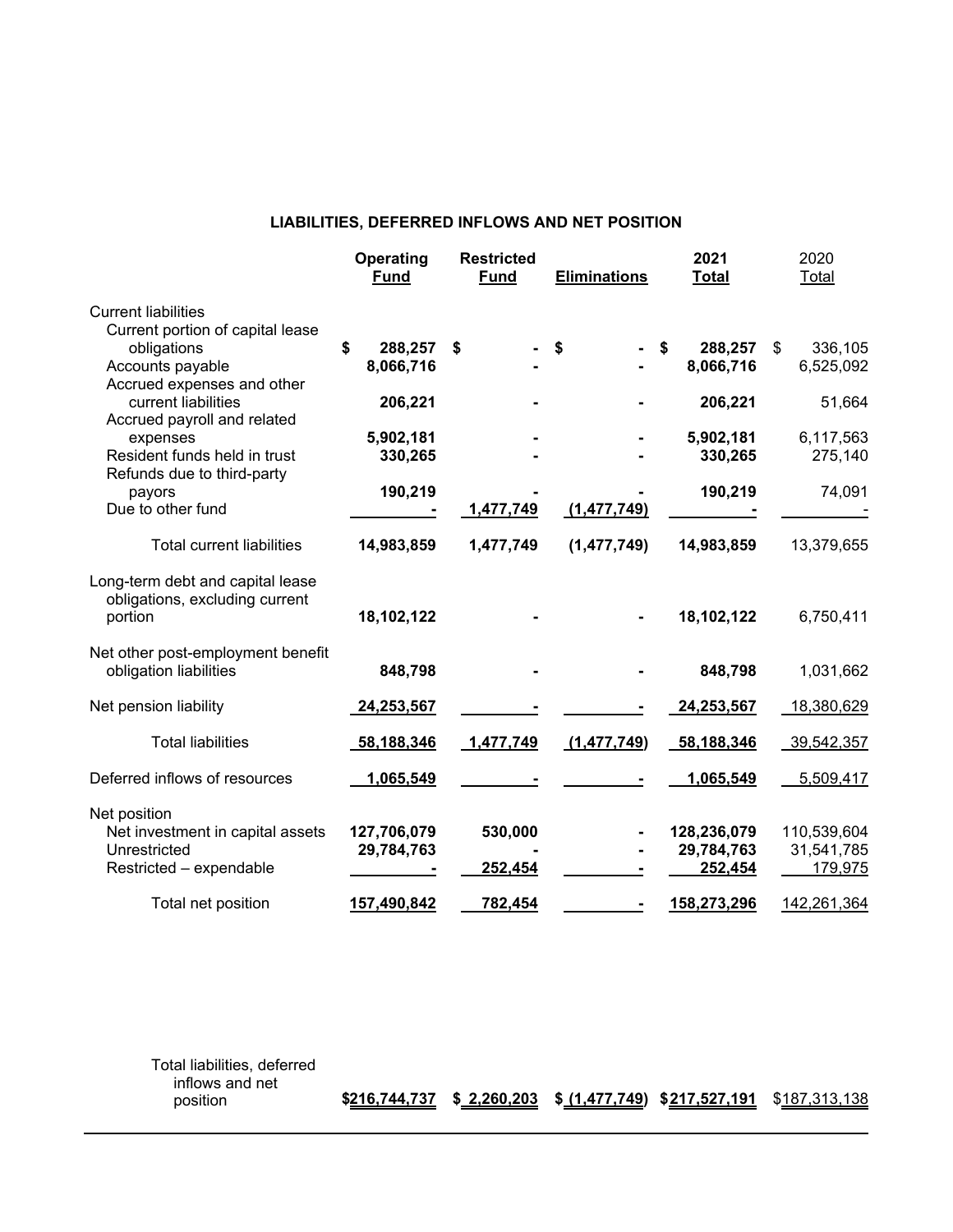## LIABILITIES, DEFERRED INFLOWS AND NET POSITION

| | Operating Fund | Restricted Fund | Eliminations | 2021 Total | 2020 Total |
|---|---|---|---|---|---|
| Current liabilities | | | | | |
| Current portion of capital lease obligations | $ 288,257 | $ - | $ - | $ 288,257 | $ 336,105 |
| Accounts payable | 8,066,716 | - | - | 8,066,716 | 6,525,092 |
| Accrued expenses and other current liabilities | 206,221 | - | - | 206,221 | 51,664 |
| Accrued payroll and related expenses | 5,902,181 | - | - | 5,902,181 | 6,117,563 |
| Resident funds held in trust | 330,265 | - | - | 330,265 | 275,140 |
| Refunds due to third-party payors | 190,219 | - | - | 190,219 | 74,091 |
| Due to other fund | - | 1,477,749 | (1,477,749) | - | - |
| Total current liabilities | 14,983,859 | 1,477,749 | (1,477,749) | 14,983,859 | 13,379,655 |
| Long-term debt and capital lease obligations, excluding current portion | 18,102,122 | - | - | 18,102,122 | 6,750,411 |
| Net other post-employment benefit obligation liabilities | 848,798 | - | - | 848,798 | 1,031,662 |
| Net pension liability | 24,253,567 | - | - | 24,253,567 | 18,380,629 |
| Total liabilities | 58,188,346 | 1,477,749 | (1,477,749) | 58,188,346 | 39,542,357 |
| Deferred inflows of resources | 1,065,549 | - | - | 1,065,549 | 5,509,417 |
| Net position | | | | | |
| Net investment in capital assets | 127,706,079 | 530,000 | - | 128,236,079 | 110,539,604 |
| Unrestricted | 29,784,763 | - | - | 29,784,763 | 31,541,785 |
| Restricted – expendable | - | 252,454 | - | 252,454 | 179,975 |
| Total net position | 157,490,842 | 782,454 | - | 158,273,296 | 142,261,364 |
| Total liabilities, deferred inflows and net position | $216,744,737 | $ 2,260,203 | $ (1,477,749) | $217,527,191 | $187,313,138 |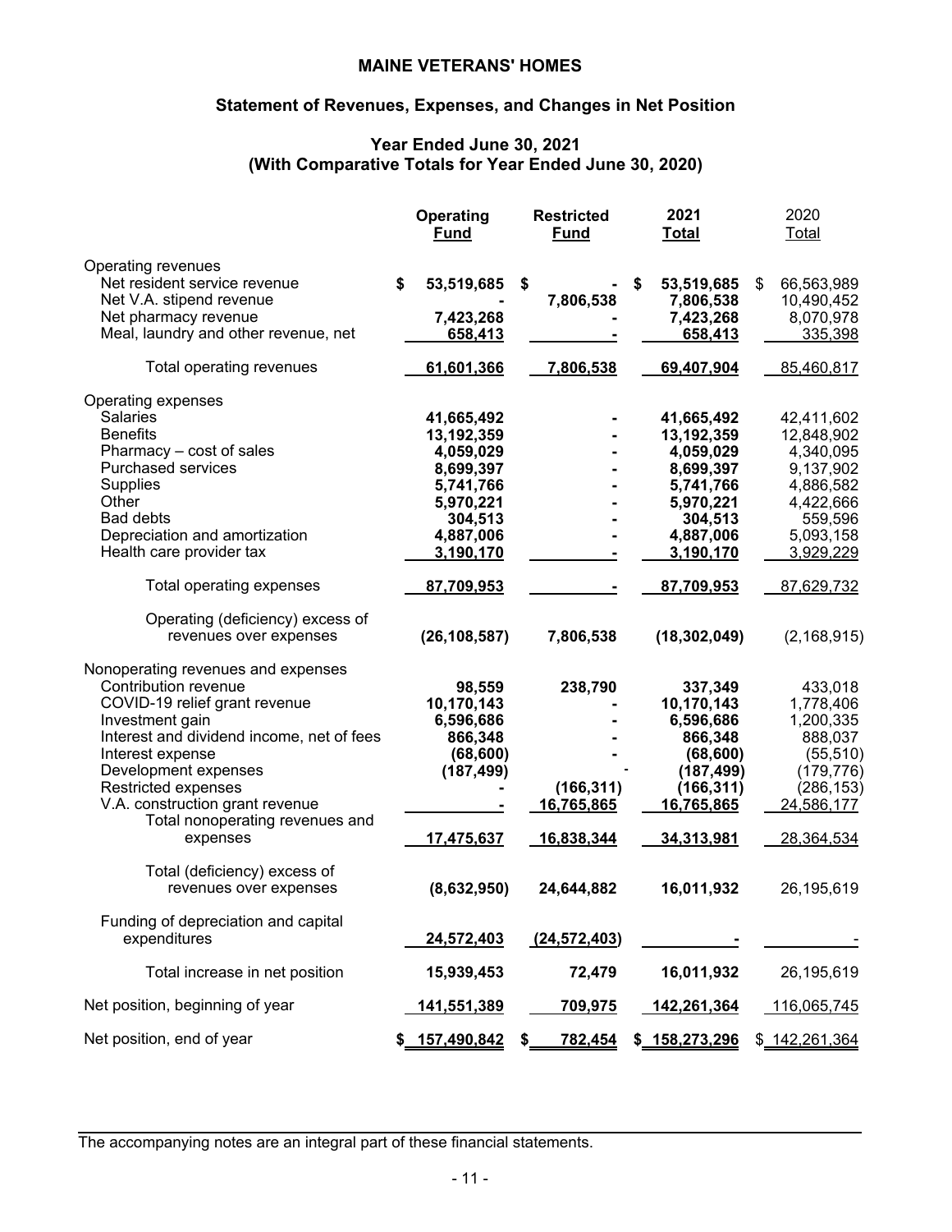# MAINE VETERANS' HOMES

## Statement of Revenues, Expenses, and Changes in Net Position

### Year Ended June 30, 2021
### (With Comparative Totals for Year Ended June 30, 2020)

| | Operating Fund | Restricted Fund | 2021 Total | 2020 Total |
|---|---|---|---|---|
| Operating revenues | | | | |
| Net resident service revenue | $ 53,519,685 | $ - | $ 53,519,685 | $ 66,563,989 |
| Net V.A. stipend revenue | - | 7,806,538 | 7,806,538 | 10,490,452 |
| Net pharmacy revenue | 7,423,268 | - | 7,423,268 | 8,070,978 |
| Meal, laundry and other revenue, net | 658,413 | - | 658,413 | 335,398 |
| Total operating revenues | 61,601,366 | 7,806,538 | 69,407,904 | 85,460,817 |
| Operating expenses | | | | |
| Salaries | 41,665,492 | - | 41,665,492 | 42,411,602 |
| Benefits | 13,192,359 | - | 13,192,359 | 12,848,902 |
| Pharmacy – cost of sales | 4,059,029 | - | 4,059,029 | 4,340,095 |
| Purchased services | 8,699,397 | - | 8,699,397 | 9,137,902 |
| Supplies | 5,741,766 | - | 5,741,766 | 4,886,582 |
| Other | 5,970,221 | - | 5,970,221 | 4,422,666 |
| Bad debts | 304,513 | - | 304,513 | 559,596 |
| Depreciation and amortization | 4,887,006 | - | 4,887,006 | 5,093,158 |
| Health care provider tax | 3,190,170 | - | 3,190,170 | 3,929,229 |
| Total operating expenses | 87,709,953 | - | 87,709,953 | 87,629,732 |
| Operating (deficiency) excess of revenues over expenses | (26,108,587) | 7,806,538 | (18,302,049) | (2,168,915) |
| Nonoperating revenues and expenses | | | | |
| Contribution revenue | 98,559 | 238,790 | 337,349 | 433,018 |
| COVID-19 relief grant revenue | 10,170,143 | - | 10,170,143 | 1,778,406 |
| Investment gain | 6,596,686 | - | 6,596,686 | 1,200,335 |
| Interest and dividend income, net of fees | 866,348 | - | 866,348 | 888,037 |
| Interest expense | (68,600) | - | (68,600) | (55,510) |
| Development expenses | (187,499) | - | (187,499) | (179,776) |
| Restricted expenses | - | (166,311) | (166,311) | (286,153) |
| V.A. construction grant revenue | - | 16,765,865 | 16,765,865 | 24,586,177 |
| Total nonoperating revenues and expenses | 17,475,637 | 16,838,344 | 34,313,981 | 28,364,534 |
| Total (deficiency) excess of revenues over expenses | (8,632,950) | 24,644,882 | 16,011,932 | 26,195,619 |
| Funding of depreciation and capital expenditures | 24,572,403 | (24,572,403) | - | - |
| Total increase in net position | 15,939,453 | 72,479 | 16,011,932 | 26,195,619 |
| Net position, beginning of year | 141,551,389 | 709,975 | 142,261,364 | 116,065,745 |
| Net position, end of year | $ 157,490,842 | $ 782,454 | $ 158,273,296 | $ 142,261,364 |

The accompanying notes are an integral part of these financial statements.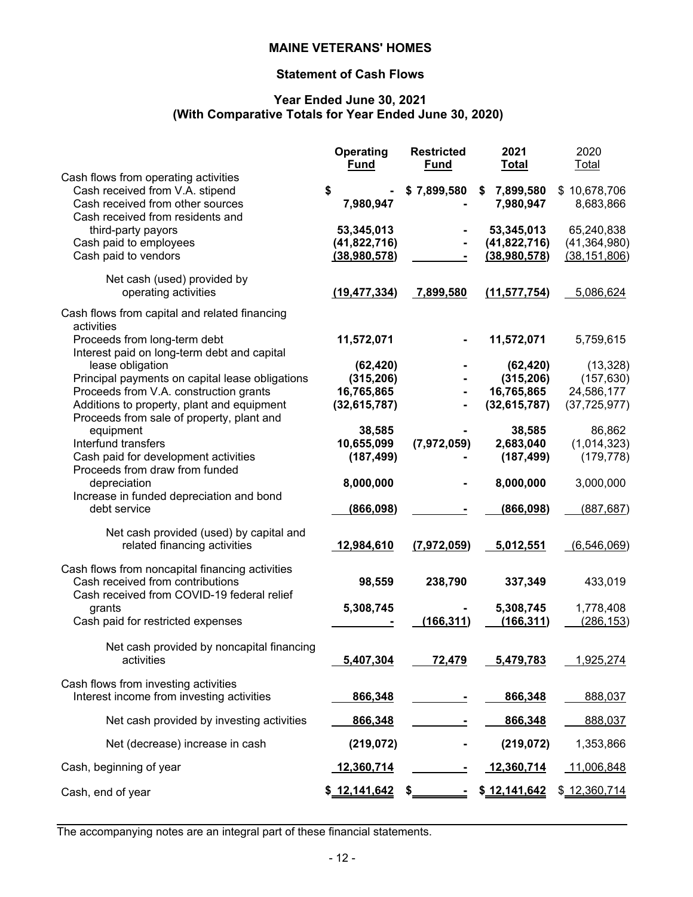# MAINE VETERANS' HOMES

## Statement of Cash Flows

### Year Ended June 30, 2021
### (With Comparative Totals for Year Ended June 30, 2020)

| | Operating Fund | Restricted Fund | 2021 Total | 2020 Total |
|---|---|---|---|---|
| **Cash flows from operating activities** | | | | |
| Cash received from V.A. stipend | $ - | $ 7,899,580 | $ 7,899,580 | $ 10,678,706 |
| Cash received from other sources | 7,980,947 | - | 7,980,947 | 8,683,866 |
| Cash received from residents and third-party payors | 53,345,013 | - | 53,345,013 | 65,240,838 |
| Cash paid to employees | (41,822,716) | - | (41,822,716) | (41,364,980) |
| Cash paid to vendors | (38,980,578) | - | (38,980,578) | (38,151,806) |
| Net cash (used) provided by operating activities | (19,477,334) | 7,899,580 | (11,577,754) | 5,086,624 |
| **Cash flows from capital and related financing activities** | | | | |
| Proceeds from long-term debt | 11,572,071 | - | 11,572,071 | 5,759,615 |
| Interest paid on long-term debt and capital lease obligation | (62,420) | - | (62,420) | (13,328) |
| Principal payments on capital lease obligations | (315,206) | - | (315,206) | (157,630) |
| Proceeds from V.A. construction grants | 16,765,865 | - | 16,765,865 | 24,586,177 |
| Additions to property, plant and equipment | (32,615,787) | - | (32,615,787) | (37,725,977) |
| Proceeds from sale of property, plant and equipment | 38,585 | - | 38,585 | 86,862 |
| Interfund transfers | 10,655,099 | (7,972,059) | 2,683,040 | (1,014,323) |
| Cash paid for development activities | (187,499) | - | (187,499) | (179,778) |
| Proceeds from draw from funded depreciation | 8,000,000 | - | 8,000,000 | 3,000,000 |
| Increase in funded depreciation and bond debt service | (866,098) | - | (866,098) | (887,687) |
| Net cash provided (used) by capital and related financing activities | 12,984,610 | (7,972,059) | 5,012,551 | (6,546,069) |
| **Cash flows from noncapital financing activities** | | | | |
| Cash received from contributions | 98,559 | 238,790 | 337,349 | 433,019 |
| Cash received from COVID-19 federal relief grants | 5,308,745 | - | 5,308,745 | 1,778,408 |
| Cash paid for restricted expenses | - | (166,311) | (166,311) | (286,153) |
| Net cash provided by noncapital financing activities | 5,407,304 | 72,479 | 5,479,783 | 1,925,274 |
| **Cash flows from investing activities** | | | | |
| Interest income from investing activities | 866,348 | - | 866,348 | 888,037 |
| Net cash provided by investing activities | 866,348 | - | 866,348 | 888,037 |
| Net (decrease) increase in cash | (219,072) | - | (219,072) | 1,353,866 |
| Cash, beginning of year | 12,360,714 | - | 12,360,714 | 11,006,848 |
| Cash, end of year | $ 12,141,642 | $ - | $ 12,141,642 | $ 12,360,714 |

The accompanying notes are an integral part of these financial statements.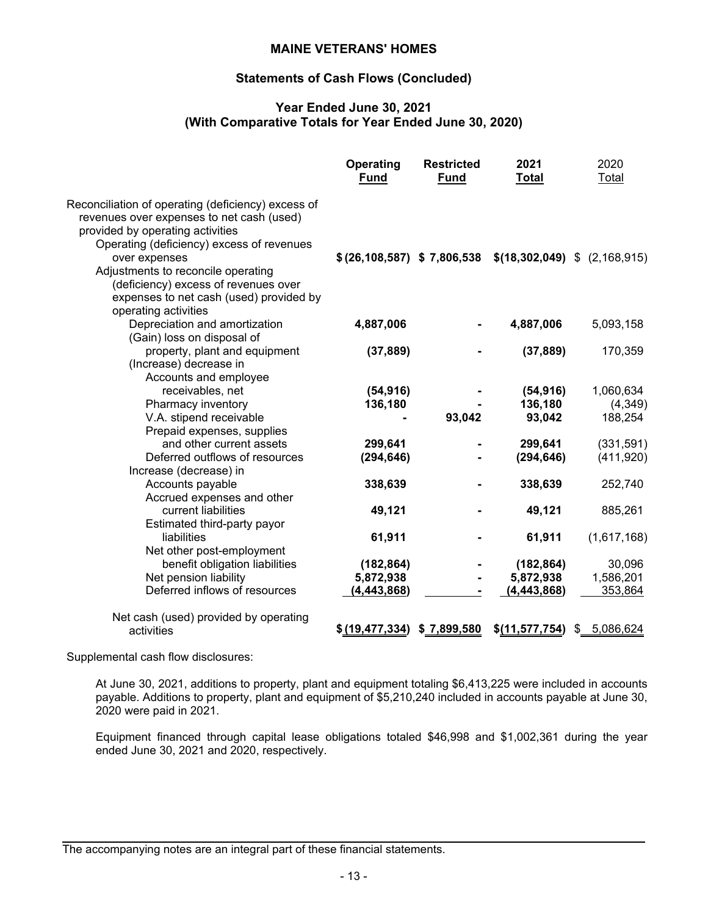## MAINE VETERANS' HOMES

### Statements of Cash Flows (Concluded)

### Year Ended June 30, 2021
### (With Comparative Totals for Year Ended June 30, 2020)

| | **Operating Fund** | **Restricted Fund** | **2021 Total** | 2020 Total |
|---|---|---|---|---|
| Reconciliation of operating (deficiency) excess of revenues over expenses to net cash (used) provided by operating activities | | | | |
| Operating (deficiency) excess of revenues over expenses | **$ (26,108,587)** | **$ 7,806,538** | **$(18,302,049)** | $ (2,168,915) |
| Adjustments to reconcile operating (deficiency) excess of revenues over expenses to net cash (used) provided by operating activities | | | | |
| Depreciation and amortization | **4,887,006** | **-** | **4,887,006** | 5,093,158 |
| (Gain) loss on disposal of property, plant and equipment | **(37,889)** | **-** | **(37,889)** | 170,359 |
| (Increase) decrease in | | | | |
| Accounts and employee receivables, net | **(54,916)** | **-** | **(54,916)** | 1,060,634 |
| Pharmacy inventory | **136,180** | **-** | **136,180** | (4,349) |
| V.A. stipend receivable | **-** | **93,042** | **93,042** | 188,254 |
| Prepaid expenses, supplies and other current assets | **299,641** | **-** | **299,641** | (331,591) |
| Deferred outflows of resources | **(294,646)** | **-** | **(294,646)** | (411,920) |
| Increase (decrease) in | | | | |
| Accounts payable | **338,639** | **-** | **338,639** | 252,740 |
| Accrued expenses and other current liabilities | **49,121** | **-** | **49,121** | 885,261 |
| Estimated third-party payor liabilities | **61,911** | **-** | **61,911** | (1,617,168) |
| Net other post-employment benefit obligation liabilities | **(182,864)** | **-** | **(182,864)** | 30,096 |
| Net pension liability | **5,872,938** | **-** | **5,872,938** | 1,586,201 |
| Deferred inflows of resources | **(4,443,868)** | **-** | **(4,443,868)** | 353,864 |
| Net cash (used) provided by operating activities | **$ (19,477,334)** | **$ 7,899,580** | **$(11,577,754)** | $ 5,086,624 |

Supplemental cash flow disclosures:

At June 30, 2021, additions to property, plant and equipment totaling $6,413,225 were included in accounts payable. Additions to property, plant and equipment of $5,210,240 included in accounts payable at June 30, 2020 were paid in 2021.

Equipment financed through capital lease obligations totaled $46,998 and $1,002,361 during the year ended June 30, 2021 and 2020, respectively.

The accompanying notes are an integral part of these financial statements.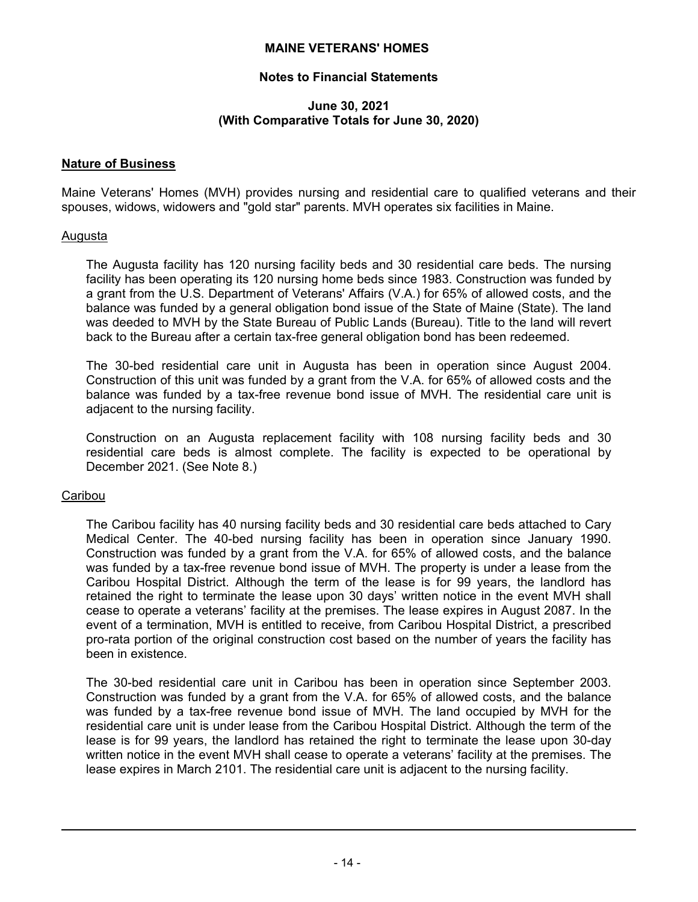# MAINE VETERANS' HOMES

## Notes to Financial Statements

### June 30, 2021
### (With Comparative Totals for June 30, 2020)

**Nature of Business**

Maine Veterans' Homes (MVH) provides nursing and residential care to qualified veterans and their spouses, widows, widowers and "gold star" parents. MVH operates six facilities in Maine.

Augusta

The Augusta facility has 120 nursing facility beds and 30 residential care beds. The nursing facility has been operating its 120 nursing home beds since 1983. Construction was funded by a grant from the U.S. Department of Veterans' Affairs (V.A.) for 65% of allowed costs, and the balance was funded by a general obligation bond issue of the State of Maine (State). The land was deeded to MVH by the State Bureau of Public Lands (Bureau). Title to the land will revert back to the Bureau after a certain tax-free general obligation bond has been redeemed.

The 30-bed residential care unit in Augusta has been in operation since August 2004. Construction of this unit was funded by a grant from the V.A. for 65% of allowed costs and the balance was funded by a tax-free revenue bond issue of MVH. The residential care unit is adjacent to the nursing facility.

Construction on an Augusta replacement facility with 108 nursing facility beds and 30 residential care beds is almost complete. The facility is expected to be operational by December 2021. (See Note 8.)

Caribou

The Caribou facility has 40 nursing facility beds and 30 residential care beds attached to Cary Medical Center. The 40-bed nursing facility has been in operation since January 1990. Construction was funded by a grant from the V.A. for 65% of allowed costs, and the balance was funded by a tax-free revenue bond issue of MVH. The property is under a lease from the Caribou Hospital District. Although the term of the lease is for 99 years, the landlord has retained the right to terminate the lease upon 30 days' written notice in the event MVH shall cease to operate a veterans' facility at the premises. The lease expires in August 2087. In the event of a termination, MVH is entitled to receive, from Caribou Hospital District, a prescribed pro-rata portion of the original construction cost based on the number of years the facility has been in existence.

The 30-bed residential care unit in Caribou has been in operation since September 2003. Construction was funded by a grant from the V.A. for 65% of allowed costs, and the balance was funded by a tax-free revenue bond issue of MVH. The land occupied by MVH for the residential care unit is under lease from the Caribou Hospital District. Although the term of the lease is for 99 years, the landlord has retained the right to terminate the lease upon 30-day written notice in the event MVH shall cease to operate a veterans' facility at the premises. The lease expires in March 2101. The residential care unit is adjacent to the nursing facility.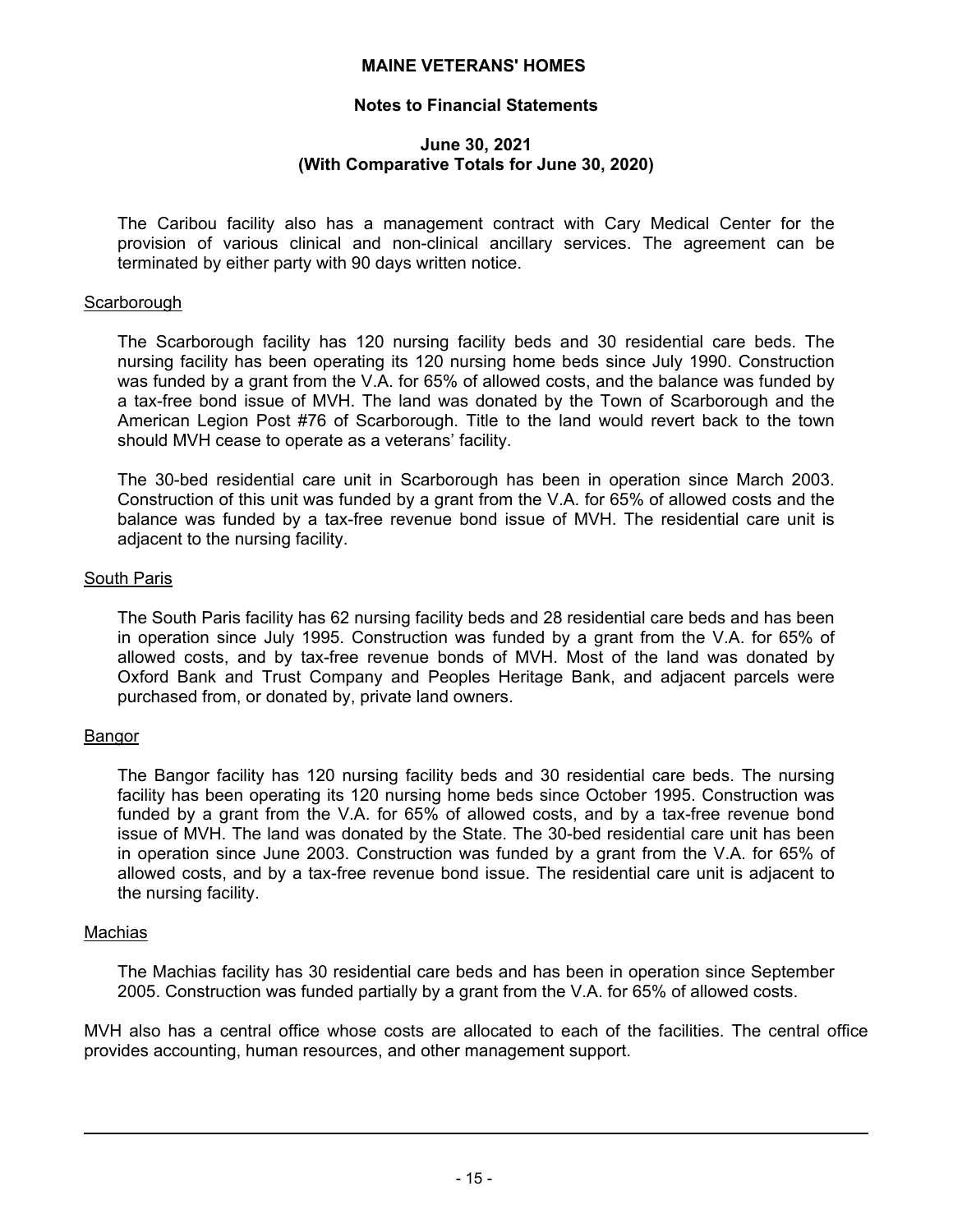The Caribou facility also has a management contract with Cary Medical Center for the provision of various clinical and non-clinical ancillary services. The agreement can be terminated by either party with 90 days written notice.

Scarborough

The Scarborough facility has 120 nursing facility beds and 30 residential care beds. The nursing facility has been operating its 120 nursing home beds since July 1990. Construction was funded by a grant from the V.A. for 65% of allowed costs, and the balance was funded by a tax-free bond issue of MVH. The land was donated by the Town of Scarborough and the American Legion Post #76 of Scarborough. Title to the land would revert back to the town should MVH cease to operate as a veterans' facility.

The 30-bed residential care unit in Scarborough has been in operation since March 2003. Construction of this unit was funded by a grant from the V.A. for 65% of allowed costs and the balance was funded by a tax-free revenue bond issue of MVH. The residential care unit is adjacent to the nursing facility.

South Paris

The South Paris facility has 62 nursing facility beds and 28 residential care beds and has been in operation since July 1995. Construction was funded by a grant from the V.A. for 65% of allowed costs, and by tax-free revenue bonds of MVH. Most of the land was donated by Oxford Bank and Trust Company and Peoples Heritage Bank, and adjacent parcels were purchased from, or donated by, private land owners.

Bangor

The Bangor facility has 120 nursing facility beds and 30 residential care beds. The nursing facility has been operating its 120 nursing home beds since October 1995. Construction was funded by a grant from the V.A. for 65% of allowed costs, and by a tax-free revenue bond issue of MVH. The land was donated by the State. The 30-bed residential care unit has been in operation since June 2003. Construction was funded by a grant from the V.A. for 65% of allowed costs, and by a tax-free revenue bond issue. The residential care unit is adjacent to the nursing facility.

Machias

The Machias facility has 30 residential care beds and has been in operation since September 2005. Construction was funded partially by a grant from the V.A. for 65% of allowed costs.

MVH also has a central office whose costs are allocated to each of the facilities. The central office provides accounting, human resources, and other management support.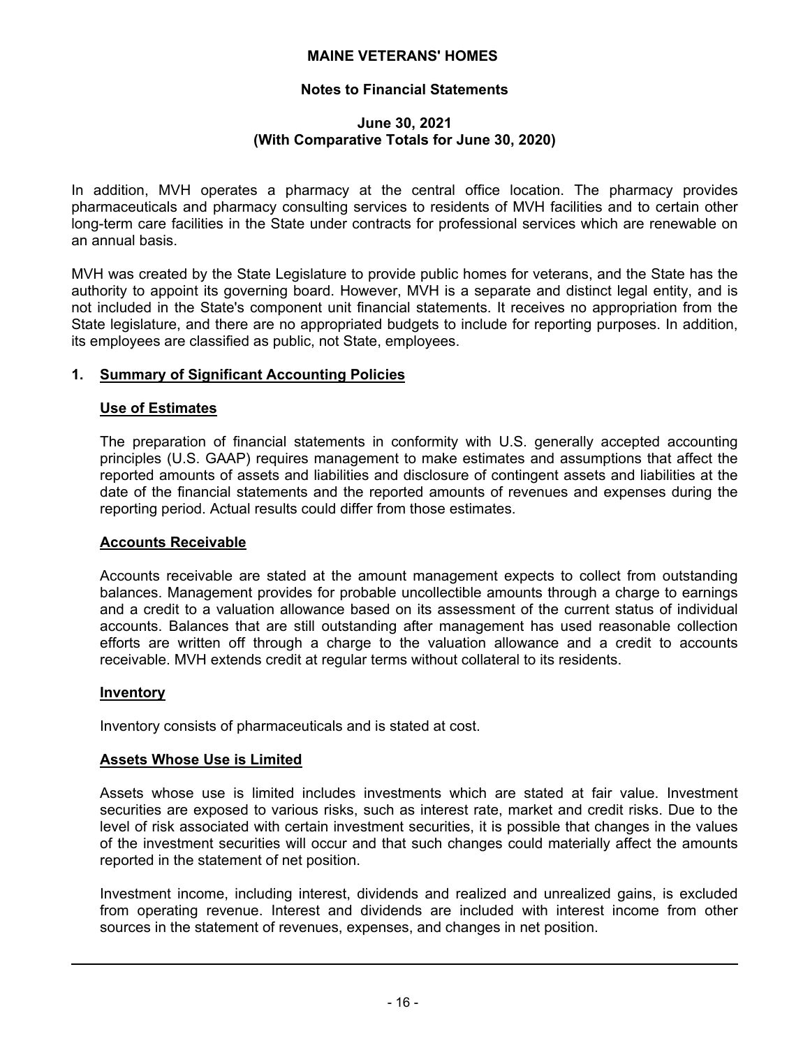In addition, MVH operates a pharmacy at the central office location. The pharmacy provides pharmaceuticals and pharmacy consulting services to residents of MVH facilities and to certain other long-term care facilities in the State under contracts for professional services which are renewable on an annual basis.

MVH was created by the State Legislature to provide public homes for veterans, and the State has the authority to appoint its governing board. However, MVH is a separate and distinct legal entity, and is not included in the State's component unit financial statements. It receives no appropriation from the State legislature, and there are no appropriated budgets to include for reporting purposes. In addition, its employees are classified as public, not State, employees.

## 1. Summary of Significant Accounting Policies

### Use of Estimates

The preparation of financial statements in conformity with U.S. generally accepted accounting principles (U.S. GAAP) requires management to make estimates and assumptions that affect the reported amounts of assets and liabilities and disclosure of contingent assets and liabilities at the date of the financial statements and the reported amounts of revenues and expenses during the reporting period. Actual results could differ from those estimates.

### Accounts Receivable

Accounts receivable are stated at the amount management expects to collect from outstanding balances. Management provides for probable uncollectible amounts through a charge to earnings and a credit to a valuation allowance based on its assessment of the current status of individual accounts. Balances that are still outstanding after management has used reasonable collection efforts are written off through a charge to the valuation allowance and a credit to accounts receivable. MVH extends credit at regular terms without collateral to its residents.

### Inventory

Inventory consists of pharmaceuticals and is stated at cost.

### Assets Whose Use is Limited

Assets whose use is limited includes investments which are stated at fair value. Investment securities are exposed to various risks, such as interest rate, market and credit risks. Due to the level of risk associated with certain investment securities, it is possible that changes in the values of the investment securities will occur and that such changes could materially affect the amounts reported in the statement of net position.

Investment income, including interest, dividends and realized and unrealized gains, is excluded from operating revenue. Interest and dividends are included with interest income from other sources in the statement of revenues, expenses, and changes in net position.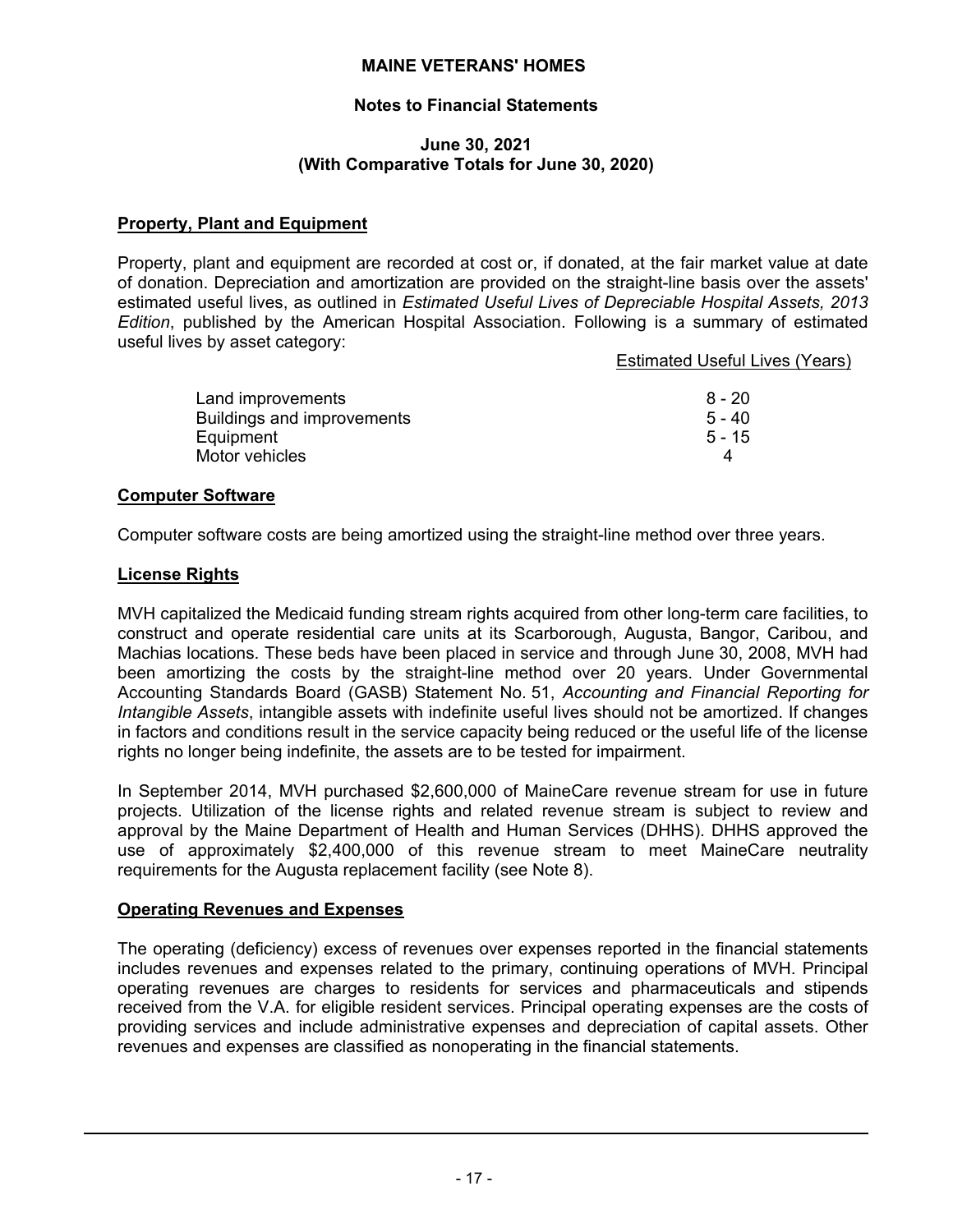## Property, Plant and Equipment

Property, plant and equipment are recorded at cost or, if donated, at the fair market value at date of donation. Depreciation and amortization are provided on the straight-line basis over the assets' estimated useful lives, as outlined in *Estimated Useful Lives of Depreciable Hospital Assets, 2013 Edition*, published by the American Hospital Association. Following is a summary of estimated useful lives by asset category:

| | Estimated Useful Lives (Years) |
|---|---|
| Land improvements | 8 - 20 |
| Buildings and improvements | 5 - 40 |
| Equipment | 5 - 15 |
| Motor vehicles | 4 |

## Computer Software

Computer software costs are being amortized using the straight-line method over three years.

## License Rights

MVH capitalized the Medicaid funding stream rights acquired from other long-term care facilities, to construct and operate residential care units at its Scarborough, Augusta, Bangor, Caribou, and Machias locations. These beds have been placed in service and through June 30, 2008, MVH had been amortizing the costs by the straight-line method over 20 years. Under Governmental Accounting Standards Board (GASB) Statement No. 51, *Accounting and Financial Reporting for Intangible Assets*, intangible assets with indefinite useful lives should not be amortized. If changes in factors and conditions result in the service capacity being reduced or the useful life of the license rights no longer being indefinite, the assets are to be tested for impairment.

In September 2014, MVH purchased $2,600,000 of MaineCare revenue stream for use in future projects. Utilization of the license rights and related revenue stream is subject to review and approval by the Maine Department of Health and Human Services (DHHS). DHHS approved the use of approximately $2,400,000 of this revenue stream to meet MaineCare neutrality requirements for the Augusta replacement facility (see Note 8).

## Operating Revenues and Expenses

The operating (deficiency) excess of revenues over expenses reported in the financial statements includes revenues and expenses related to the primary, continuing operations of MVH. Principal operating revenues are charges to residents for services and pharmaceuticals and stipends received from the V.A. for eligible resident services. Principal operating expenses are the costs of providing services and include administrative expenses and depreciation of capital assets. Other revenues and expenses are classified as nonoperating in the financial statements.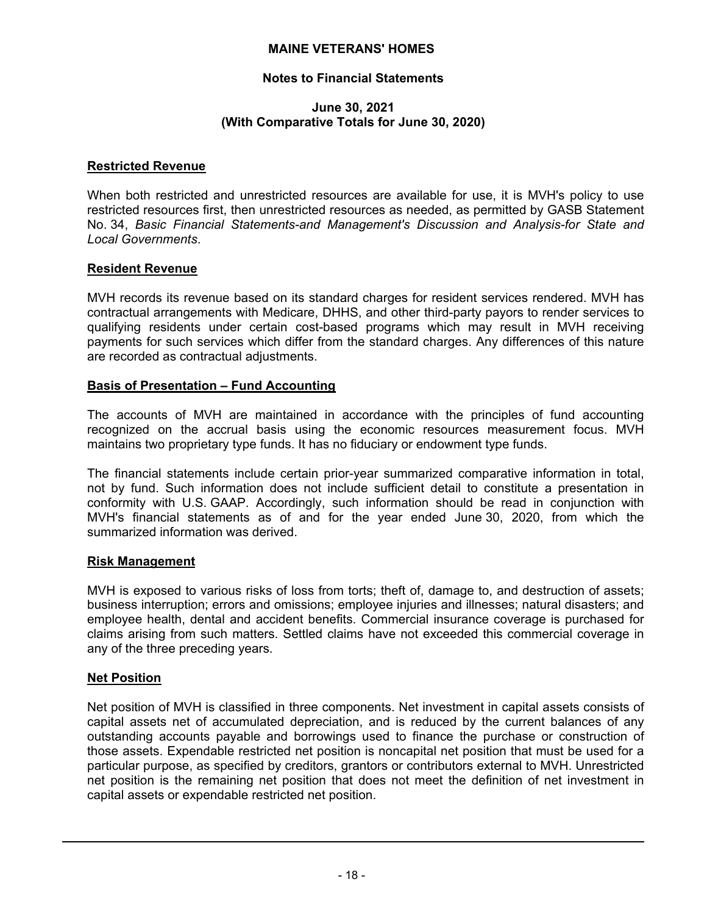### Restricted Revenue

When both restricted and unrestricted resources are available for use, it is MVH's policy to use restricted resources first, then unrestricted resources as needed, as permitted by GASB Statement No. 34, *Basic Financial Statements-and Management's Discussion and Analysis-for State and Local Governments*.

### Resident Revenue

MVH records its revenue based on its standard charges for resident services rendered. MVH has contractual arrangements with Medicare, DHHS, and other third-party payors to render services to qualifying residents under certain cost-based programs which may result in MVH receiving payments for such services which differ from the standard charges. Any differences of this nature are recorded as contractual adjustments.

### Basis of Presentation – Fund Accounting

The accounts of MVH are maintained in accordance with the principles of fund accounting recognized on the accrual basis using the economic resources measurement focus. MVH maintains two proprietary type funds. It has no fiduciary or endowment type funds.

The financial statements include certain prior-year summarized comparative information in total, not by fund. Such information does not include sufficient detail to constitute a presentation in conformity with U.S. GAAP. Accordingly, such information should be read in conjunction with MVH's financial statements as of and for the year ended June 30, 2020, from which the summarized information was derived.

### Risk Management

MVH is exposed to various risks of loss from torts; theft of, damage to, and destruction of assets; business interruption; errors and omissions; employee injuries and illnesses; natural disasters; and employee health, dental and accident benefits. Commercial insurance coverage is purchased for claims arising from such matters. Settled claims have not exceeded this commercial coverage in any of the three preceding years.

### Net Position

Net position of MVH is classified in three components. Net investment in capital assets consists of capital assets net of accumulated depreciation, and is reduced by the current balances of any outstanding accounts payable and borrowings used to finance the purchase or construction of those assets. Expendable restricted net position is noncapital net position that must be used for a particular purpose, as specified by creditors, grantors or contributors external to MVH. Unrestricted net position is the remaining net position that does not meet the definition of net investment in capital assets or expendable restricted net position.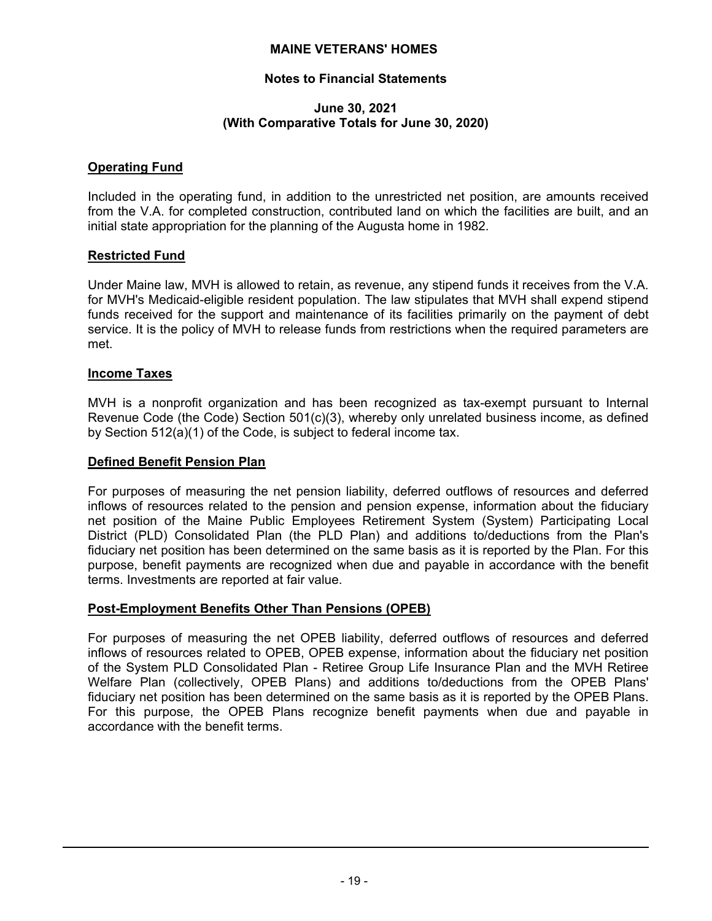## Operating Fund

Included in the operating fund, in addition to the unrestricted net position, are amounts received from the V.A. for completed construction, contributed land on which the facilities are built, and an initial state appropriation for the planning of the Augusta home in 1982.

## Restricted Fund

Under Maine law, MVH is allowed to retain, as revenue, any stipend funds it receives from the V.A. for MVH's Medicaid-eligible resident population. The law stipulates that MVH shall expend stipend funds received for the support and maintenance of its facilities primarily on the payment of debt service. It is the policy of MVH to release funds from restrictions when the required parameters are met.

## Income Taxes

MVH is a nonprofit organization and has been recognized as tax-exempt pursuant to Internal Revenue Code (the Code) Section 501(c)(3), whereby only unrelated business income, as defined by Section 512(a)(1) of the Code, is subject to federal income tax.

## Defined Benefit Pension Plan

For purposes of measuring the net pension liability, deferred outflows of resources and deferred inflows of resources related to the pension and pension expense, information about the fiduciary net position of the Maine Public Employees Retirement System (System) Participating Local District (PLD) Consolidated Plan (the PLD Plan) and additions to/deductions from the Plan's fiduciary net position has been determined on the same basis as it is reported by the Plan. For this purpose, benefit payments are recognized when due and payable in accordance with the benefit terms. Investments are reported at fair value.

## Post-Employment Benefits Other Than Pensions (OPEB)

For purposes of measuring the net OPEB liability, deferred outflows of resources and deferred inflows of resources related to OPEB, OPEB expense, information about the fiduciary net position of the System PLD Consolidated Plan - Retiree Group Life Insurance Plan and the MVH Retiree Welfare Plan (collectively, OPEB Plans) and additions to/deductions from the OPEB Plans' fiduciary net position has been determined on the same basis as it is reported by the OPEB Plans. For this purpose, the OPEB Plans recognize benefit payments when due and payable in accordance with the benefit terms.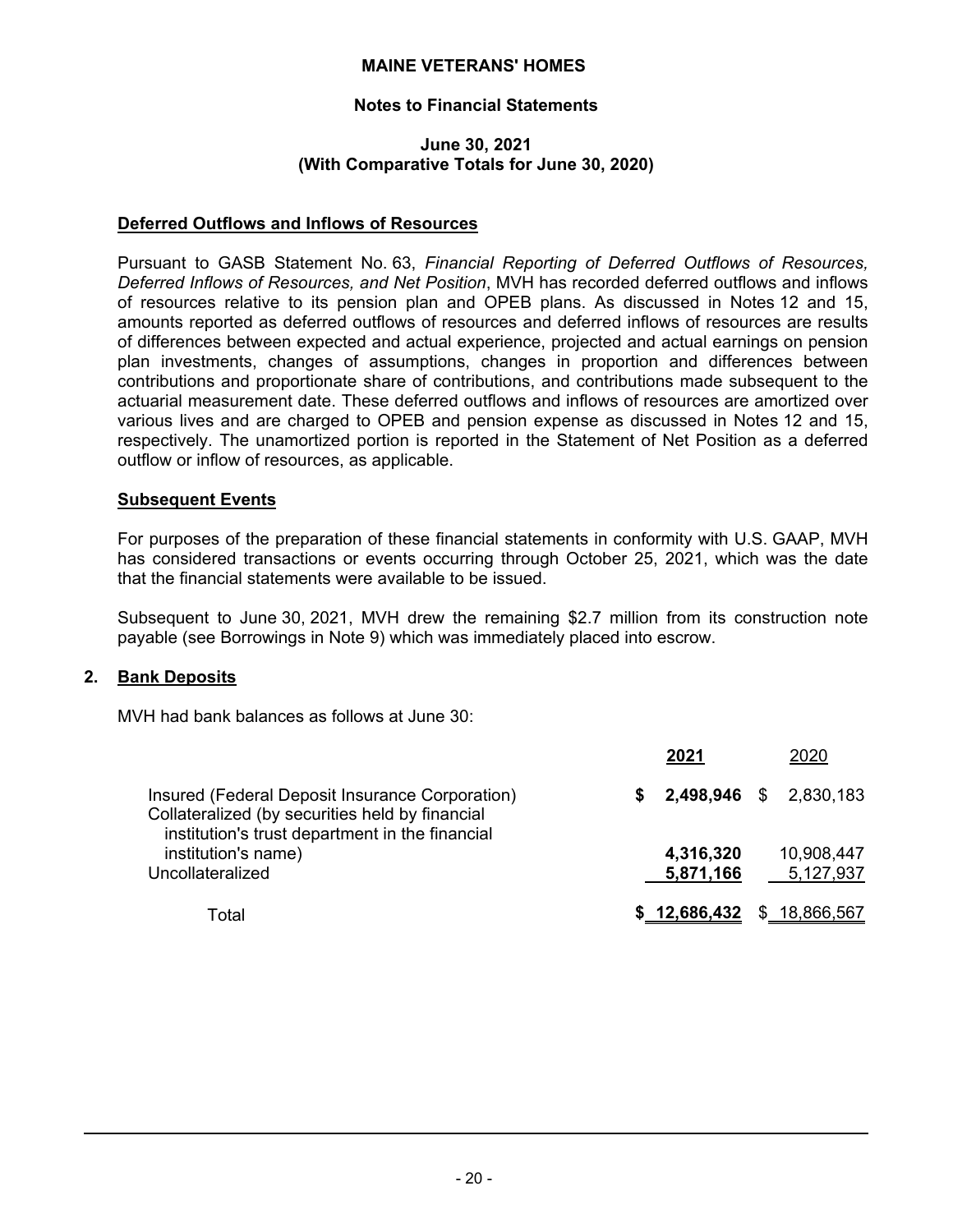**MAINE VETERANS' HOMES**

**Notes to Financial Statements**

**June 30, 2021**
**(With Comparative Totals for June 30, 2020)**

**Deferred Outflows and Inflows of Resources**

Pursuant to GASB Statement No. 63, *Financial Reporting of Deferred Outflows of Resources, Deferred Inflows of Resources, and Net Position*, MVH has recorded deferred outflows and inflows of resources relative to its pension plan and OPEB plans. As discussed in Notes 12 and 15, amounts reported as deferred outflows of resources and deferred inflows of resources are results of differences between expected and actual experience, projected and actual earnings on pension plan investments, changes of assumptions, changes in proportion and differences between contributions and proportionate share of contributions, and contributions made subsequent to the actuarial measurement date. These deferred outflows and inflows of resources are amortized over various lives and are charged to OPEB and pension expense as discussed in Notes 12 and 15, respectively. The unamortized portion is reported in the Statement of Net Position as a deferred outflow or inflow of resources, as applicable.

**Subsequent Events**

For purposes of the preparation of these financial statements in conformity with U.S. GAAP, MVH has considered transactions or events occurring through October 25, 2021, which was the date that the financial statements were available to be issued.

Subsequent to June 30, 2021, MVH drew the remaining $2.7 million from its construction note payable (see Borrowings in Note 9) which was immediately placed into escrow.

## 2. Bank Deposits

MVH had bank balances as follows at June 30:

| | **2021** | 2020 |
|---|---|---|
| Insured (Federal Deposit Insurance Corporation) | **$ 2,498,946** | $ 2,830,183 |
| Collateralized (by securities held by financial institution's trust department in the financial institution's name) | **4,316,320** | 10,908,447 |
| Uncollateralized | **5,871,166** | 5,127,937 |
| Total | **$ 12,686,432** | $ 18,866,567 |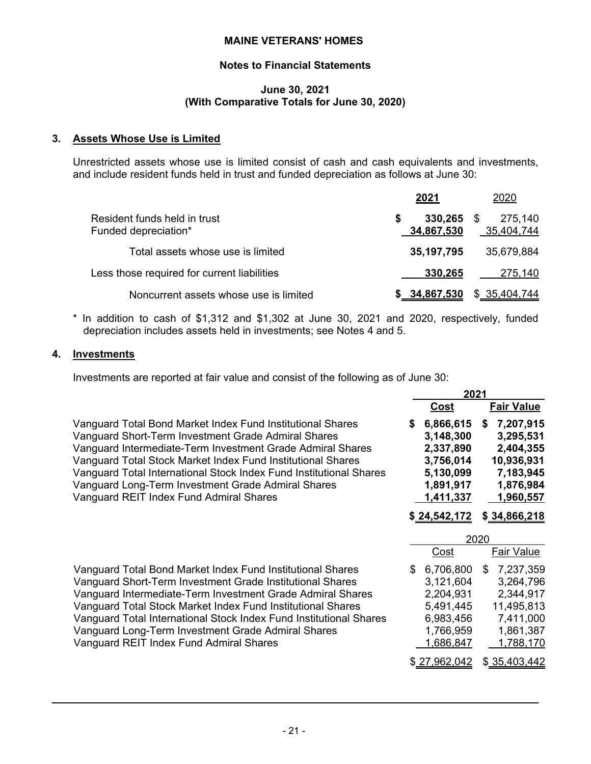**MAINE VETERANS' HOMES**

**Notes to Financial Statements**

**June 30, 2021**
**(With Comparative Totals for June 30, 2020)**

## 3. Assets Whose Use is Limited

Unrestricted assets whose use is limited consist of cash and cash equivalents and investments, and include resident funds held in trust and funded depreciation as follows at June 30:

| | **2021** | 2020 |
|---|---|---|
| Resident funds held in trust | **$ 330,265** | $ 275,140 |
| Funded depreciation* | **34,867,530** | 35,404,744 |
| Total assets whose use is limited | **35,197,795** | 35,679,884 |
| Less those required for current liabilities | **330,265** | 275,140 |
| Noncurrent assets whose use is limited | **$ 34,867,530** | $ 35,404,744 |

* In addition to cash of $1,312 and $1,302 at June 30, 2021 and 2020, respectively, funded depreciation includes assets held in investments; see Notes 4 and 5.

## 4. Investments

Investments are reported at fair value and consist of the following as of June 30:

| | **2021** | |
|---|---|---|
| | **Cost** | **Fair Value** |
| Vanguard Total Bond Market Index Fund Institutional Shares | **$ 6,866,615** | **$ 7,207,915** |
| Vanguard Short-Term Investment Grade Admiral Shares | **3,148,300** | **3,295,531** |
| Vanguard Intermediate-Term Investment Grade Admiral Shares | **2,337,890** | **2,404,355** |
| Vanguard Total Stock Market Index Fund Institutional Shares | **3,756,014** | **10,936,931** |
| Vanguard Total International Stock Index Fund Institutional Shares | **5,130,099** | **7,183,945** |
| Vanguard Long-Term Investment Grade Admiral Shares | **1,891,917** | **1,876,984** |
| Vanguard REIT Index Fund Admiral Shares | **1,411,337** | **1,960,557** |
| | **$ 24,542,172** | **$ 34,866,218** |

| | 2020 | |
|---|---|---|
| | Cost | Fair Value |
| Vanguard Total Bond Market Index Fund Institutional Shares | $ 6,706,800 | $ 7,237,359 |
| Vanguard Short-Term Investment Grade Institutional Shares | 3,121,604 | 3,264,796 |
| Vanguard Intermediate-Term Investment Grade Admiral Shares | 2,204,931 | 2,344,917 |
| Vanguard Total Stock Market Index Fund Institutional Shares | 5,491,445 | 11,495,813 |
| Vanguard Total International Stock Index Fund Institutional Shares | 6,983,456 | 7,411,000 |
| Vanguard Long-Term Investment Grade Admiral Shares | 1,766,959 | 1,861,387 |
| Vanguard REIT Index Fund Admiral Shares | 1,686,847 | 1,788,170 |
| | $ 27,962,042 | $ 35,403,442 |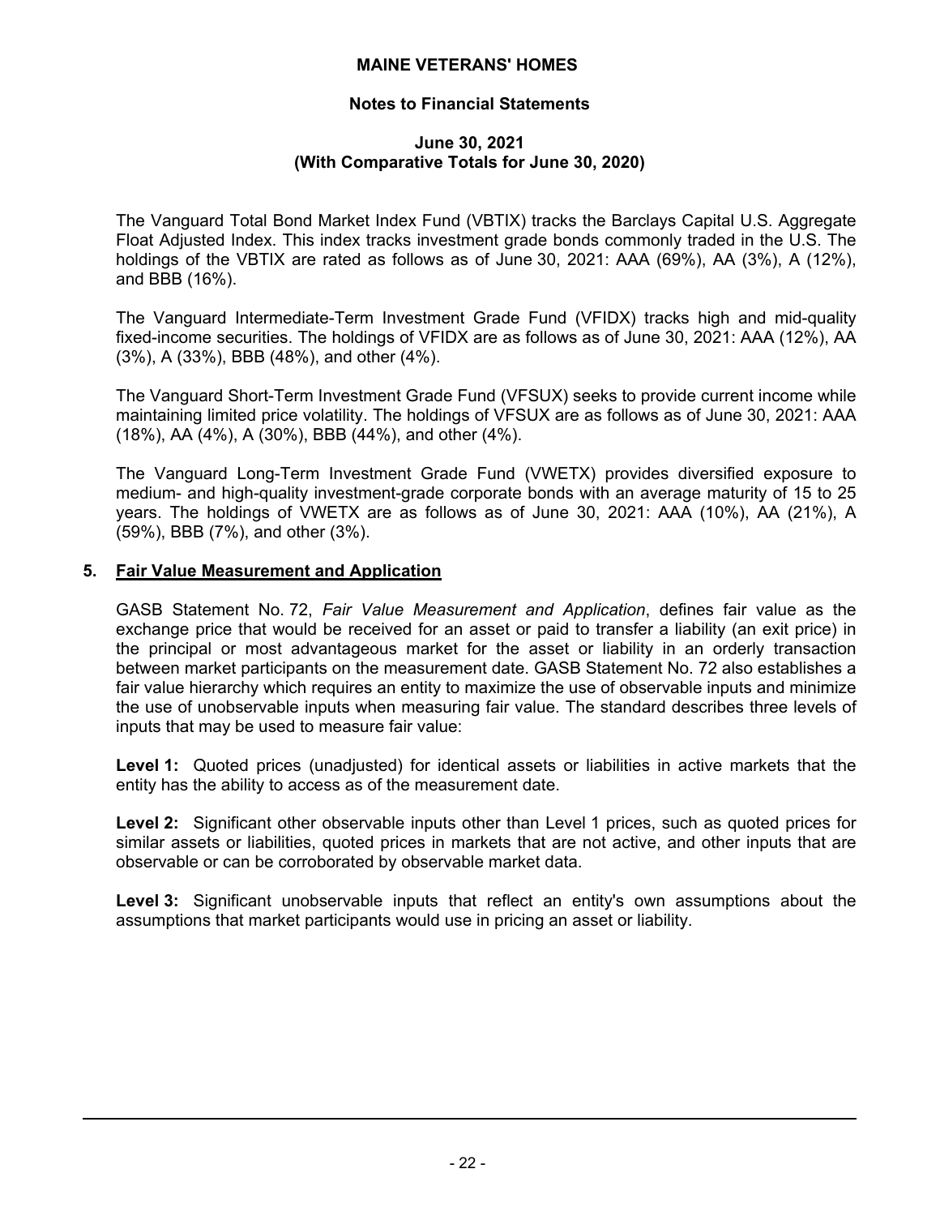The Vanguard Total Bond Market Index Fund (VBTIX) tracks the Barclays Capital U.S. Aggregate Float Adjusted Index. This index tracks investment grade bonds commonly traded in the U.S. The holdings of the VBTIX are rated as follows as of June 30, 2021: AAA (69%), AA (3%), A (12%), and BBB (16%).

The Vanguard Intermediate-Term Investment Grade Fund (VFIDX) tracks high and mid-quality fixed-income securities. The holdings of VFIDX are as follows as of June 30, 2021: AAA (12%), AA (3%), A (33%), BBB (48%), and other (4%).

The Vanguard Short-Term Investment Grade Fund (VFSUX) seeks to provide current income while maintaining limited price volatility. The holdings of VFSUX are as follows as of June 30, 2021: AAA (18%), AA (4%), A (30%), BBB (44%), and other (4%).

The Vanguard Long-Term Investment Grade Fund (VWETX) provides diversified exposure to medium- and high-quality investment-grade corporate bonds with an average maturity of 15 to 25 years. The holdings of VWETX are as follows as of June 30, 2021: AAA (10%), AA (21%), A (59%), BBB (7%), and other (3%).

## 5. Fair Value Measurement and Application

GASB Statement No. 72, *Fair Value Measurement and Application*, defines fair value as the exchange price that would be received for an asset or paid to transfer a liability (an exit price) in the principal or most advantageous market for the asset or liability in an orderly transaction between market participants on the measurement date. GASB Statement No. 72 also establishes a fair value hierarchy which requires an entity to maximize the use of observable inputs and minimize the use of unobservable inputs when measuring fair value. The standard describes three levels of inputs that may be used to measure fair value:

**Level 1:** Quoted prices (unadjusted) for identical assets or liabilities in active markets that the entity has the ability to access as of the measurement date.

**Level 2:** Significant other observable inputs other than Level 1 prices, such as quoted prices for similar assets or liabilities, quoted prices in markets that are not active, and other inputs that are observable or can be corroborated by observable market data.

**Level 3:** Significant unobservable inputs that reflect an entity's own assumptions about the assumptions that market participants would use in pricing an asset or liability.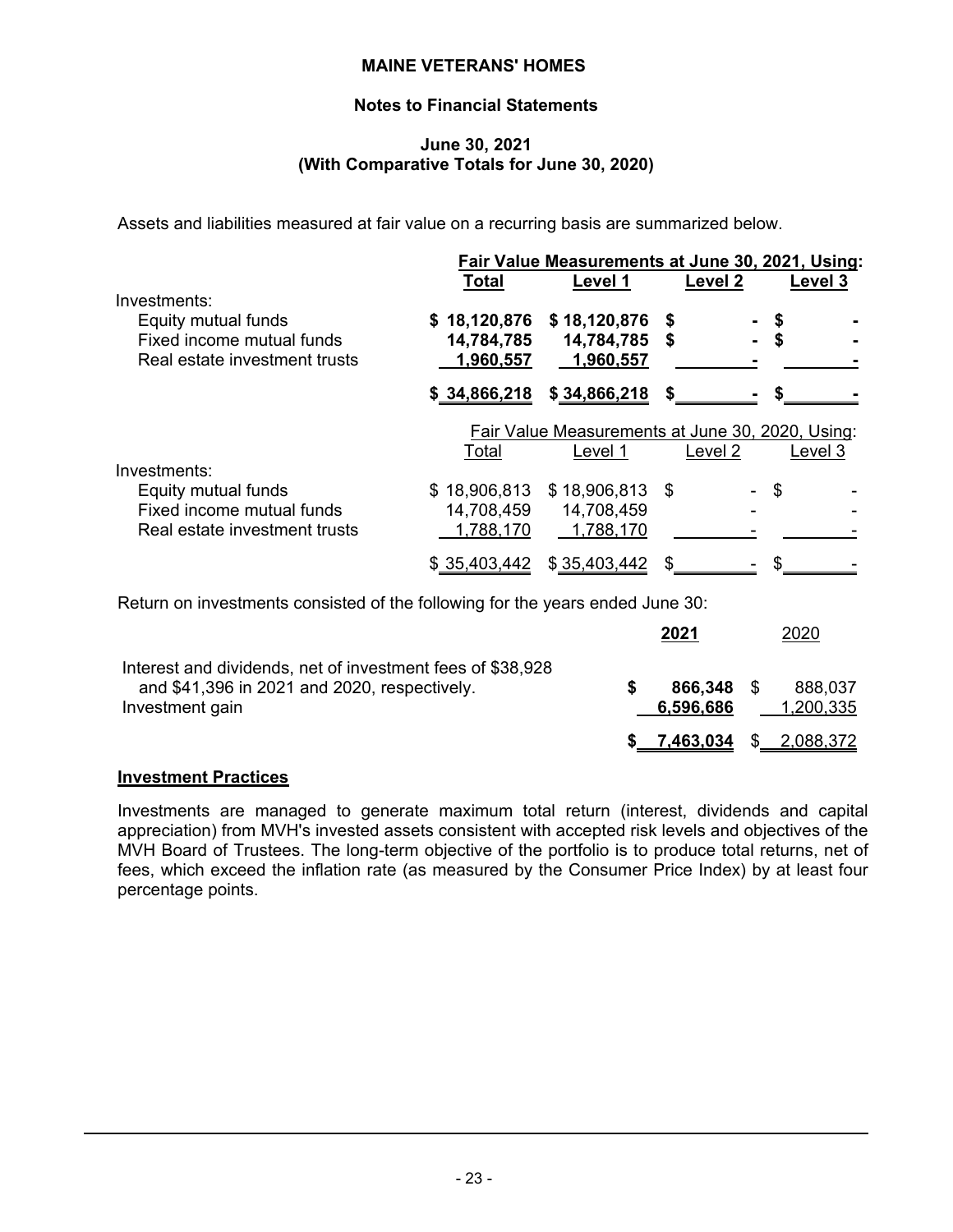Assets and liabilities measured at fair value on a recurring basis are summarized below.

| | Fair Value Measurements at June 30, 2021, Using: | | | |
|---|---|---|---|---|
| | **Total** | **Level 1** | **Level 2** | **Level 3** |
| Investments: | | | | |
| Equity mutual funds | **$ 18,120,876** | **$ 18,120,876** | **$ -** | **$ -** |
| Fixed income mutual funds | **14,784,785** | **14,784,785** | **$ -** | **$ -** |
| Real estate investment trusts | **1,960,557** | **1,960,557** | **-** | **-** |
| | **$ 34,866,218** | **$ 34,866,218** | **$ -** | **$ -** |

| | Fair Value Measurements at June 30, 2020, Using: | | | |
|---|---|---|---|---|
| | Total | Level 1 | Level 2 | Level 3 |
| Investments: | | | | |
| Equity mutual funds | $ 18,906,813 | $ 18,906,813 | $ - | $ - |
| Fixed income mutual funds | 14,708,459 | 14,708,459 | - | - |
| Real estate investment trusts | 1,788,170 | 1,788,170 | - | - |
| | $ 35,403,442 | $ 35,403,442 | $ - | $ - |

Return on investments consisted of the following for the years ended June 30:

| | **2021** | 2020 |
|---|---|---|
| Interest and dividends, net of investment fees of $38,928 and $41,396 in 2021 and 2020, respectively. | **$ 866,348** | $ 888,037 |
| Investment gain | **6,596,686** | 1,200,335 |
| | **$ 7,463,034** | $ 2,088,372 |

## Investment Practices

Investments are managed to generate maximum total return (interest, dividends and capital appreciation) from MVH's invested assets consistent with accepted risk levels and objectives of the MVH Board of Trustees. The long-term objective of the portfolio is to produce total returns, net of fees, which exceed the inflation rate (as measured by the Consumer Price Index) by at least four percentage points.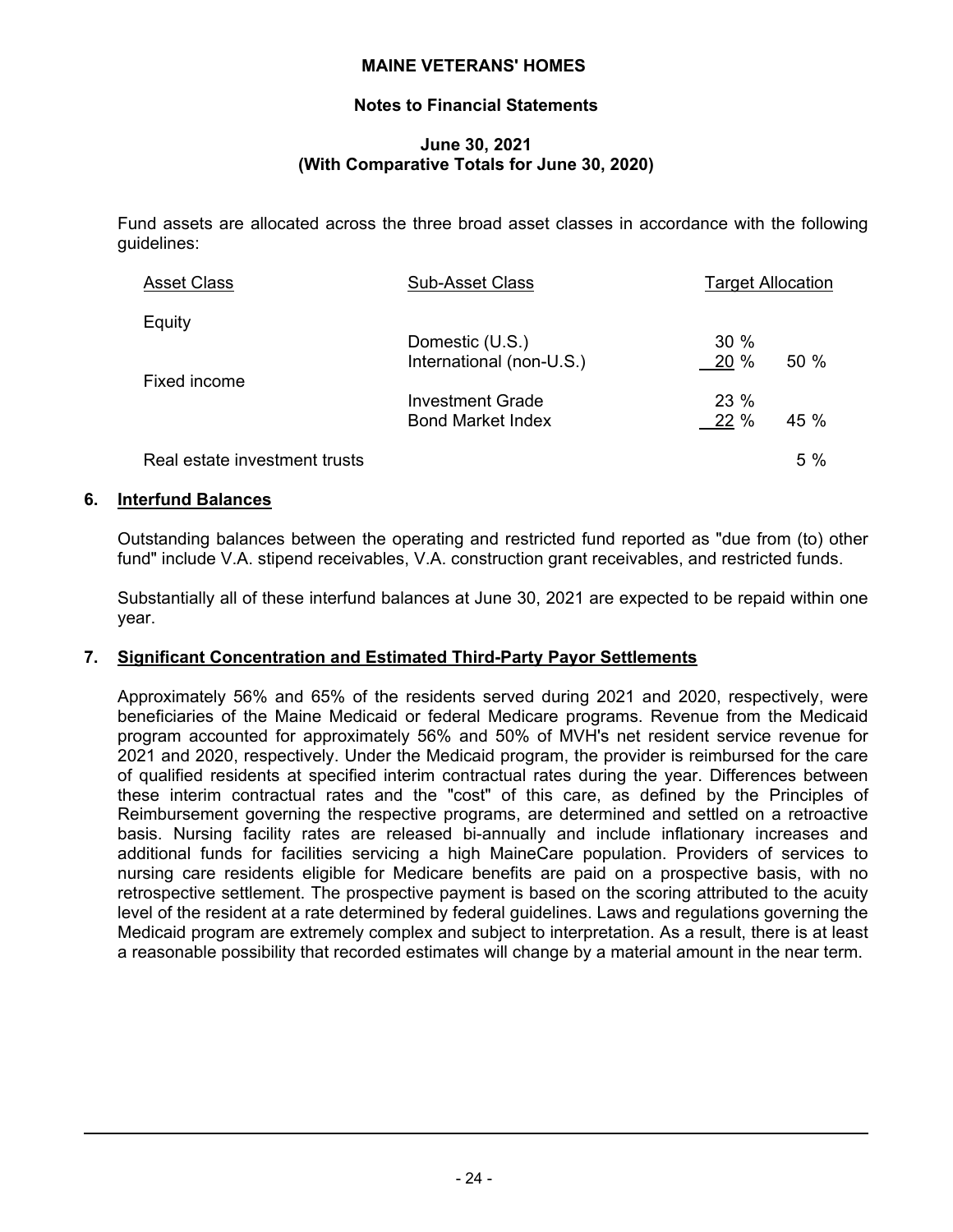Fund assets are allocated across the three broad asset classes in accordance with the following guidelines:

| Asset Class | Sub-Asset Class | Target Allocation | |
|---|---|---|---|
| Equity | | | |
| | Domestic (U.S.) | 30 % | |
| | International (non-U.S.) | 20 % | 50 % |
| Fixed income | | | |
| | Investment Grade | 23 % | |
| | Bond Market Index | 22 % | 45 % |
| Real estate investment trusts | | | 5 % |

## 6. Interfund Balances

Outstanding balances between the operating and restricted fund reported as "due from (to) other fund" include V.A. stipend receivables, V.A. construction grant receivables, and restricted funds.

Substantially all of these interfund balances at June 30, 2021 are expected to be repaid within one year.

## 7. Significant Concentration and Estimated Third-Party Payor Settlements

Approximately 56% and 65% of the residents served during 2021 and 2020, respectively, were beneficiaries of the Maine Medicaid or federal Medicare programs. Revenue from the Medicaid program accounted for approximately 56% and 50% of MVH's net resident service revenue for 2021 and 2020, respectively. Under the Medicaid program, the provider is reimbursed for the care of qualified residents at specified interim contractual rates during the year. Differences between these interim contractual rates and the "cost" of this care, as defined by the Principles of Reimbursement governing the respective programs, are determined and settled on a retroactive basis. Nursing facility rates are released bi-annually and include inflationary increases and additional funds for facilities servicing a high MaineCare population. Providers of services to nursing care residents eligible for Medicare benefits are paid on a prospective basis, with no retrospective settlement. The prospective payment is based on the scoring attributed to the acuity level of the resident at a rate determined by federal guidelines. Laws and regulations governing the Medicaid program are extremely complex and subject to interpretation. As a result, there is at least a reasonable possibility that recorded estimates will change by a material amount in the near term.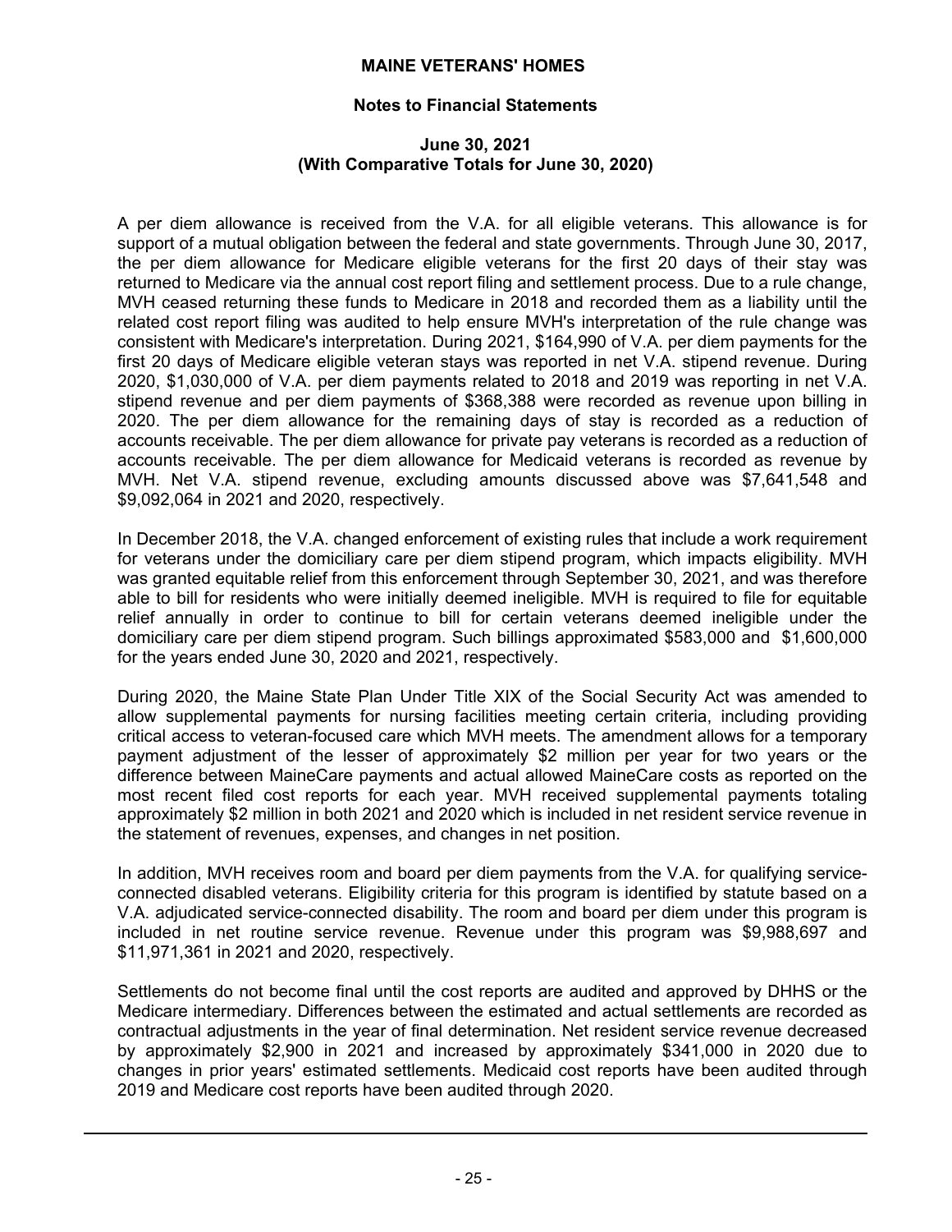A per diem allowance is received from the V.A. for all eligible veterans. This allowance is for support of a mutual obligation between the federal and state governments. Through June 30, 2017, the per diem allowance for Medicare eligible veterans for the first 20 days of their stay was returned to Medicare via the annual cost report filing and settlement process. Due to a rule change, MVH ceased returning these funds to Medicare in 2018 and recorded them as a liability until the related cost report filing was audited to help ensure MVH's interpretation of the rule change was consistent with Medicare's interpretation. During 2021, $164,990 of V.A. per diem payments for the first 20 days of Medicare eligible veteran stays was reported in net V.A. stipend revenue. During 2020, $1,030,000 of V.A. per diem payments related to 2018 and 2019 was reporting in net V.A. stipend revenue and per diem payments of $368,388 were recorded as revenue upon billing in 2020. The per diem allowance for the remaining days of stay is recorded as a reduction of accounts receivable. The per diem allowance for private pay veterans is recorded as a reduction of accounts receivable. The per diem allowance for Medicaid veterans is recorded as revenue by MVH. Net V.A. stipend revenue, excluding amounts discussed above was $7,641,548 and $9,092,064 in 2021 and 2020, respectively.

In December 2018, the V.A. changed enforcement of existing rules that include a work requirement for veterans under the domiciliary care per diem stipend program, which impacts eligibility. MVH was granted equitable relief from this enforcement through September 30, 2021, and was therefore able to bill for residents who were initially deemed ineligible. MVH is required to file for equitable relief annually in order to continue to bill for certain veterans deemed ineligible under the domiciliary care per diem stipend program. Such billings approximated $583,000 and $1,600,000 for the years ended June 30, 2020 and 2021, respectively.

During 2020, the Maine State Plan Under Title XIX of the Social Security Act was amended to allow supplemental payments for nursing facilities meeting certain criteria, including providing critical access to veteran-focused care which MVH meets. The amendment allows for a temporary payment adjustment of the lesser of approximately $2 million per year for two years or the difference between MaineCare payments and actual allowed MaineCare costs as reported on the most recent filed cost reports for each year. MVH received supplemental payments totaling approximately $2 million in both 2021 and 2020 which is included in net resident service revenue in the statement of revenues, expenses, and changes in net position.

In addition, MVH receives room and board per diem payments from the V.A. for qualifying service-connected disabled veterans. Eligibility criteria for this program is identified by statute based on a V.A. adjudicated service-connected disability. The room and board per diem under this program is included in net routine service revenue. Revenue under this program was $9,988,697 and $11,971,361 in 2021 and 2020, respectively.

Settlements do not become final until the cost reports are audited and approved by DHHS or the Medicare intermediary. Differences between the estimated and actual settlements are recorded as contractual adjustments in the year of final determination. Net resident service revenue decreased by approximately $2,900 in 2021 and increased by approximately $341,000 in 2020 due to changes in prior years' estimated settlements. Medicaid cost reports have been audited through 2019 and Medicare cost reports have been audited through 2020.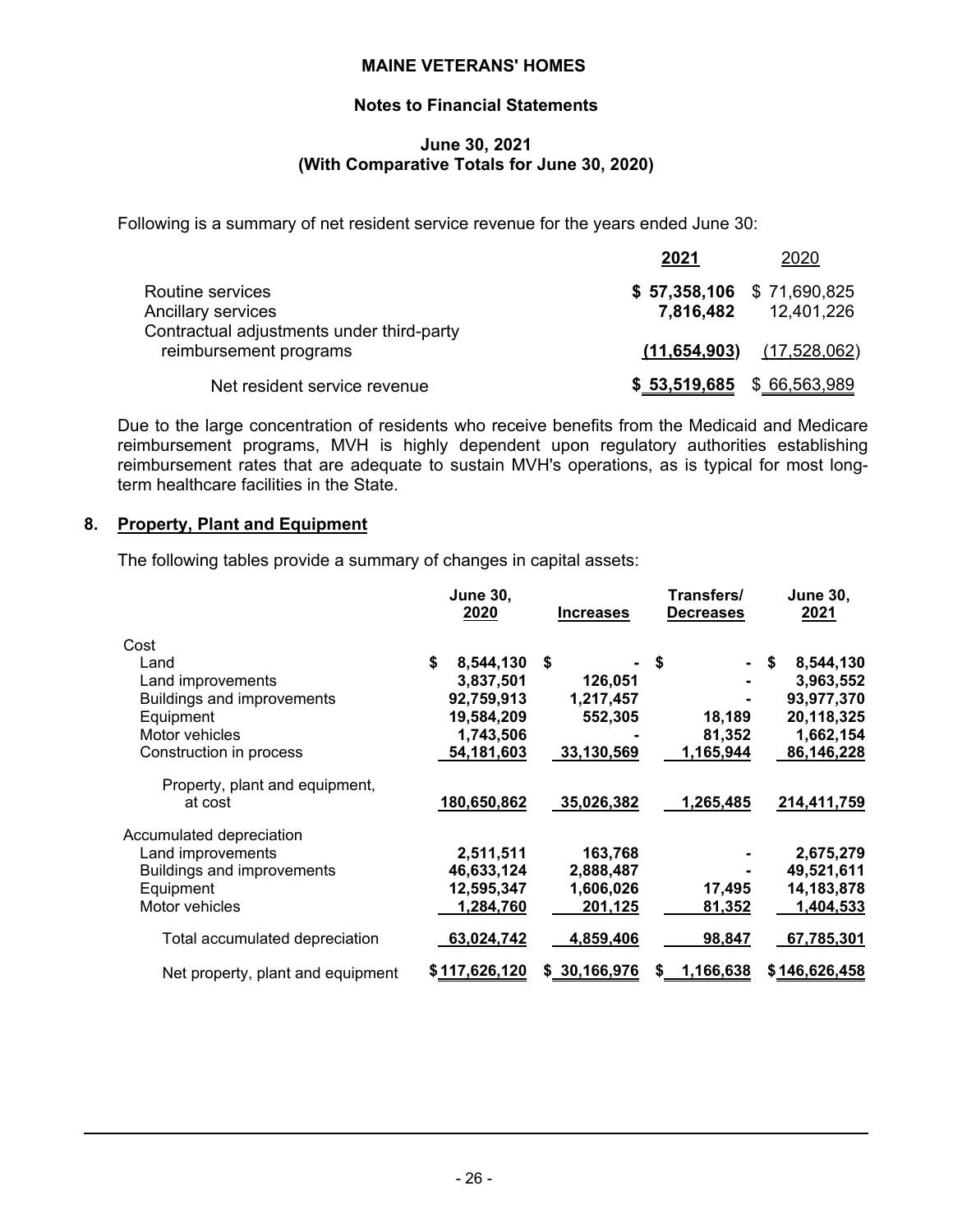Following is a summary of net resident service revenue for the years ended June 30:

| | 2021 | 2020 |
|---|---|---|
| Routine services | **$ 57,358,106** | $ 71,690,825 |
| Ancillary services | **7,816,482** | 12,401,226 |
| Contractual adjustments under third-party reimbursement programs | **(11,654,903)** | (17,528,062) |
| Net resident service revenue | **$ 53,519,685** | $ 66,563,989 |

Due to the large concentration of residents who receive benefits from the Medicaid and Medicare reimbursement programs, MVH is highly dependent upon regulatory authorities establishing reimbursement rates that are adequate to sustain MVH's operations, as is typical for most long-term healthcare facilities in the State.

## 8. Property, Plant and Equipment

The following tables provide a summary of changes in capital assets:

| | June 30, 2020 | Increases | Transfers/ Decreases | June 30, 2021 |
|---|---|---|---|---|
| Cost | | | | |
| Land | $ 8,544,130 | $ - | $ - | $ 8,544,130 |
| Land improvements | 3,837,501 | 126,051 | - | 3,963,552 |
| Buildings and improvements | 92,759,913 | 1,217,457 | - | 93,977,370 |
| Equipment | 19,584,209 | 552,305 | 18,189 | 20,118,325 |
| Motor vehicles | 1,743,506 | - | 81,352 | 1,662,154 |
| Construction in process | 54,181,603 | 33,130,569 | 1,165,944 | 86,146,228 |
| Property, plant and equipment, at cost | 180,650,862 | 35,026,382 | 1,265,485 | 214,411,759 |
| Accumulated depreciation | | | | |
| Land improvements | 2,511,511 | 163,768 | - | 2,675,279 |
| Buildings and improvements | 46,633,124 | 2,888,487 | - | 49,521,611 |
| Equipment | 12,595,347 | 1,606,026 | 17,495 | 14,183,878 |
| Motor vehicles | 1,284,760 | 201,125 | 81,352 | 1,404,533 |
| Total accumulated depreciation | 63,024,742 | 4,859,406 | 98,847 | 67,785,301 |
| Net property, plant and equipment | $ 117,626,120 | $ 30,166,976 | $ 1,166,638 | $ 146,626,458 |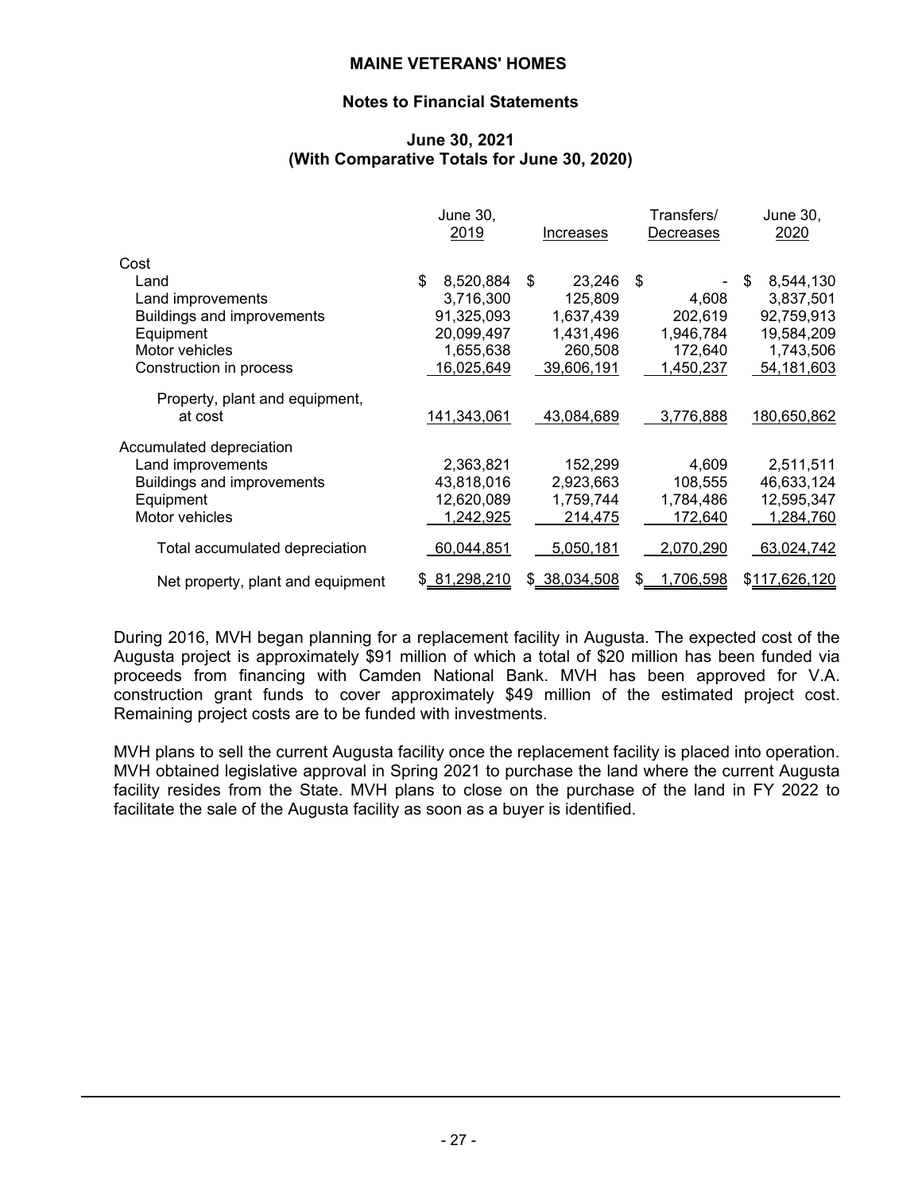**MAINE VETERANS' HOMES**

**Notes to Financial Statements**

**June 30, 2021**
**(With Comparative Totals for June 30, 2020)**

| | June 30, 2019 | Increases | Transfers/ Decreases | June 30, 2020 |
|---|---|---|---|---|
| Cost | | | | |
| Land | $ 8,520,884 | $ 23,246 | $ - | $ 8,544,130 |
| Land improvements | 3,716,300 | 125,809 | 4,608 | 3,837,501 |
| Buildings and improvements | 91,325,093 | 1,637,439 | 202,619 | 92,759,913 |
| Equipment | 20,099,497 | 1,431,496 | 1,946,784 | 19,584,209 |
| Motor vehicles | 1,655,638 | 260,508 | 172,640 | 1,743,506 |
| Construction in process | 16,025,649 | 39,606,191 | 1,450,237 | 54,181,603 |
| Property, plant and equipment, at cost | 141,343,061 | 43,084,689 | 3,776,888 | 180,650,862 |
| Accumulated depreciation | | | | |
| Land improvements | 2,363,821 | 152,299 | 4,609 | 2,511,511 |
| Buildings and improvements | 43,818,016 | 2,923,663 | 108,555 | 46,633,124 |
| Equipment | 12,620,089 | 1,759,744 | 1,784,486 | 12,595,347 |
| Motor vehicles | 1,242,925 | 214,475 | 172,640 | 1,284,760 |
| Total accumulated depreciation | 60,044,851 | 5,050,181 | 2,070,290 | 63,024,742 |
| Net property, plant and equipment | $ 81,298,210 | $ 38,034,508 | $ 1,706,598 | $117,626,120 |

During 2016, MVH began planning for a replacement facility in Augusta. The expected cost of the Augusta project is approximately $91 million of which a total of $20 million has been funded via proceeds from financing with Camden National Bank. MVH has been approved for V.A. construction grant funds to cover approximately $49 million of the estimated project cost. Remaining project costs are to be funded with investments.

MVH plans to sell the current Augusta facility once the replacement facility is placed into operation. MVH obtained legislative approval in Spring 2021 to purchase the land where the current Augusta facility resides from the State. MVH plans to close on the purchase of the land in FY 2022 to facilitate the sale of the Augusta facility as soon as a buyer is identified.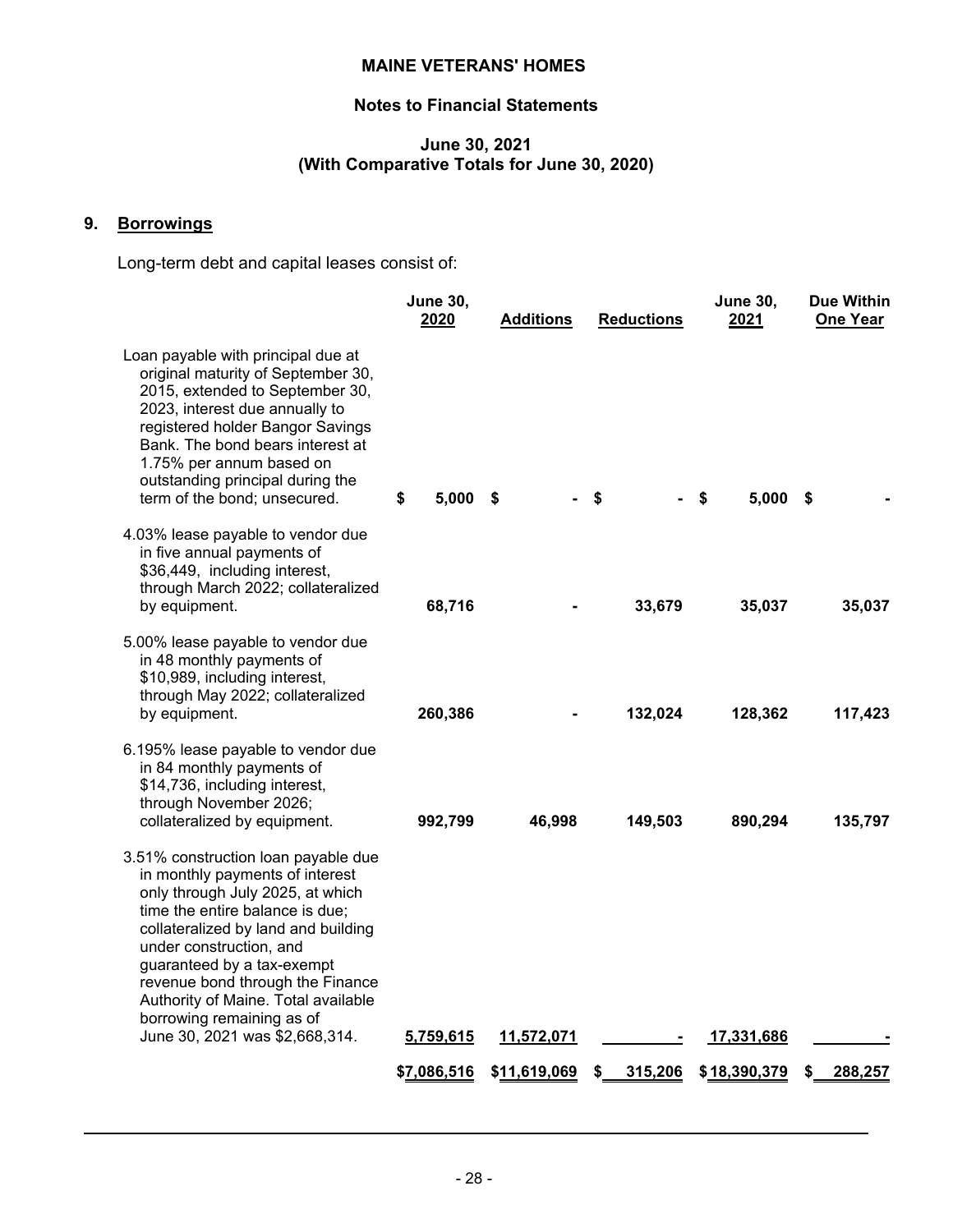**MAINE VETERANS' HOMES**

**Notes to Financial Statements**

**June 30, 2021**
**(With Comparative Totals for June 30, 2020)**

## 9. Borrowings

Long-term debt and capital leases consist of:

| | June 30, 2020 | Additions | Reductions | June 30, 2021 | Due Within One Year |
|---|---|---|---|---|---|
| Loan payable with principal due at original maturity of September 30, 2015, extended to September 30, 2023, interest due annually to registered holder Bangor Savings Bank. The bond bears interest at 1.75% per annum based on outstanding principal during the term of the bond; unsecured. | $ 5,000 | $ - | $ - | $ 5,000 | $ - |
| 4.03% lease payable to vendor due in five annual payments of $36,449, including interest, through March 2022; collateralized by equipment. | 68,716 | - | 33,679 | 35,037 | 35,037 |
| 5.00% lease payable to vendor due in 48 monthly payments of $10,989, including interest, through May 2022; collateralized by equipment. | 260,386 | - | 132,024 | 128,362 | 117,423 |
| 6.195% lease payable to vendor due in 84 monthly payments of $14,736, including interest, through November 2026; collateralized by equipment. | 992,799 | 46,998 | 149,503 | 890,294 | 135,797 |
| 3.51% construction loan payable due in monthly payments of interest only through July 2025, at which time the entire balance is due; collateralized by land and building under construction, and guaranteed by a tax-exempt revenue bond through the Finance Authority of Maine. Total available borrowing remaining as of June 30, 2021 was $2,668,314. | 5,759,615 | 11,572,071 | - | 17,331,686 | - |
| | $7,086,516 | $11,619,069 | $ 315,206 | $18,390,379 | $ 288,257 |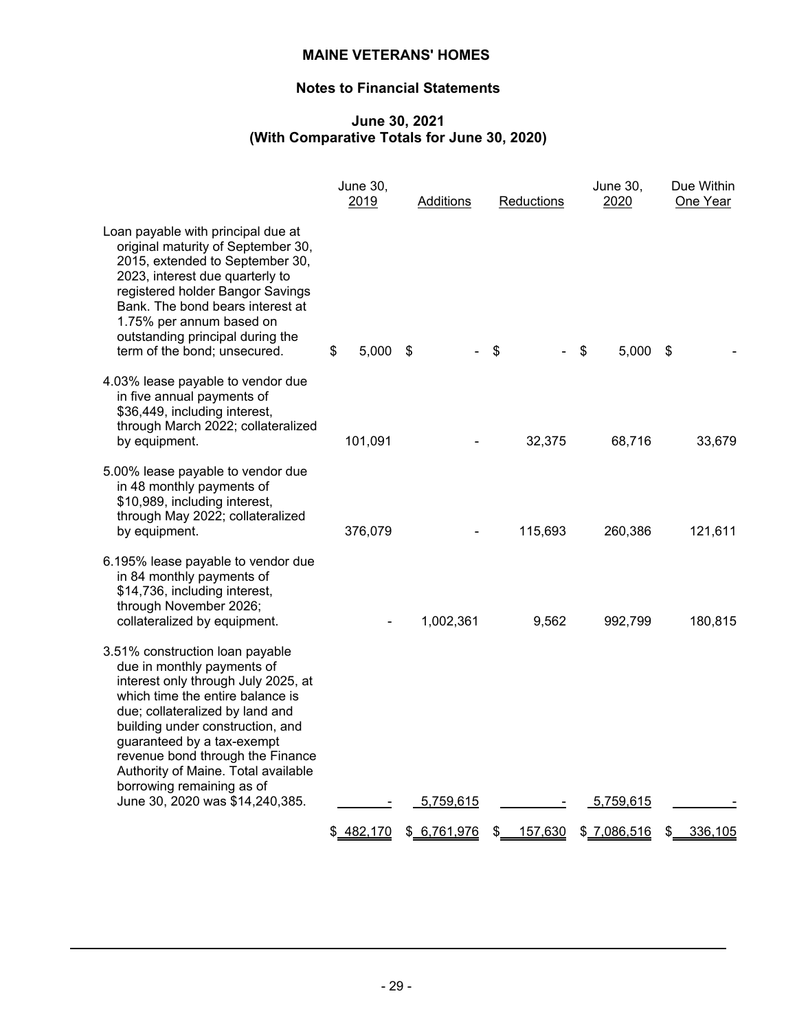# MAINE VETERANS' HOMES

## Notes to Financial Statements

### June 30, 2021
### (With Comparative Totals for June 30, 2020)

| | June 30, 2019 | Additions | Reductions | June 30, 2020 | Due Within One Year |
|---|---|---|---|---|---|
| Loan payable with principal due at original maturity of September 30, 2015, extended to September 30, 2023, interest due quarterly to registered holder Bangor Savings Bank. The bond bears interest at 1.75% per annum based on outstanding principal during the term of the bond; unsecured. | $ 5,000 | $ - | $ - | $ 5,000 | $ - |
| 4.03% lease payable to vendor due in five annual payments of $36,449, including interest, through March 2022; collateralized by equipment. | 101,091 | - | 32,375 | 68,716 | 33,679 |
| 5.00% lease payable to vendor due in 48 monthly payments of $10,989, including interest, through May 2022; collateralized by equipment. | 376,079 | - | 115,693 | 260,386 | 121,611 |
| 6.195% lease payable to vendor due in 84 monthly payments of $14,736, including interest, through November 2026; collateralized by equipment. | - | 1,002,361 | 9,562 | 992,799 | 180,815 |
| 3.51% construction loan payable due in monthly payments of interest only through July 2025, at which time the entire balance is due; collateralized by land and building under construction, and guaranteed by a tax-exempt revenue bond through the Finance Authority of Maine. Total available borrowing remaining as of June 30, 2020 was $14,240,385. | - | 5,759,615 | - | 5,759,615 | - |
| | $ 482,170 | $ 6,761,976 | $ 157,630 | $ 7,086,516 | $ 336,105 |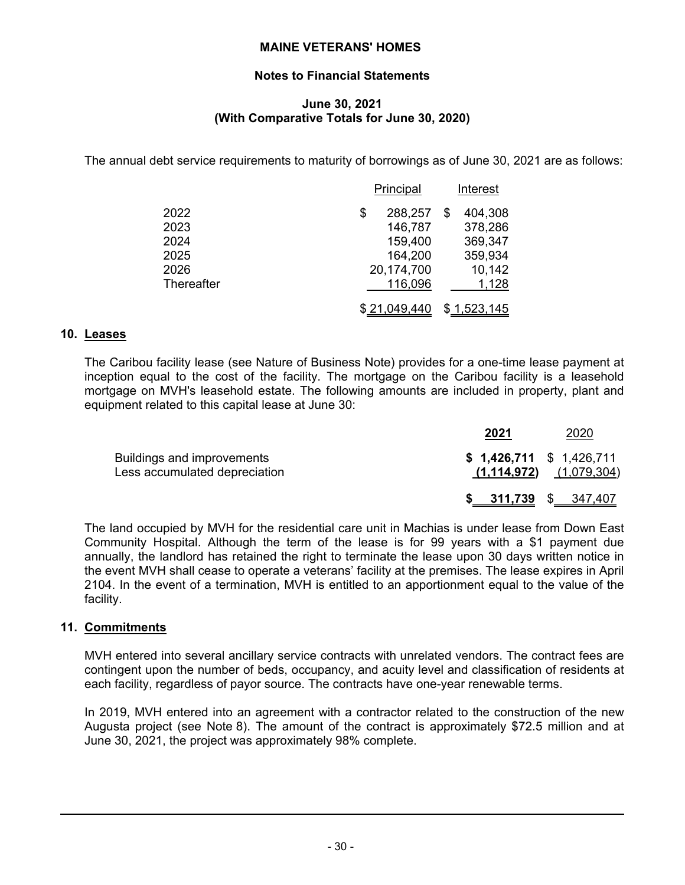The annual debt service requirements to maturity of borrowings as of June 30, 2021 are as follows:

| | Principal | Interest |
|---|---|---|
| 2022 | $ 288,257 | $ 404,308 |
| 2023 | 146,787 | 378,286 |
| 2024 | 159,400 | 369,347 |
| 2025 | 164,200 | 359,934 |
| 2026 | 20,174,700 | 10,142 |
| Thereafter | 116,096 | 1,128 |
| | $ 21,049,440 | $ 1,523,145 |

## 10. Leases

The Caribou facility lease (see Nature of Business Note) provides for a one-time lease payment at inception equal to the cost of the facility. The mortgage on the Caribou facility is a leasehold mortgage on MVH's leasehold estate. The following amounts are included in property, plant and equipment related to this capital lease at June 30:

| | **2021** | 2020 |
|---|---|---|
| Buildings and improvements | **$ 1,426,711** | $ 1,426,711 |
| Less accumulated depreciation | **(1,114,972)** | (1,079,304) |
| | **$ 311,739** | $ 347,407 |

The land occupied by MVH for the residential care unit in Machias is under lease from Down East Community Hospital. Although the term of the lease is for 99 years with a $1 payment due annually, the landlord has retained the right to terminate the lease upon 30 days written notice in the event MVH shall cease to operate a veterans' facility at the premises. The lease expires in April 2104. In the event of a termination, MVH is entitled to an apportionment equal to the value of the facility.

## 11. Commitments

MVH entered into several ancillary service contracts with unrelated vendors. The contract fees are contingent upon the number of beds, occupancy, and acuity level and classification of residents at each facility, regardless of payor source. The contracts have one-year renewable terms.

In 2019, MVH entered into an agreement with a contractor related to the construction of the new Augusta project (see Note 8). The amount of the contract is approximately $72.5 million and at June 30, 2021, the project was approximately 98% complete.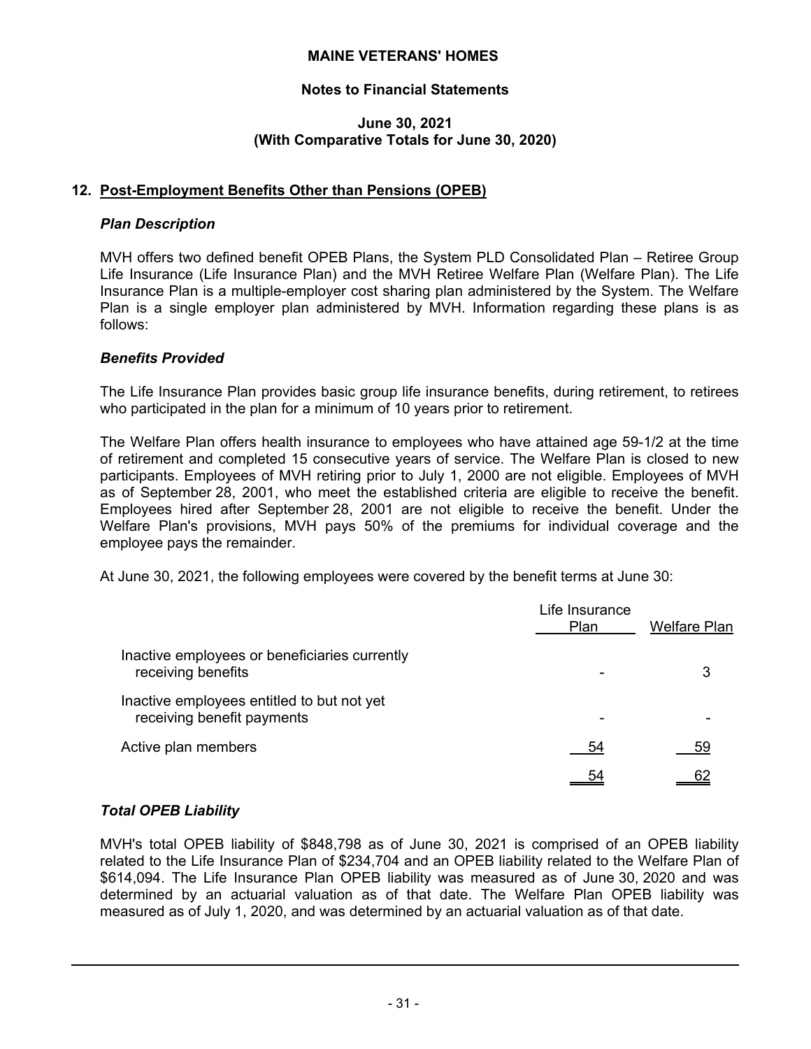## 12. Post-Employment Benefits Other than Pensions (OPEB)

### *Plan Description*

MVH offers two defined benefit OPEB Plans, the System PLD Consolidated Plan – Retiree Group Life Insurance (Life Insurance Plan) and the MVH Retiree Welfare Plan (Welfare Plan). The Life Insurance Plan is a multiple-employer cost sharing plan administered by the System. The Welfare Plan is a single employer plan administered by MVH. Information regarding these plans is as follows:

### *Benefits Provided*

The Life Insurance Plan provides basic group life insurance benefits, during retirement, to retirees who participated in the plan for a minimum of 10 years prior to retirement.

The Welfare Plan offers health insurance to employees who have attained age 59-1/2 at the time of retirement and completed 15 consecutive years of service. The Welfare Plan is closed to new participants. Employees of MVH retiring prior to July 1, 2000 are not eligible. Employees of MVH as of September 28, 2001, who meet the established criteria are eligible to receive the benefit. Employees hired after September 28, 2001 are not eligible to receive the benefit. Under the Welfare Plan's provisions, MVH pays 50% of the premiums for individual coverage and the employee pays the remainder.

At June 30, 2021, the following employees were covered by the benefit terms at June 30:

| | Life Insurance Plan | Welfare Plan |
|---|---|---|
| Inactive employees or beneficiaries currently receiving benefits | - | 3 |
| Inactive employees entitled to but not yet receiving benefit payments | - | - |
| Active plan members | 54 | 59 |
| | 54 | 62 |

### *Total OPEB Liability*

MVH's total OPEB liability of $848,798 as of June 30, 2021 is comprised of an OPEB liability related to the Life Insurance Plan of $234,704 and an OPEB liability related to the Welfare Plan of $614,094. The Life Insurance Plan OPEB liability was measured as of June 30, 2020 and was determined by an actuarial valuation as of that date. The Welfare Plan OPEB liability was measured as of July 1, 2020, and was determined by an actuarial valuation as of that date.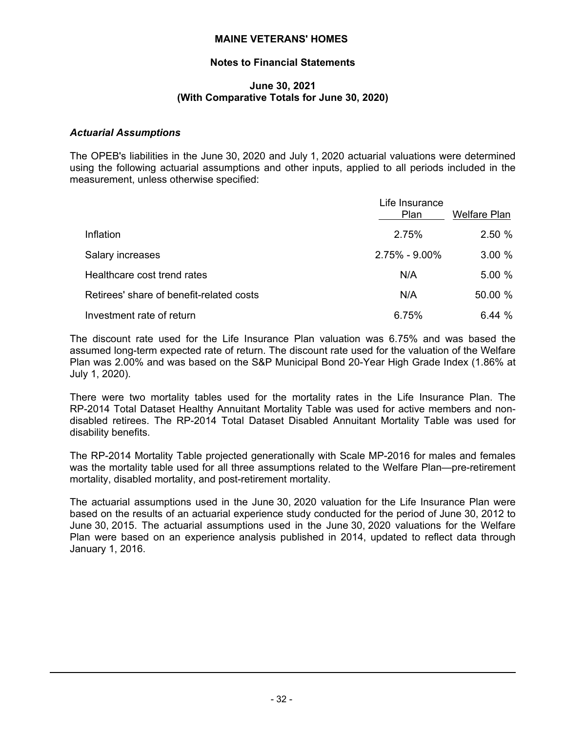### *Actuarial Assumptions*

The OPEB's liabilities in the June 30, 2020 and July 1, 2020 actuarial valuations were determined using the following actuarial assumptions and other inputs, applied to all periods included in the measurement, unless otherwise specified:

| | Life Insurance Plan | Welfare Plan |
|---|---|---|
| Inflation | 2.75% | 2.50 % |
| Salary increases | 2.75% - 9.00% | 3.00 % |
| Healthcare cost trend rates | N/A | 5.00 % |
| Retirees' share of benefit-related costs | N/A | 50.00 % |
| Investment rate of return | 6.75% | 6.44 % |

The discount rate used for the Life Insurance Plan valuation was 6.75% and was based the assumed long-term expected rate of return. The discount rate used for the valuation of the Welfare Plan was 2.00% and was based on the S&P Municipal Bond 20-Year High Grade Index (1.86% at July 1, 2020).

There were two mortality tables used for the mortality rates in the Life Insurance Plan. The RP-2014 Total Dataset Healthy Annuitant Mortality Table was used for active members and non-disabled retirees. The RP-2014 Total Dataset Disabled Annuitant Mortality Table was used for disability benefits.

The RP-2014 Mortality Table projected generationally with Scale MP-2016 for males and females was the mortality table used for all three assumptions related to the Welfare Plan—pre-retirement mortality, disabled mortality, and post-retirement mortality.

The actuarial assumptions used in the June 30, 2020 valuation for the Life Insurance Plan were based on the results of an actuarial experience study conducted for the period of June 30, 2012 to June 30, 2015. The actuarial assumptions used in the June 30, 2020 valuations for the Welfare Plan were based on an experience analysis published in 2014, updated to reflect data through January 1, 2016.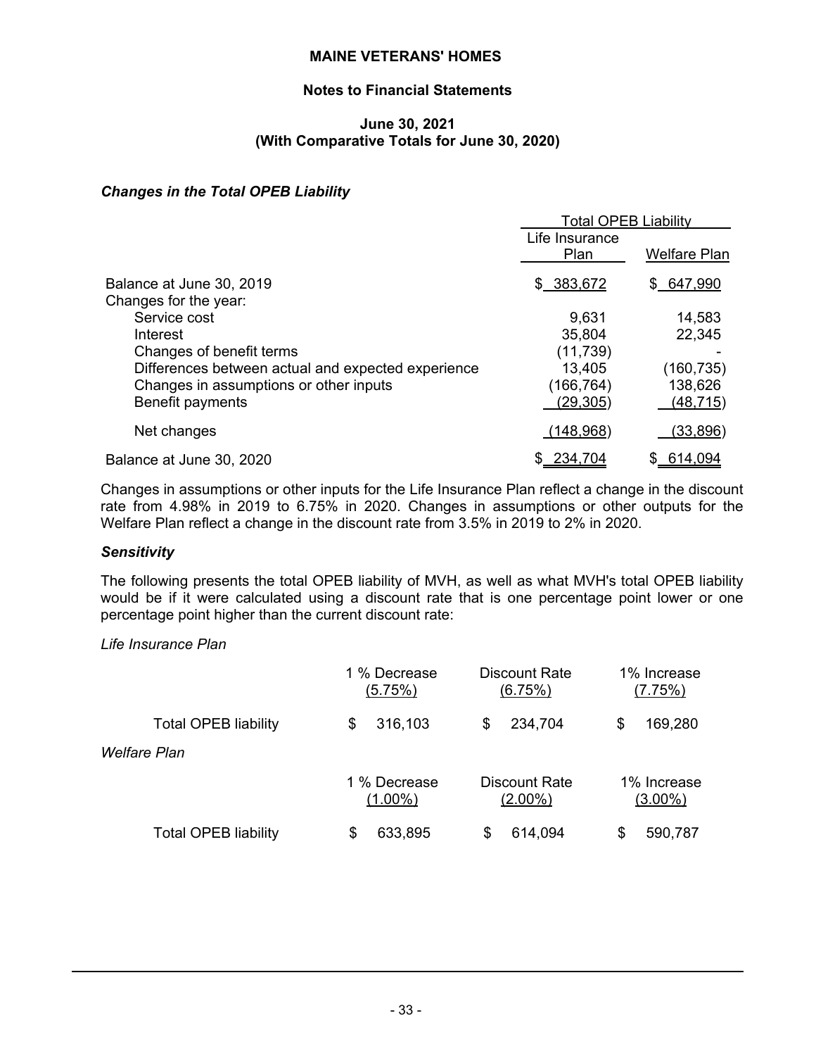# MAINE VETERANS' HOMES

## Notes to Financial Statements

### June 30, 2021
### (With Comparative Totals for June 30, 2020)

### *Changes in the Total OPEB Liability*

| | Total OPEB Liability | |
|---|---|---|
| | Life Insurance Plan | Welfare Plan |
| Balance at June 30, 2019 | $ 383,672 | $ 647,990 |
| Changes for the year: | | |
| Service cost | 9,631 | 14,583 |
| Interest | 35,804 | 22,345 |
| Changes of benefit terms | (11,739) | - |
| Differences between actual and expected experience | 13,405 | (160,735) |
| Changes in assumptions or other inputs | (166,764) | 138,626 |
| Benefit payments | (29,305) | (48,715) |
| Net changes | (148,968) | (33,896) |
| Balance at June 30, 2020 | $ 234,704 | $ 614,094 |

Changes in assumptions or other inputs for the Life Insurance Plan reflect a change in the discount rate from 4.98% in 2019 to 6.75% in 2020. Changes in assumptions or other outputs for the Welfare Plan reflect a change in the discount rate from 3.5% in 2019 to 2% in 2020.

### *Sensitivity*

The following presents the total OPEB liability of MVH, as well as what MVH's total OPEB liability would be if it were calculated using a discount rate that is one percentage point lower or one percentage point higher than the current discount rate:

*Life Insurance Plan*

| | 1 % Decrease (5.75%) | Discount Rate (6.75%) | 1% Increase (7.75%) |
|---|---|---|---|
| Total OPEB liability | $ 316,103 | $ 234,704 | $ 169,280 |

*Welfare Plan*

| | 1 % Decrease (1.00%) | Discount Rate (2.00%) | 1% Increase (3.00%) |
|---|---|---|---|
| Total OPEB liability | $ 633,895 | $ 614,094 | $ 590,787 |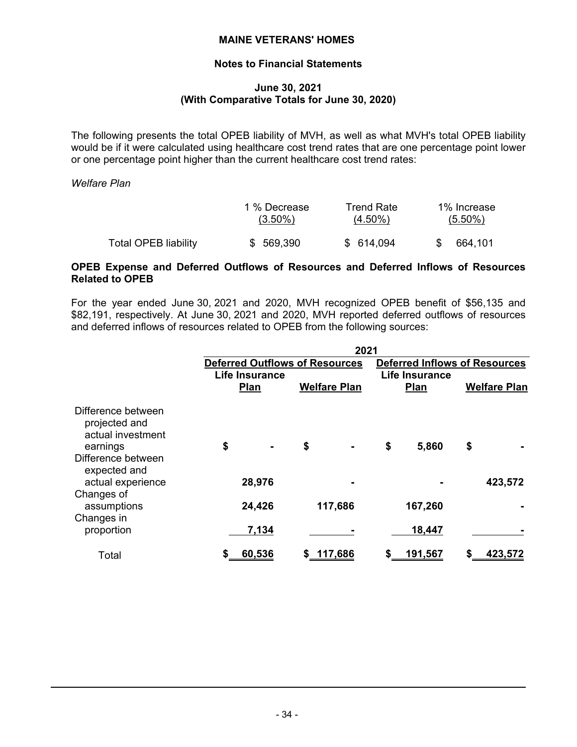The following presents the total OPEB liability of MVH, as well as what MVH's total OPEB liability would be if it were calculated using healthcare cost trend rates that are one percentage point lower or one percentage point higher than the current healthcare cost trend rates:

*Welfare Plan*

| | 1 % Decrease (3.50%) | Trend Rate (4.50%) | 1% Increase (5.50%) |
|---|---|---|---|
| Total OPEB liability | $ 569,390 | $ 614,094 | $ 664,101 |

**OPEB Expense and Deferred Outflows of Resources and Deferred Inflows of Resources Related to OPEB**

For the year ended June 30, 2021 and 2020, MVH recognized OPEB benefit of $56,135 and $82,191, respectively. At June 30, 2021 and 2020, MVH reported deferred outflows of resources and deferred inflows of resources related to OPEB from the following sources:

| | 2021 | | | |
|---|---|---|---|---|
| | Deferred Outflows of Resources | | Deferred Inflows of Resources | |
| | Life Insurance Plan | Welfare Plan | Life Insurance Plan | Welfare Plan |
| Difference between projected and actual investment earnings | $ - | $ - | $ 5,860 | $ - |
| Difference between expected and actual experience | 28,976 | - | - | 423,572 |
| Changes of assumptions | 24,426 | 117,686 | 167,260 | - |
| Changes in proportion | 7,134 | - | 18,447 | - |
| Total | $ 60,536 | $ 117,686 | $ 191,567 | $ 423,572 |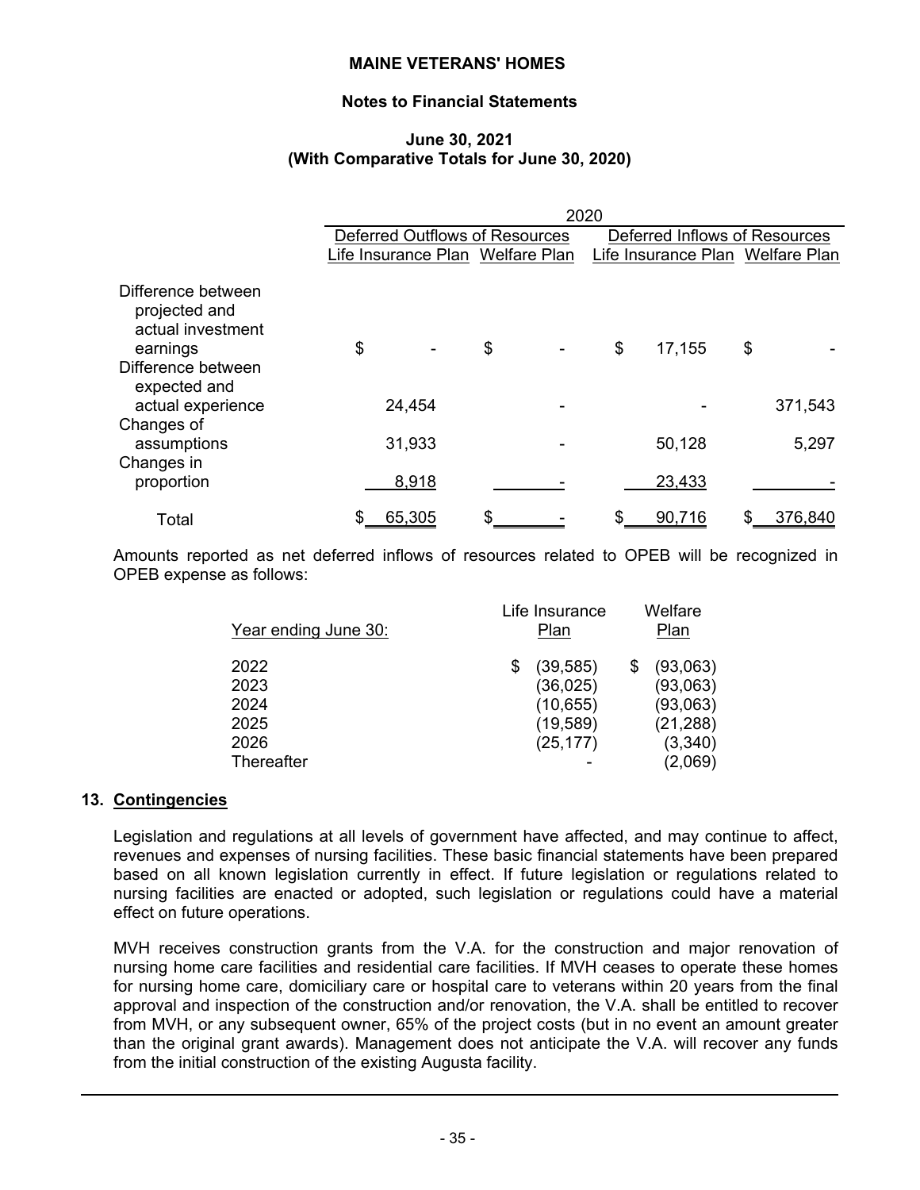**MAINE VETERANS' HOMES**

**Notes to Financial Statements**

**June 30, 2021**
**(With Comparative Totals for June 30, 2020)**

| | 2020 | | | |
|---|---|---|---|---|
| | Deferred Outflows of Resources | | Deferred Inflows of Resources | |
| | Life Insurance Plan | Welfare Plan | Life Insurance Plan | Welfare Plan |
| Difference between projected and actual investment earnings | $ - | $ - | $ 17,155 | $ - |
| Difference between expected and actual experience | 24,454 | - | - | 371,543 |
| Changes of assumptions | 31,933 | - | 50,128 | 5,297 |
| Changes in proportion | 8,918 | - | 23,433 | - |
| Total | $ 65,305 | $ - | $ 90,716 | $ 376,840 |

Amounts reported as net deferred inflows of resources related to OPEB will be recognized in OPEB expense as follows:

| Year ending June 30: | Life Insurance Plan | Welfare Plan |
|---|---|---|
| 2022 | $ (39,585) | $ (93,063) |
| 2023 | (36,025) | (93,063) |
| 2024 | (10,655) | (93,063) |
| 2025 | (19,589) | (21,288) |
| 2026 | (25,177) | (3,340) |
| Thereafter | - | (2,069) |

## 13. Contingencies

Legislation and regulations at all levels of government have affected, and may continue to affect, revenues and expenses of nursing facilities. These basic financial statements have been prepared based on all known legislation currently in effect. If future legislation or regulations related to nursing facilities are enacted or adopted, such legislation or regulations could have a material effect on future operations.

MVH receives construction grants from the V.A. for the construction and major renovation of nursing home care facilities and residential care facilities. If MVH ceases to operate these homes for nursing home care, domiciliary care or hospital care to veterans within 20 years from the final approval and inspection of the construction and/or renovation, the V.A. shall be entitled to recover from MVH, or any subsequent owner, 65% of the project costs (but in no event an amount greater than the original grant awards). Management does not anticipate the V.A. will recover any funds from the initial construction of the existing Augusta facility.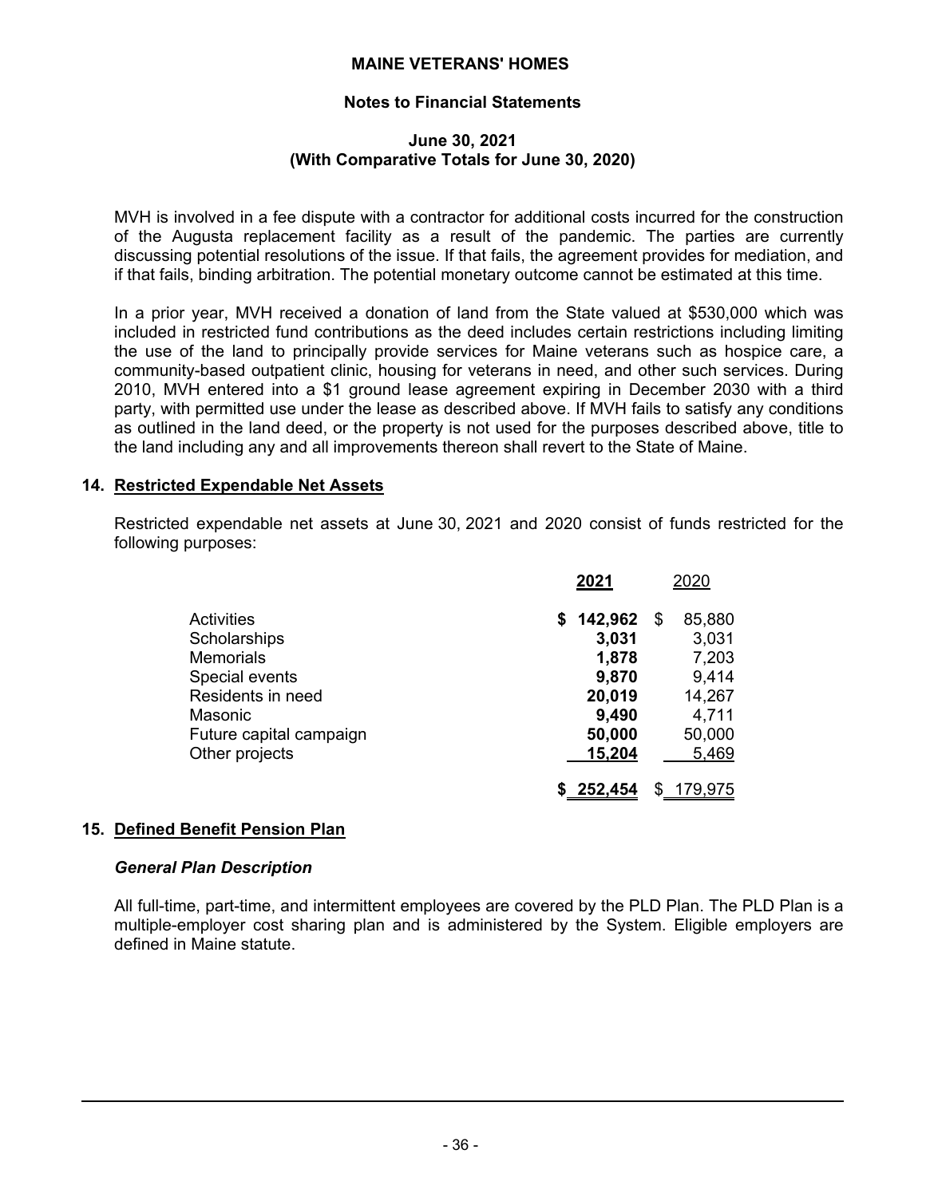MVH is involved in a fee dispute with a contractor for additional costs incurred for the construction of the Augusta replacement facility as a result of the pandemic. The parties are currently discussing potential resolutions of the issue. If that fails, the agreement provides for mediation, and if that fails, binding arbitration. The potential monetary outcome cannot be estimated at this time.

In a prior year, MVH received a donation of land from the State valued at $530,000 which was included in restricted fund contributions as the deed includes certain restrictions including limiting the use of the land to principally provide services for Maine veterans such as hospice care, a community-based outpatient clinic, housing for veterans in need, and other such services. During 2010, MVH entered into a $1 ground lease agreement expiring in December 2030 with a third party, with permitted use under the lease as described above. If MVH fails to satisfy any conditions as outlined in the land deed, or the property is not used for the purposes described above, title to the land including any and all improvements thereon shall revert to the State of Maine.

## 14. Restricted Expendable Net Assets

Restricted expendable net assets at June 30, 2021 and 2020 consist of funds restricted for the following purposes:

| | **2021** | 2020 |
|---|---|---|
| Activities | **$ 142,962** | $ 85,880 |
| Scholarships | **3,031** | 3,031 |
| Memorials | **1,878** | 7,203 |
| Special events | **9,870** | 9,414 |
| Residents in need | **20,019** | 14,267 |
| Masonic | **9,490** | 4,711 |
| Future capital campaign | **50,000** | 50,000 |
| Other projects | **15,204** | 5,469 |
| | **$ 252,454** | $ 179,975 |

## 15. Defined Benefit Pension Plan

### *General Plan Description*

All full-time, part-time, and intermittent employees are covered by the PLD Plan. The PLD Plan is a multiple-employer cost sharing plan and is administered by the System. Eligible employers are defined in Maine statute.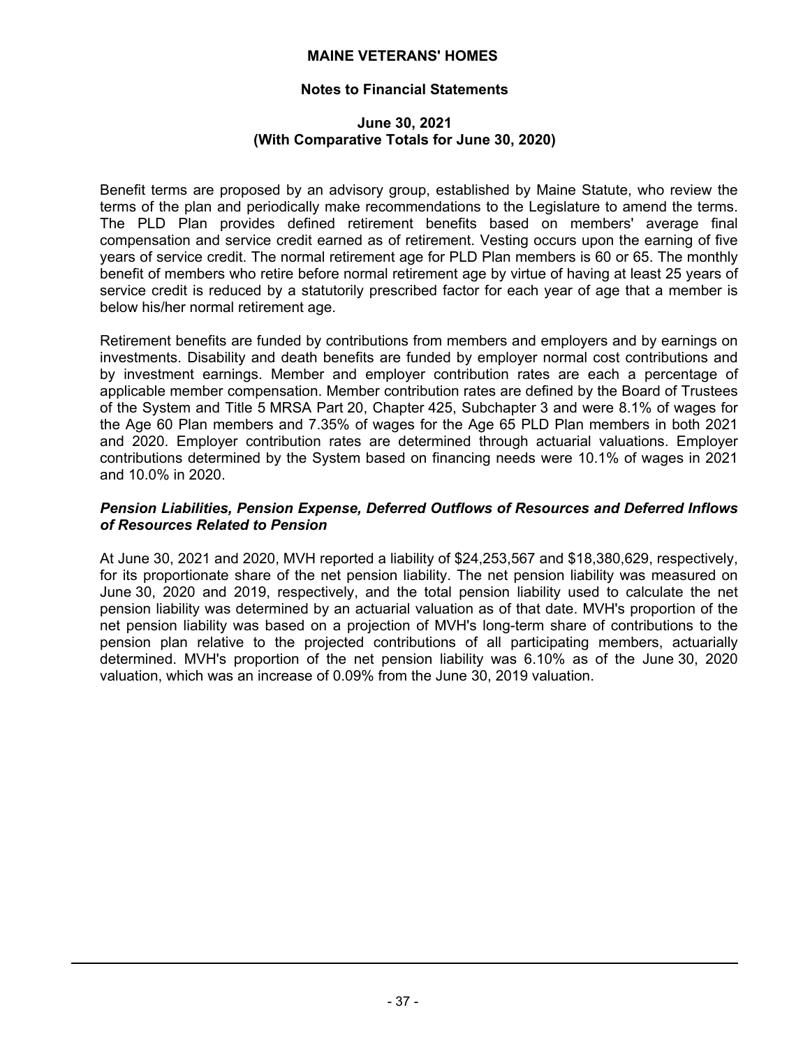Benefit terms are proposed by an advisory group, established by Maine Statute, who review the terms of the plan and periodically make recommendations to the Legislature to amend the terms. The PLD Plan provides defined retirement benefits based on members' average final compensation and service credit earned as of retirement. Vesting occurs upon the earning of five years of service credit. The normal retirement age for PLD Plan members is 60 or 65. The monthly benefit of members who retire before normal retirement age by virtue of having at least 25 years of service credit is reduced by a statutorily prescribed factor for each year of age that a member is below his/her normal retirement age.

Retirement benefits are funded by contributions from members and employers and by earnings on investments. Disability and death benefits are funded by employer normal cost contributions and by investment earnings. Member and employer contribution rates are each a percentage of applicable member compensation. Member contribution rates are defined by the Board of Trustees of the System and Title 5 MRSA Part 20, Chapter 425, Subchapter 3 and were 8.1% of wages for the Age 60 Plan members and 7.35% of wages for the Age 65 PLD Plan members in both 2021 and 2020. Employer contribution rates are determined through actuarial valuations. Employer contributions determined by the System based on financing needs were 10.1% of wages in 2021 and 10.0% in 2020.

***Pension Liabilities, Pension Expense, Deferred Outflows of Resources and Deferred Inflows of Resources Related to Pension***

At June 30, 2021 and 2020, MVH reported a liability of $24,253,567 and $18,380,629, respectively, for its proportionate share of the net pension liability. The net pension liability was measured on June 30, 2020 and 2019, respectively, and the total pension liability used to calculate the net pension liability was determined by an actuarial valuation as of that date. MVH's proportion of the net pension liability was based on a projection of MVH's long-term share of contributions to the pension plan relative to the projected contributions of all participating members, actuarially determined. MVH's proportion of the net pension liability was 6.10% as of the June 30, 2020 valuation, which was an increase of 0.09% from the June 30, 2019 valuation.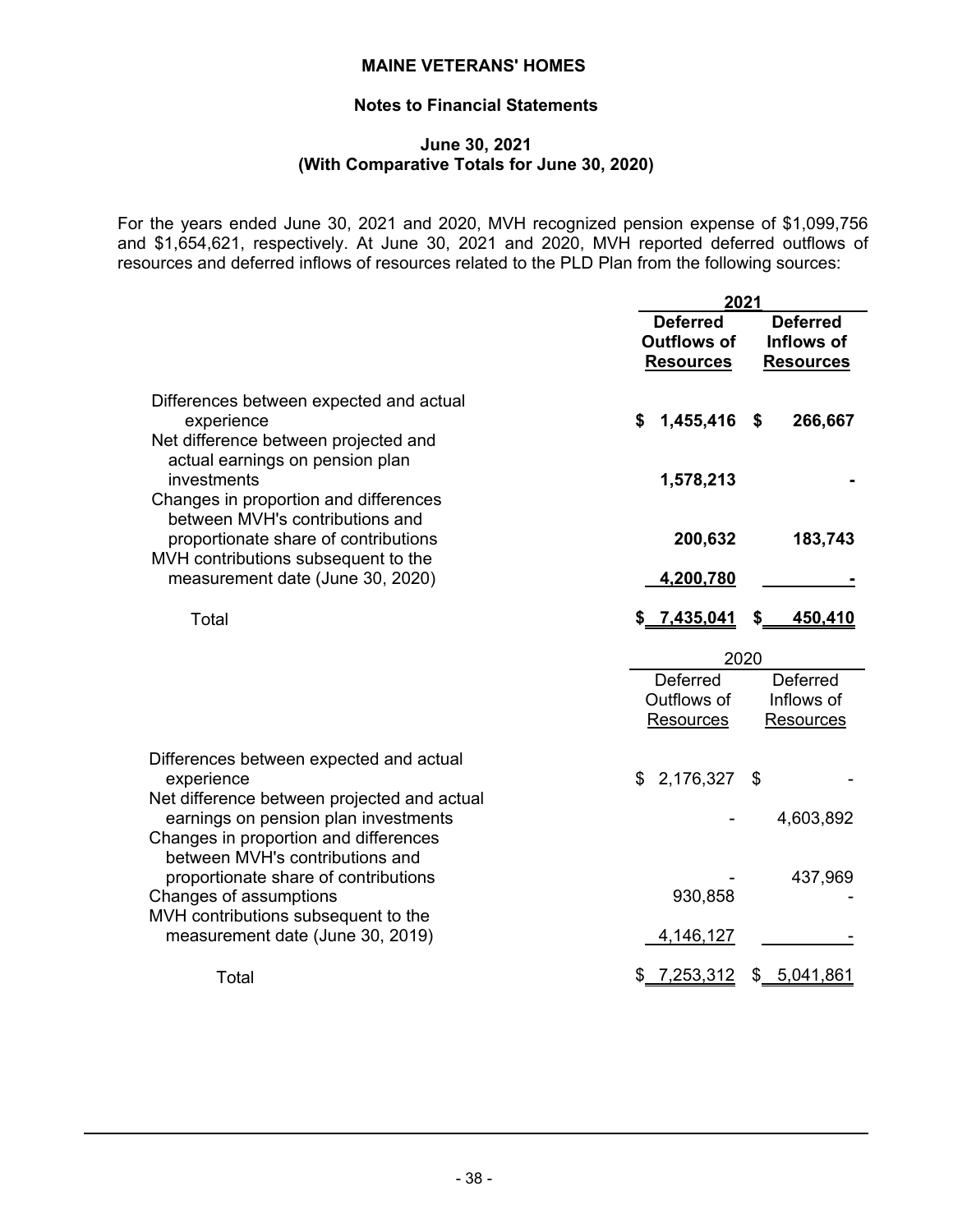For the years ended June 30, 2021 and 2020, MVH recognized pension expense of $1,099,756 and $1,654,621, respectively. At June 30, 2021 and 2020, MVH reported deferred outflows of resources and deferred inflows of resources related to the PLD Plan from the following sources:

| | 2021 | |
|---|---|---|
| | **Deferred Outflows of Resources** | **Deferred Inflows of Resources** |
| Differences between expected and actual experience | **$ 1,455,416** | **$ 266,667** |
| Net difference between projected and actual earnings on pension plan investments | **1,578,213** | **-** |
| Changes in proportion and differences between MVH's contributions and proportionate share of contributions | **200,632** | **183,743** |
| MVH contributions subsequent to the measurement date (June 30, 2020) | **4,200,780** | **-** |
| Total | **$ 7,435,041** | **$ 450,410** |

| | 2020 | |
|---|---|---|
| | Deferred Outflows of Resources | Deferred Inflows of Resources |
| Differences between expected and actual experience | $ 2,176,327 | $ - |
| Net difference between projected and actual earnings on pension plan investments | - | 4,603,892 |
| Changes in proportion and differences between MVH's contributions and proportionate share of contributions | - | 437,969 |
| Changes of assumptions | 930,858 | - |
| MVH contributions subsequent to the measurement date (June 30, 2019) | 4,146,127 | - |
| Total | $ 7,253,312 | $ 5,041,861 |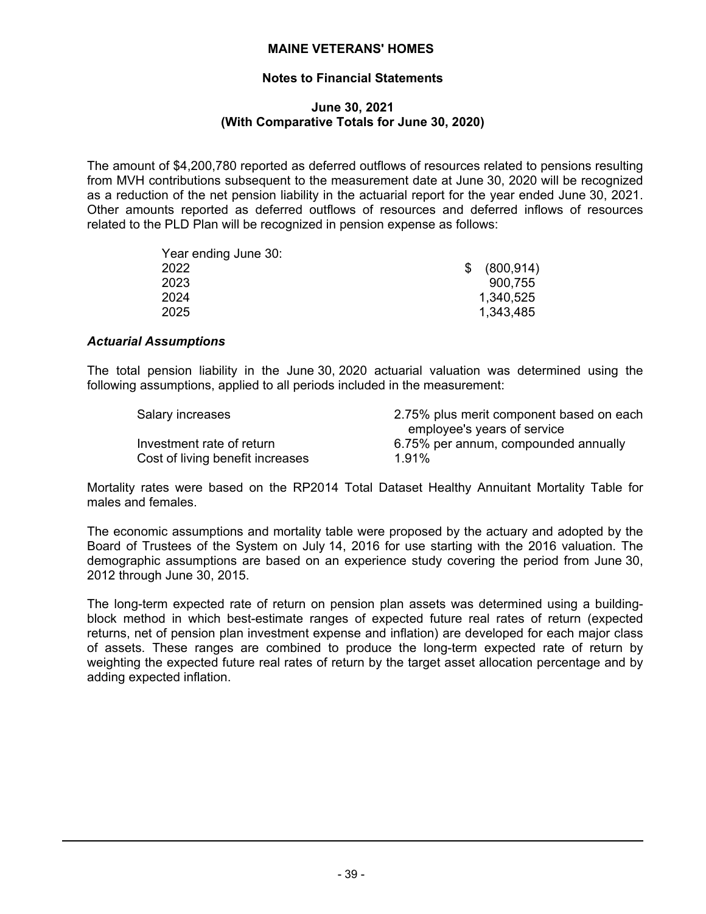The amount of $4,200,780 reported as deferred outflows of resources related to pensions resulting from MVH contributions subsequent to the measurement date at June 30, 2020 will be recognized as a reduction of the net pension liability in the actuarial report for the year ended June 30, 2021. Other amounts reported as deferred outflows of resources and deferred inflows of resources related to the PLD Plan will be recognized in pension expense as follows:

| Year ending June 30: | |
|---|---|
| 2022 | $ (800,914) |
| 2023 | 900,755 |
| 2024 | 1,340,525 |
| 2025 | 1,343,485 |

### *Actuarial Assumptions*

The total pension liability in the June 30, 2020 actuarial valuation was determined using the following assumptions, applied to all periods included in the measurement:

| | |
|---|---|
| Salary increases | 2.75% plus merit component based on each employee's years of service |
| Investment rate of return | 6.75% per annum, compounded annually |
| Cost of living benefit increases | 1.91% |

Mortality rates were based on the RP2014 Total Dataset Healthy Annuitant Mortality Table for males and females.

The economic assumptions and mortality table were proposed by the actuary and adopted by the Board of Trustees of the System on July 14, 2016 for use starting with the 2016 valuation. The demographic assumptions are based on an experience study covering the period from June 30, 2012 through June 30, 2015.

The long-term expected rate of return on pension plan assets was determined using a building-block method in which best-estimate ranges of expected future real rates of return (expected returns, net of pension plan investment expense and inflation) are developed for each major class of assets. These ranges are combined to produce the long-term expected rate of return by weighting the expected future real rates of return by the target asset allocation percentage and by adding expected inflation.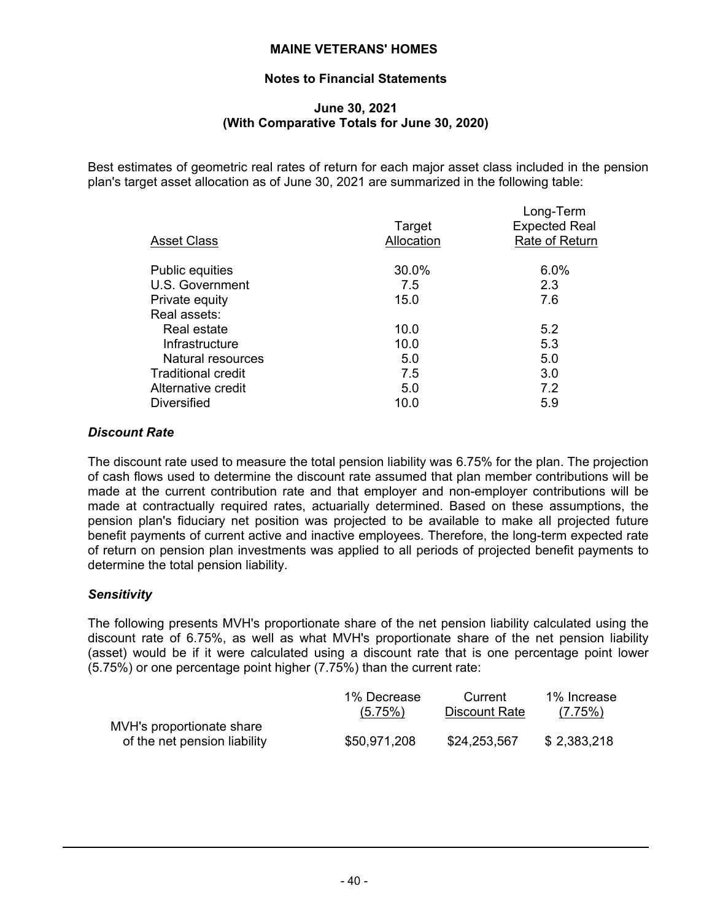Best estimates of geometric real rates of return for each major asset class included in the pension plan's target asset allocation as of June 30, 2021 are summarized in the following table:

| Asset Class | Target Allocation | Long-Term Expected Real Rate of Return |
|---|---|---|
| Public equities | 30.0% | 6.0% |
| U.S. Government | 7.5 | 2.3 |
| Private equity | 15.0 | 7.6 |
| Real assets: | | |
| Real estate | 10.0 | 5.2 |
| Infrastructure | 10.0 | 5.3 |
| Natural resources | 5.0 | 5.0 |
| Traditional credit | 7.5 | 3.0 |
| Alternative credit | 5.0 | 7.2 |
| Diversified | 10.0 | 5.9 |

### *Discount Rate*

The discount rate used to measure the total pension liability was 6.75% for the plan. The projection of cash flows used to determine the discount rate assumed that plan member contributions will be made at the current contribution rate and that employer and non-employer contributions will be made at contractually required rates, actuarially determined. Based on these assumptions, the pension plan's fiduciary net position was projected to be available to make all projected future benefit payments of current active and inactive employees. Therefore, the long-term expected rate of return on pension plan investments was applied to all periods of projected benefit payments to determine the total pension liability.

### *Sensitivity*

The following presents MVH's proportionate share of the net pension liability calculated using the discount rate of 6.75%, as well as what MVH's proportionate share of the net pension liability (asset) would be if it were calculated using a discount rate that is one percentage point lower (5.75%) or one percentage point higher (7.75%) than the current rate:

| | 1% Decrease (5.75%) | Current Discount Rate | 1% Increase (7.75%) |
|---|---|---|---|
| MVH's proportionate share of the net pension liability | $50,971,208 | $24,253,567 | $ 2,383,218 |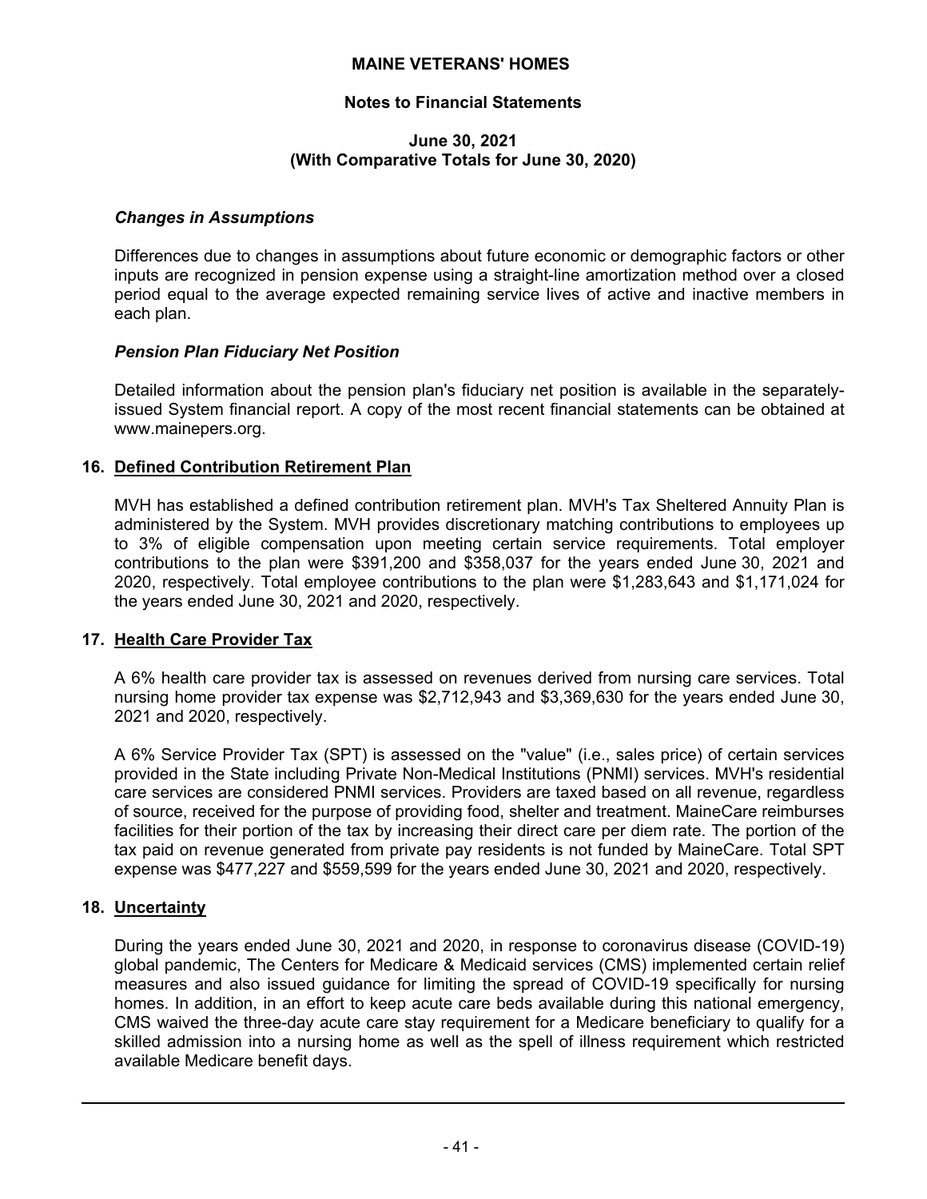### *Changes in Assumptions*

Differences due to changes in assumptions about future economic or demographic factors or other inputs are recognized in pension expense using a straight-line amortization method over a closed period equal to the average expected remaining service lives of active and inactive members in each plan.

### *Pension Plan Fiduciary Net Position*

Detailed information about the pension plan's fiduciary net position is available in the separately-issued System financial report. A copy of the most recent financial statements can be obtained at www.mainepers.org.

## 16. Defined Contribution Retirement Plan

MVH has established a defined contribution retirement plan. MVH's Tax Sheltered Annuity Plan is administered by the System. MVH provides discretionary matching contributions to employees up to 3% of eligible compensation upon meeting certain service requirements. Total employer contributions to the plan were $391,200 and $358,037 for the years ended June 30, 2021 and 2020, respectively. Total employee contributions to the plan were $1,283,643 and $1,171,024 for the years ended June 30, 2021 and 2020, respectively.

## 17. Health Care Provider Tax

A 6% health care provider tax is assessed on revenues derived from nursing care services. Total nursing home provider tax expense was $2,712,943 and $3,369,630 for the years ended June 30, 2021 and 2020, respectively.

A 6% Service Provider Tax (SPT) is assessed on the "value" (i.e., sales price) of certain services provided in the State including Private Non-Medical Institutions (PNMI) services. MVH's residential care services are considered PNMI services. Providers are taxed based on all revenue, regardless of source, received for the purpose of providing food, shelter and treatment. MaineCare reimburses facilities for their portion of the tax by increasing their direct care per diem rate. The portion of the tax paid on revenue generated from private pay residents is not funded by MaineCare. Total SPT expense was $477,227 and $559,599 for the years ended June 30, 2021 and 2020, respectively.

## 18. Uncertainty

During the years ended June 30, 2021 and 2020, in response to coronavirus disease (COVID-19) global pandemic, The Centers for Medicare & Medicaid services (CMS) implemented certain relief measures and also issued guidance for limiting the spread of COVID-19 specifically for nursing homes. In addition, in an effort to keep acute care beds available during this national emergency, CMS waived the three-day acute care stay requirement for a Medicare beneficiary to qualify for a skilled admission into a nursing home as well as the spell of illness requirement which restricted available Medicare benefit days.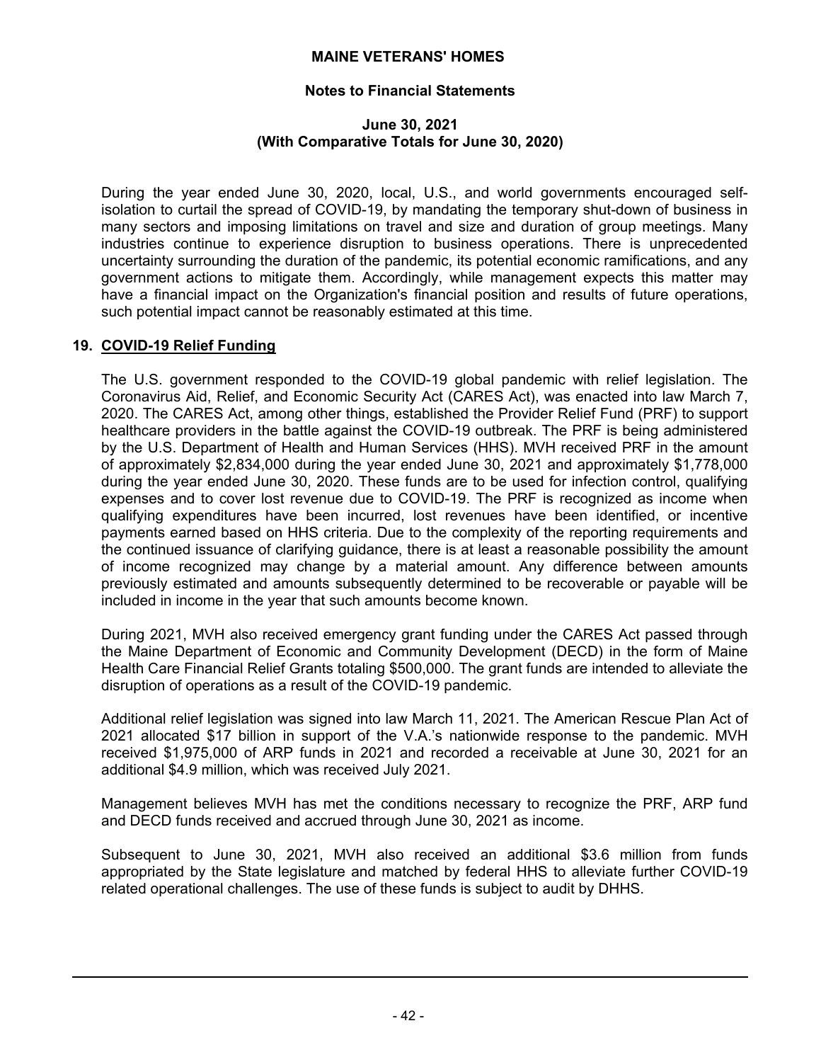During the year ended June 30, 2020, local, U.S., and world governments encouraged self-isolation to curtail the spread of COVID-19, by mandating the temporary shut-down of business in many sectors and imposing limitations on travel and size and duration of group meetings. Many industries continue to experience disruption to business operations. There is unprecedented uncertainty surrounding the duration of the pandemic, its potential economic ramifications, and any government actions to mitigate them. Accordingly, while management expects this matter may have a financial impact on the Organization's financial position and results of future operations, such potential impact cannot be reasonably estimated at this time.

## 19. COVID-19 Relief Funding

The U.S. government responded to the COVID-19 global pandemic with relief legislation. The Coronavirus Aid, Relief, and Economic Security Act (CARES Act), was enacted into law March 7, 2020. The CARES Act, among other things, established the Provider Relief Fund (PRF) to support healthcare providers in the battle against the COVID-19 outbreak. The PRF is being administered by the U.S. Department of Health and Human Services (HHS). MVH received PRF in the amount of approximately $2,834,000 during the year ended June 30, 2021 and approximately $1,778,000 during the year ended June 30, 2020. These funds are to be used for infection control, qualifying expenses and to cover lost revenue due to COVID-19. The PRF is recognized as income when qualifying expenditures have been incurred, lost revenues have been identified, or incentive payments earned based on HHS criteria. Due to the complexity of the reporting requirements and the continued issuance of clarifying guidance, there is at least a reasonable possibility the amount of income recognized may change by a material amount. Any difference between amounts previously estimated and amounts subsequently determined to be recoverable or payable will be included in income in the year that such amounts become known.

During 2021, MVH also received emergency grant funding under the CARES Act passed through the Maine Department of Economic and Community Development (DECD) in the form of Maine Health Care Financial Relief Grants totaling $500,000. The grant funds are intended to alleviate the disruption of operations as a result of the COVID-19 pandemic.

Additional relief legislation was signed into law March 11, 2021. The American Rescue Plan Act of 2021 allocated $17 billion in support of the V.A.'s nationwide response to the pandemic. MVH received $1,975,000 of ARP funds in 2021 and recorded a receivable at June 30, 2021 for an additional $4.9 million, which was received July 2021.

Management believes MVH has met the conditions necessary to recognize the PRF, ARP fund and DECD funds received and accrued through June 30, 2021 as income.

Subsequent to June 30, 2021, MVH also received an additional $3.6 million from funds appropriated by the State legislature and matched by federal HHS to alleviate further COVID-19 related operational challenges. The use of these funds is subject to audit by DHHS.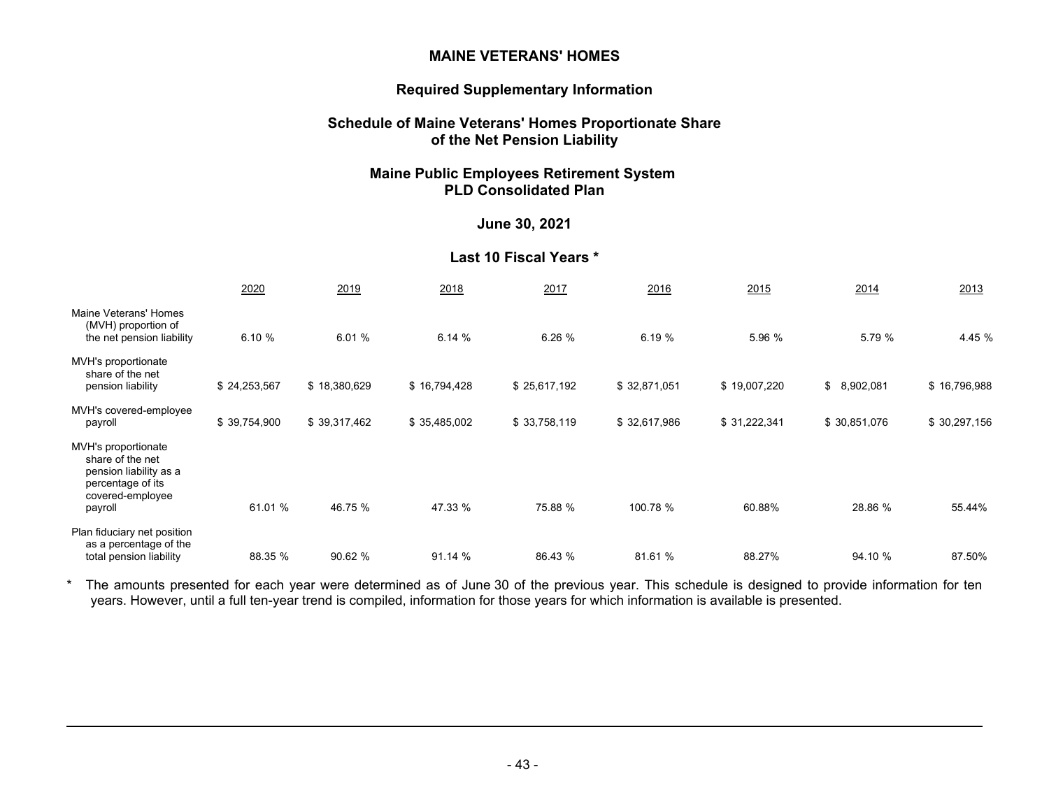# MAINE VETERANS' HOMES

## Required Supplementary Information

## Schedule of Maine Veterans' Homes Proportionate Share of the Net Pension Liability

## Maine Public Employees Retirement System PLD Consolidated Plan

## June 30, 2021

## Last 10 Fiscal Years *

| | 2020 | 2019 | 2018 | 2017 | 2016 | 2015 | 2014 | 2013 |
|---|---|---|---|---|---|---|---|---|
| Maine Veterans' Homes (MVH) proportion of the net pension liability | 6.10 % | 6.01 % | 6.14 % | 6.26 % | 6.19 % | 5.96 % | 5.79 % | 4.45 % |
| MVH's proportionate share of the net pension liability | $ 24,253,567 | $ 18,380,629 | $ 16,794,428 | $ 25,617,192 | $ 32,871,051 | $ 19,007,220 | $ 8,902,081 | $ 16,796,988 |
| MVH's covered-employee payroll | $ 39,754,900 | $ 39,317,462 | $ 35,485,002 | $ 33,758,119 | $ 32,617,986 | $ 31,222,341 | $ 30,851,076 | $ 30,297,156 |
| MVH's proportionate share of the net pension liability as a percentage of its covered-employee payroll | 61.01 % | 46.75 % | 47.33 % | 75.88 % | 100.78 % | 60.88% | 28.86 % | 55.44% |
| Plan fiduciary net position as a percentage of the total pension liability | 88.35 % | 90.62 % | 91.14 % | 86.43 % | 81.61 % | 88.27% | 94.10 % | 87.50% |

* The amounts presented for each year were determined as of June 30 of the previous year. This schedule is designed to provide information for ten years. However, until a full ten-year trend is compiled, information for those years for which information is available is presented.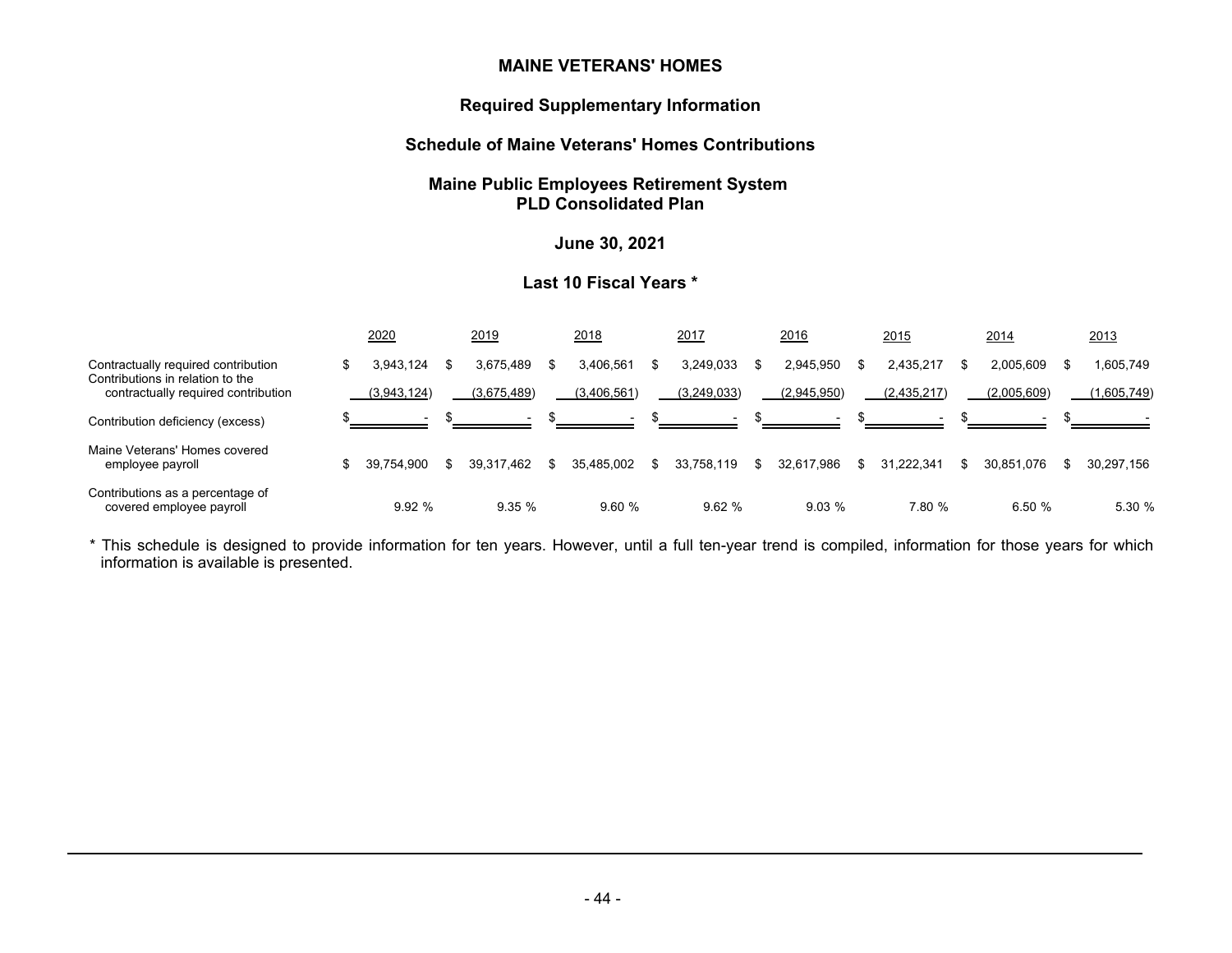# MAINE VETERANS' HOMES

## Required Supplementary Information

## Schedule of Maine Veterans' Homes Contributions

## Maine Public Employees Retirement System PLD Consolidated Plan

### June 30, 2021

### Last 10 Fiscal Years *

| | 2020 | 2019 | 2018 | 2017 | 2016 | 2015 | 2014 | 2013 |
|---|---|---|---|---|---|---|---|---|
| Contractually required contribution | $ 3,943,124 | $ 3,675,489 | $ 3,406,561 | $ 3,249,033 | $ 2,945,950 | $ 2,435,217 | $ 2,005,609 | $ 1,605,749 |
| Contributions in relation to the contractually required contribution | (3,943,124) | (3,675,489) | (3,406,561) | (3,249,033) | (2,945,950) | (2,435,217) | (2,005,609) | (1,605,749) |
| Contribution deficiency (excess) | $ - | $ - | $ - | $ - | $ - | $ - | $ - | $ - |
| Maine Veterans' Homes covered employee payroll | $ 39,754,900 | $ 39,317,462 | $ 35,485,002 | $ 33,758,119 | $ 32,617,986 | $ 31,222,341 | $ 30,851,076 | $ 30,297,156 |
| Contributions as a percentage of covered employee payroll | 9.92 % | 9.35 % | 9.60 % | 9.62 % | 9.03 % | 7.80 % | 6.50 % | 5.30 % |

\* This schedule is designed to provide information for ten years. However, until a full ten-year trend is compiled, information for those years for which information is available is presented.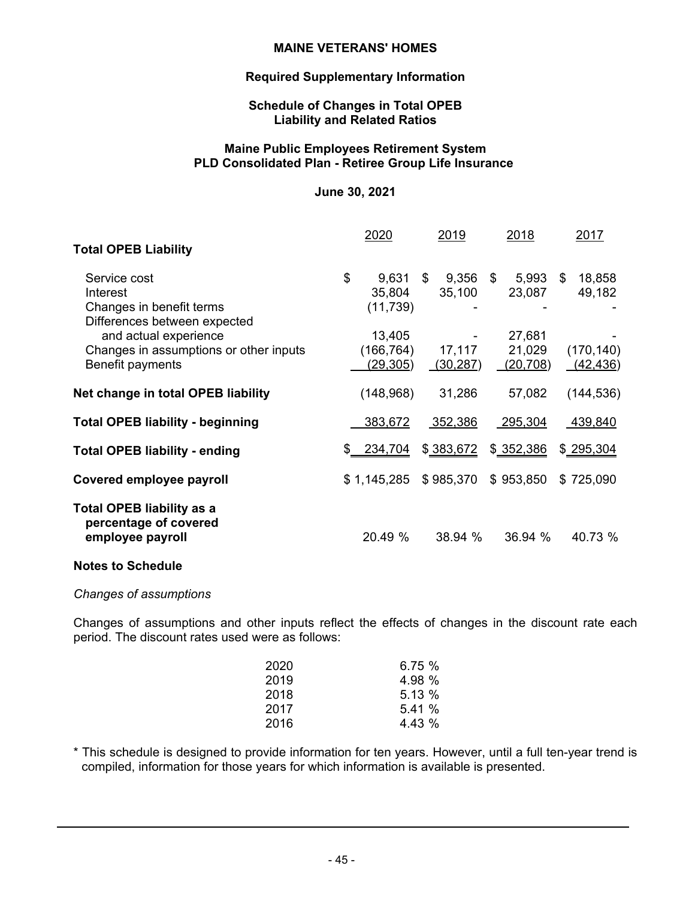# MAINE VETERANS' HOMES

## Required Supplementary Information

### Schedule of Changes in Total OPEB Liability and Related Ratios

### Maine Public Employees Retirement System PLD Consolidated Plan - Retiree Group Life Insurance

**June 30, 2021**

| | 2020 | 2019 | 2018 | 2017 |
|---|---|---|---|---|
| **Total OPEB Liability** | | | | |
| Service cost | $ 9,631 | $ 9,356 | $ 5,993 | $ 18,858 |
| Interest | 35,804 | 35,100 | 23,087 | 49,182 |
| Changes in benefit terms | (11,739) | - | - | - |
| Differences between expected and actual experience | 13,405 | - | 27,681 | - |
| Changes in assumptions or other inputs | (166,764) | 17,117 | 21,029 | (170,140) |
| Benefit payments | (29,305) | (30,287) | (20,708) | (42,436) |
| **Net change in total OPEB liability** | (148,968) | 31,286 | 57,082 | (144,536) |
| **Total OPEB liability - beginning** | 383,672 | 352,386 | 295,304 | 439,840 |
| **Total OPEB liability - ending** | $ 234,704 | $ 383,672 | $ 352,386 | $ 295,304 |
| **Covered employee payroll** | $ 1,145,285 | $ 985,370 | $ 953,850 | $ 725,090 |
| **Total OPEB liability as a percentage of covered employee payroll** | 20.49 % | 38.94 % | 36.94 % | 40.73 % |

**Notes to Schedule**

*Changes of assumptions*

Changes of assumptions and other inputs reflect the effects of changes in the discount rate each period. The discount rates used were as follows:

| | |
|---|---|
| 2020 | 6.75 % |
| 2019 | 4.98 % |
| 2018 | 5.13 % |
| 2017 | 5.41 % |
| 2016 | 4.43 % |

* This schedule is designed to provide information for ten years. However, until a full ten-year trend is compiled, information for those years for which information is available is presented.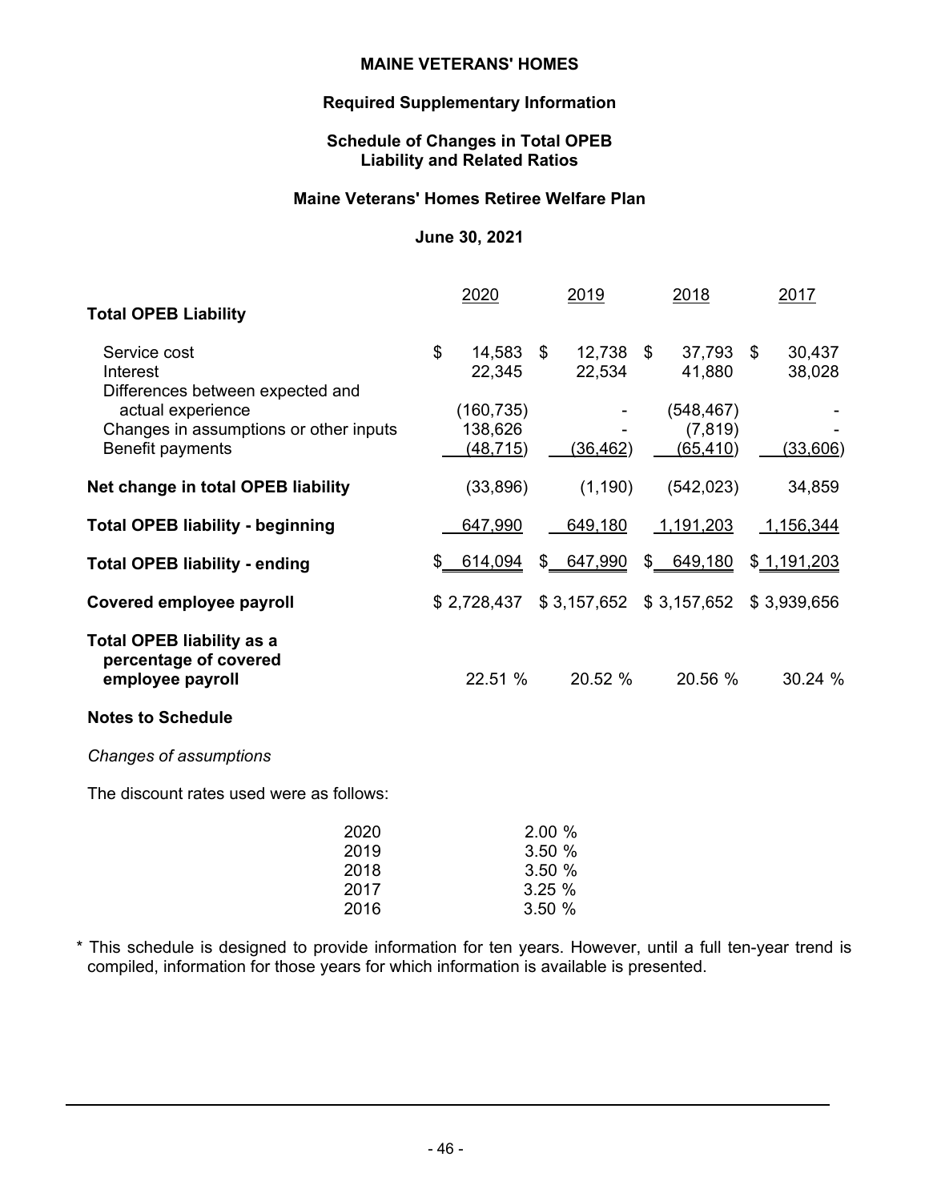# MAINE VETERANS' HOMES

## Required Supplementary Information

## Schedule of Changes in Total OPEB Liability and Related Ratios

## Maine Veterans' Homes Retiree Welfare Plan

**June 30, 2021**

| | 2020 | 2019 | 2018 | 2017 |
|---|---|---|---|---|
| **Total OPEB Liability** | | | | |
| Service cost | $ 14,583 | $ 12,738 | $ 37,793 | $ 30,437 |
| Interest | 22,345 | 22,534 | 41,880 | 38,028 |
| Differences between expected and actual experience | (160,735) | - | (548,467) | - |
| Changes in assumptions or other inputs | 138,626 | - | (7,819) | - |
| Benefit payments | (48,715) | (36,462) | (65,410) | (33,606) |
| **Net change in total OPEB liability** | (33,896) | (1,190) | (542,023) | 34,859 |
| **Total OPEB liability - beginning** | 647,990 | 649,180 | 1,191,203 | 1,156,344 |
| **Total OPEB liability - ending** | $ 614,094 | $ 647,990 | $ 649,180 | $ 1,191,203 |
| **Covered employee payroll** | $ 2,728,437 | $ 3,157,652 | $ 3,157,652 | $ 3,939,656 |
| **Total OPEB liability as a percentage of covered employee payroll** | 22.51 % | 20.52 % | 20.56 % | 30.24 % |

**Notes to Schedule**

*Changes of assumptions*

The discount rates used were as follows:

| | |
|---|---|
| 2020 | 2.00 % |
| 2019 | 3.50 % |
| 2018 | 3.50 % |
| 2017 | 3.25 % |
| 2016 | 3.50 % |

\* This schedule is designed to provide information for ten years. However, until a full ten-year trend is compiled, information for those years for which information is available is presented.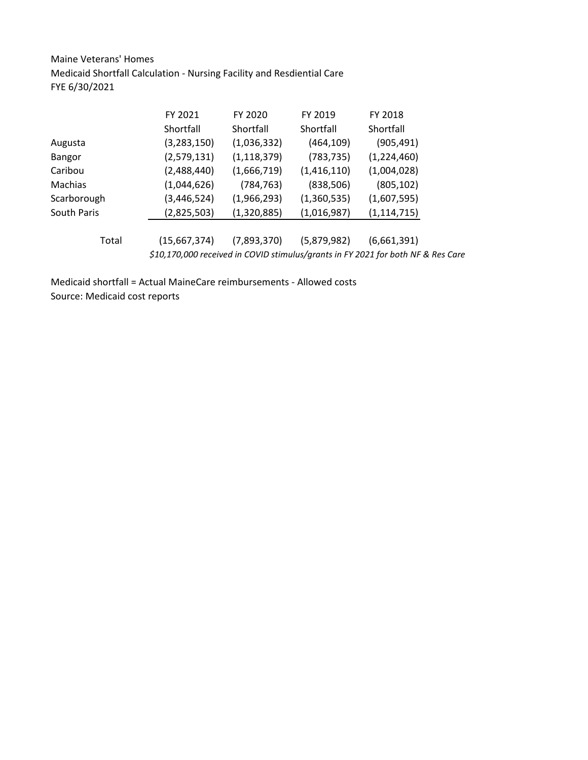Maine Veterans' Homes

Medicaid Shortfall Calculation - Nursing Facility and Resdiential Care

FYE 6/30/2021

| | FY 2021 Shortfall | FY 2020 Shortfall | FY 2019 Shortfall | FY 2018 Shortfall |
|---|---|---|---|---|
| Augusta | (3,283,150) | (1,036,332) | (464,109) | (905,491) |
| Bangor | (2,579,131) | (1,118,379) | (783,735) | (1,224,460) |
| Caribou | (2,488,440) | (1,666,719) | (1,416,110) | (1,004,028) |
| Machias | (1,044,626) | (784,763) | (838,506) | (805,102) |
| Scarborough | (3,446,524) | (1,966,293) | (1,360,535) | (1,607,595) |
| South Paris | (2,825,503) | (1,320,885) | (1,016,987) | (1,114,715) |
| Total | (15,667,374) | (7,893,370) | (5,879,982) | (6,661,391) |

*$10,170,000 received in COVID stimulus/grants in FY 2021 for both NF & Res Care*

Medicaid shortfall = Actual MaineCare reimbursements - Allowed costs

Source: Medicaid cost reports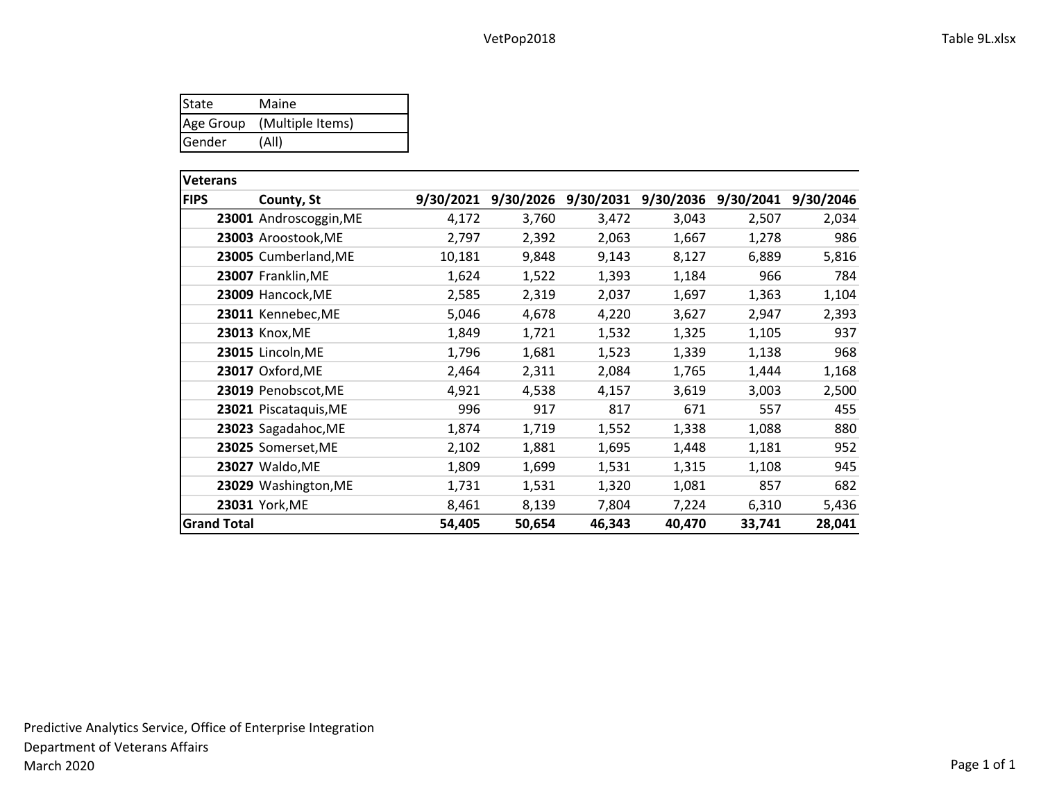| State | Maine |
|---|---|
| Age Group | (Multiple Items) |
| Gender | (All) |

| **Veterans** | | | | | | | |
|---|---|---|---|---|---|---|---|
| **FIPS** | **County, St** | **9/30/2021** | **9/30/2026** | **9/30/2031** | **9/30/2036** | **9/30/2041** | **9/30/2046** |
| **23001** | Androscoggin,ME | 4,172 | 3,760 | 3,472 | 3,043 | 2,507 | 2,034 |
| **23003** | Aroostook,ME | 2,797 | 2,392 | 2,063 | 1,667 | 1,278 | 986 |
| **23005** | Cumberland,ME | 10,181 | 9,848 | 9,143 | 8,127 | 6,889 | 5,816 |
| **23007** | Franklin,ME | 1,624 | 1,522 | 1,393 | 1,184 | 966 | 784 |
| **23009** | Hancock,ME | 2,585 | 2,319 | 2,037 | 1,697 | 1,363 | 1,104 |
| **23011** | Kennebec,ME | 5,046 | 4,678 | 4,220 | 3,627 | 2,947 | 2,393 |
| **23013** | Knox,ME | 1,849 | 1,721 | 1,532 | 1,325 | 1,105 | 937 |
| **23015** | Lincoln,ME | 1,796 | 1,681 | 1,523 | 1,339 | 1,138 | 968 |
| **23017** | Oxford,ME | 2,464 | 2,311 | 2,084 | 1,765 | 1,444 | 1,168 |
| **23019** | Penobscot,ME | 4,921 | 4,538 | 4,157 | 3,619 | 3,003 | 2,500 |
| **23021** | Piscataquis,ME | 996 | 917 | 817 | 671 | 557 | 455 |
| **23023** | Sagadahoc,ME | 1,874 | 1,719 | 1,552 | 1,338 | 1,088 | 880 |
| **23025** | Somerset,ME | 2,102 | 1,881 | 1,695 | 1,448 | 1,181 | 952 |
| **23027** | Waldo,ME | 1,809 | 1,699 | 1,531 | 1,315 | 1,108 | 945 |
| **23029** | Washington,ME | 1,731 | 1,531 | 1,320 | 1,081 | 857 | 682 |
| **23031** | York,ME | 8,461 | 8,139 | 7,804 | 7,224 | 6,310 | 5,436 |
| **Grand Total** | | **54,405** | **50,654** | **46,343** | **40,470** | **33,741** | **28,041** |

Predictive Analytics Service, Office of Enterprise Integration
Department of Veterans Affairs
March 2020